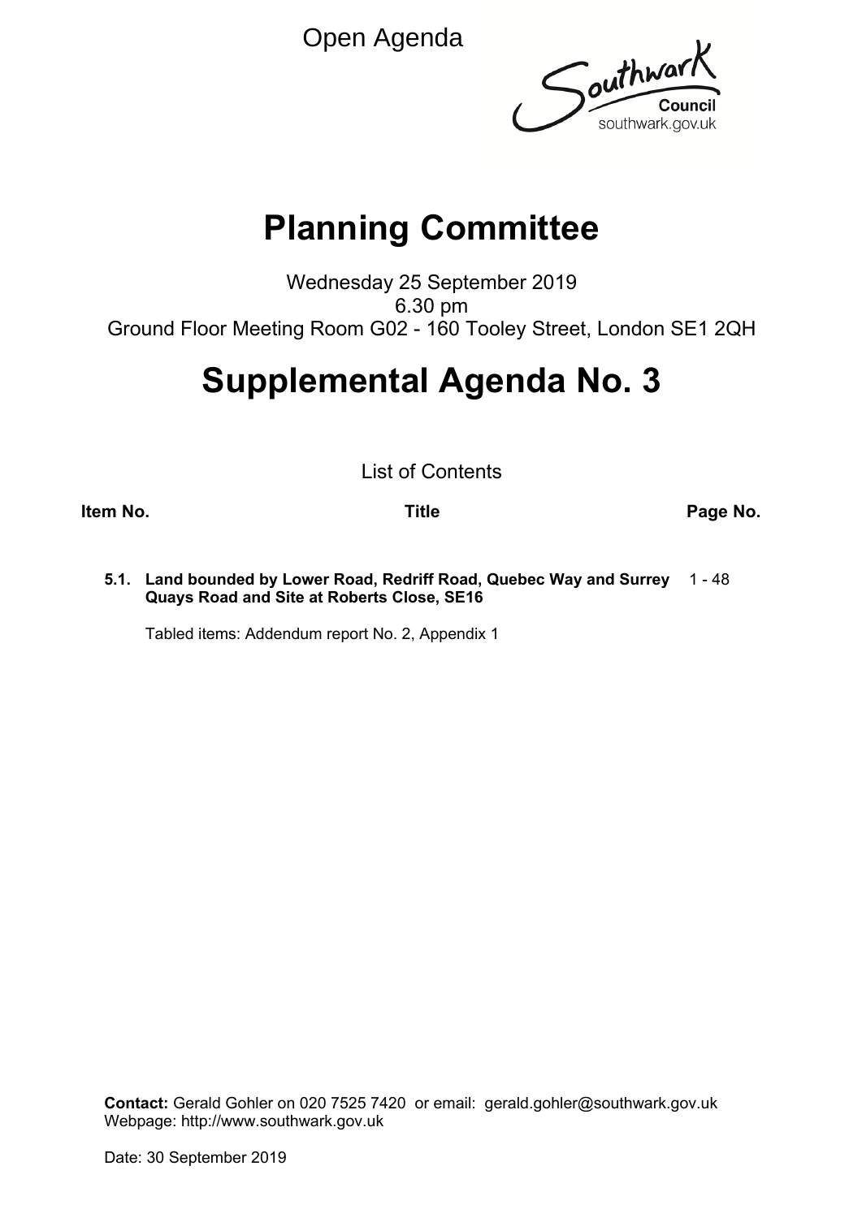Open Agenda

Southwark Council
southwark.gov.uk

# Planning Committee

Wednesday 25 September 2019
6.30 pm
Ground Floor Meeting Room G02 - 160 Tooley Street, London SE1 2QH

# Supplemental Agenda No. 3

List of Contents

| Item No. | Title | Page No. |
| --- | --- | --- |
| 5.1. | **Land bounded by Lower Road, Redriff Road, Quebec Way and Surrey Quays Road and Site at Roberts Close, SE16** | 1 - 48 |
| | Tabled items: Addendum report No. 2, Appendix 1 | |

**Contact:** Gerald Gohler on 020 7525 7420 or email: gerald.gohler@southwark.gov.uk
Webpage: http://www.southwark.gov.uk

Date: 30 September 2019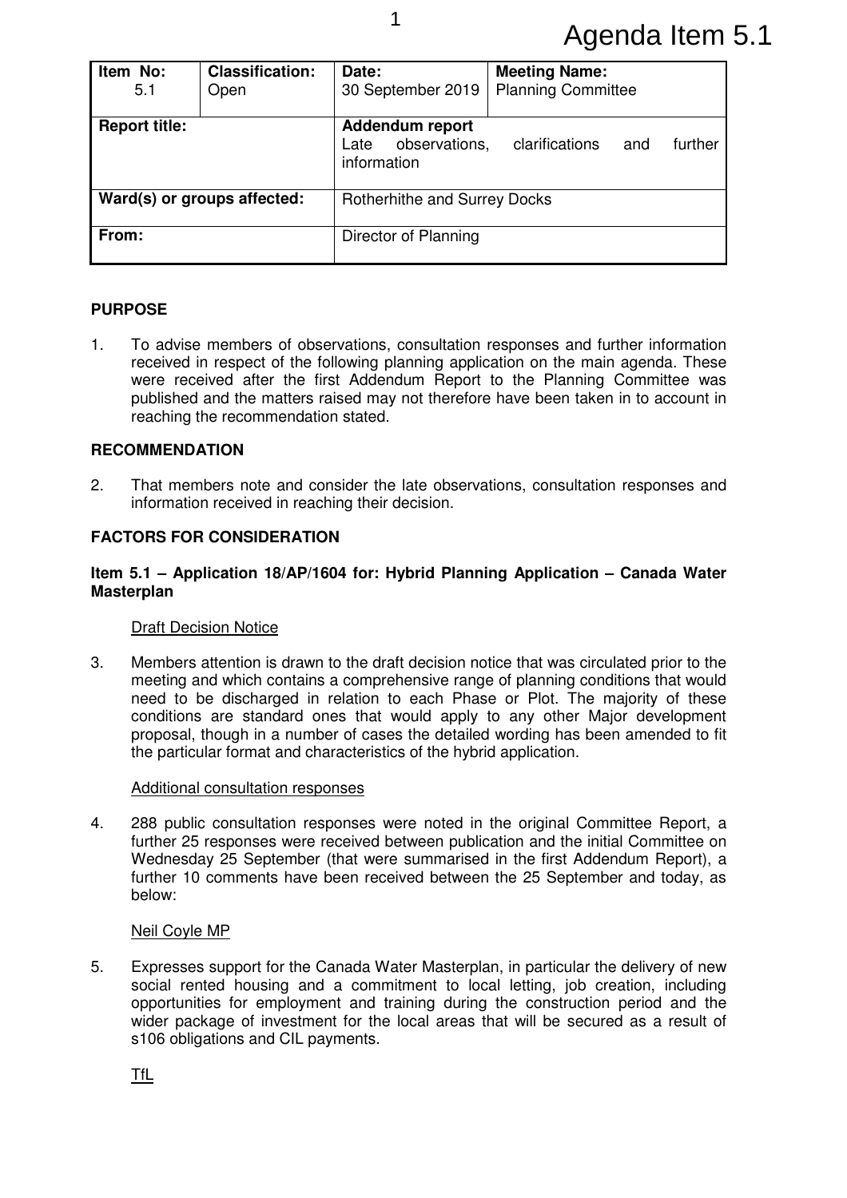Agenda Item 5.1

| Item No: 5.1 | Classification: Open | Date: 30 September 2019 | Meeting Name: Planning Committee |
|---|---|---|---|
| **Report title:** | | **Addendum report** Late observations, clarifications and further information | |
| **Ward(s) or groups affected:** | | Rotherhithe and Surrey Docks | |
| **From:** | | Director of Planning | |

**PURPOSE**

1. To advise members of observations, consultation responses and further information received in respect of the following planning application on the main agenda. These were received after the first Addendum Report to the Planning Committee was published and the matters raised may not therefore have been taken in to account in reaching the recommendation stated.

**RECOMMENDATION**

2. That members note and consider the late observations, consultation responses and information received in reaching their decision.

**FACTORS FOR CONSIDERATION**

**Item 5.1 – Application 18/AP/1604 for: Hybrid Planning Application – Canada Water Masterplan**

Draft Decision Notice

3. Members attention is drawn to the draft decision notice that was circulated prior to the meeting and which contains a comprehensive range of planning conditions that would need to be discharged in relation to each Phase or Plot. The majority of these conditions are standard ones that would apply to any other Major development proposal, though in a number of cases the detailed wording has been amended to fit the particular format and characteristics of the hybrid application.

Additional consultation responses

4. 288 public consultation responses were noted in the original Committee Report, a further 25 responses were received between publication and the initial Committee on Wednesday 25 September (that were summarised in the first Addendum Report), a further 10 comments have been received between the 25 September and today, as below:

Neil Coyle MP

5. Expresses support for the Canada Water Masterplan, in particular the delivery of new social rented housing and a commitment to local letting, job creation, including opportunities for employment and training during the construction period and the wider package of investment for the local areas that will be secured as a result of s106 obligations and CIL payments.

TfL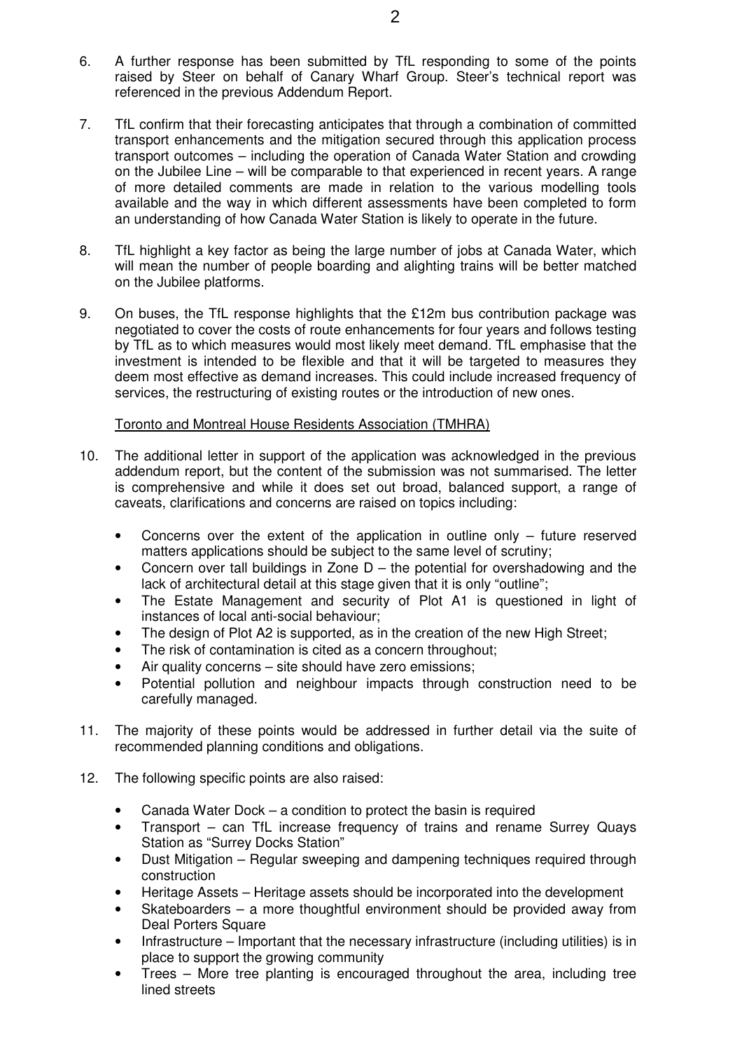6. A further response has been submitted by TfL responding to some of the points raised by Steer on behalf of Canary Wharf Group. Steer's technical report was referenced in the previous Addendum Report.

7. TfL confirm that their forecasting anticipates that through a combination of committed transport enhancements and the mitigation secured through this application process transport outcomes – including the operation of Canada Water Station and crowding on the Jubilee Line – will be comparable to that experienced in recent years. A range of more detailed comments are made in relation to the various modelling tools available and the way in which different assessments have been completed to form an understanding of how Canada Water Station is likely to operate in the future.

8. TfL highlight a key factor as being the large number of jobs at Canada Water, which will mean the number of people boarding and alighting trains will be better matched on the Jubilee platforms.

9. On buses, the TfL response highlights that the £12m bus contribution package was negotiated to cover the costs of route enhancements for four years and follows testing by TfL as to which measures would most likely meet demand. TfL emphasise that the investment is intended to be flexible and that it will be targeted to measures they deem most effective as demand increases. This could include increased frequency of services, the restructuring of existing routes or the introduction of new ones.

<u>Toronto and Montreal House Residents Association (TMHRA)</u>

10. The additional letter in support of the application was acknowledged in the previous addendum report, but the content of the submission was not summarised. The letter is comprehensive and while it does set out broad, balanced support, a range of caveats, clarifications and concerns are raised on topics including:

    - Concerns over the extent of the application in outline only – future reserved matters applications should be subject to the same level of scrutiny;
    - Concern over tall buildings in Zone D – the potential for overshadowing and the lack of architectural detail at this stage given that it is only "outline";
    - The Estate Management and security of Plot A1 is questioned in light of instances of local anti-social behaviour;
    - The design of Plot A2 is supported, as in the creation of the new High Street;
    - The risk of contamination is cited as a concern throughout;
    - Air quality concerns – site should have zero emissions;
    - Potential pollution and neighbour impacts through construction need to be carefully managed.

11. The majority of these points would be addressed in further detail via the suite of recommended planning conditions and obligations.

12. The following specific points are also raised:

    - Canada Water Dock – a condition to protect the basin is required
    - Transport – can TfL increase frequency of trains and rename Surrey Quays Station as "Surrey Docks Station"
    - Dust Mitigation – Regular sweeping and dampening techniques required through construction
    - Heritage Assets – Heritage assets should be incorporated into the development
    - Skateboarders – a more thoughtful environment should be provided away from Deal Porters Square
    - Infrastructure – Important that the necessary infrastructure (including utilities) is in place to support the growing community
    - Trees – More tree planting is encouraged throughout the area, including tree lined streets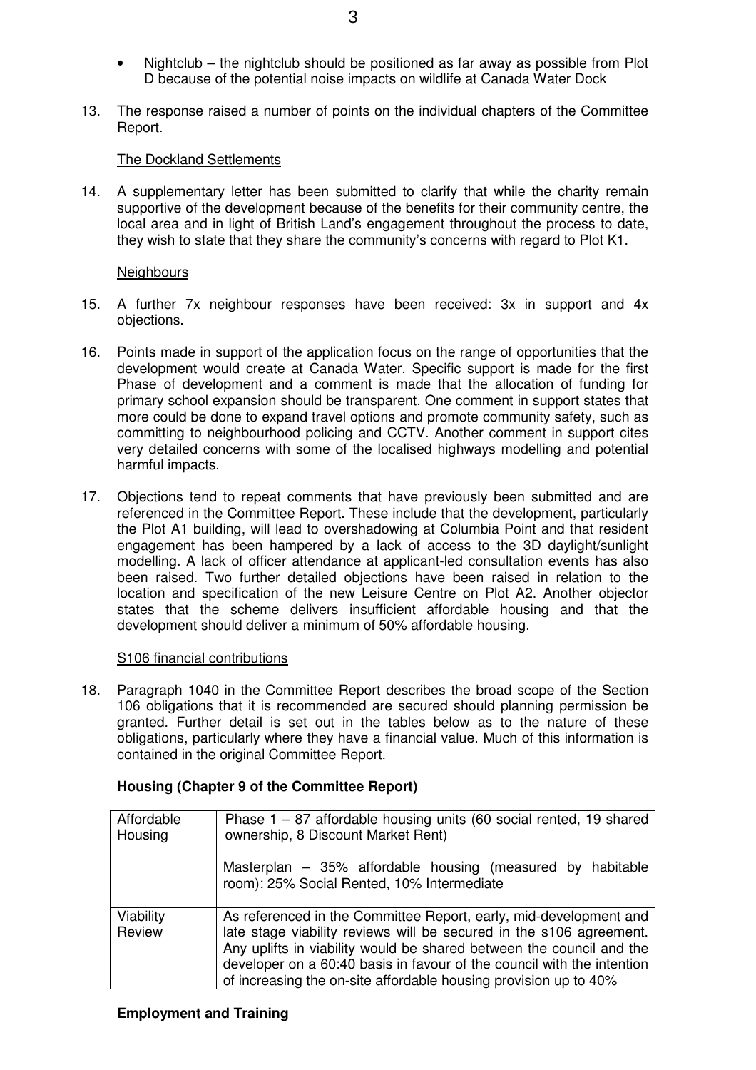- Nightclub – the nightclub should be positioned as far away as possible from Plot D because of the potential noise impacts on wildlife at Canada Water Dock

13. The response raised a number of points on the individual chapters of the Committee Report.

The Dockland Settlements

14. A supplementary letter has been submitted to clarify that while the charity remain supportive of the development because of the benefits for their community centre, the local area and in light of British Land's engagement throughout the process to date, they wish to state that they share the community's concerns with regard to Plot K1.

Neighbours

15. A further 7x neighbour responses have been received: 3x in support and 4x objections.

16. Points made in support of the application focus on the range of opportunities that the development would create at Canada Water. Specific support is made for the first Phase of development and a comment is made that the allocation of funding for primary school expansion should be transparent. One comment in support states that more could be done to expand travel options and promote community safety, such as committing to neighbourhood policing and CCTV. Another comment in support cites very detailed concerns with some of the localised highways modelling and potential harmful impacts.

17. Objections tend to repeat comments that have previously been submitted and are referenced in the Committee Report. These include that the development, particularly the Plot A1 building, will lead to overshadowing at Columbia Point and that resident engagement has been hampered by a lack of access to the 3D daylight/sunlight modelling. A lack of officer attendance at applicant-led consultation events has also been raised. Two further detailed objections have been raised in relation to the location and specification of the new Leisure Centre on Plot A2. Another objector states that the scheme delivers insufficient affordable housing and that the development should deliver a minimum of 50% affordable housing.

S106 financial contributions

18. Paragraph 1040 in the Committee Report describes the broad scope of the Section 106 obligations that it is recommended are secured should planning permission be granted. Further detail is set out in the tables below as to the nature of these obligations, particularly where they have a financial value. Much of this information is contained in the original Committee Report.

**Housing (Chapter 9 of the Committee Report)**

| | |
|---|---|
| Affordable Housing | Phase 1 – 87 affordable housing units (60 social rented, 19 shared ownership, 8 Discount Market Rent)<br><br>Masterplan – 35% affordable housing (measured by habitable room): 25% Social Rented, 10% Intermediate |
| Viability Review | As referenced in the Committee Report, early, mid-development and late stage viability reviews will be secured in the s106 agreement. Any uplifts in viability would be shared between the council and the developer on a 60:40 basis in favour of the council with the intention of increasing the on-site affordable housing provision up to 40% |

**Employment and Training**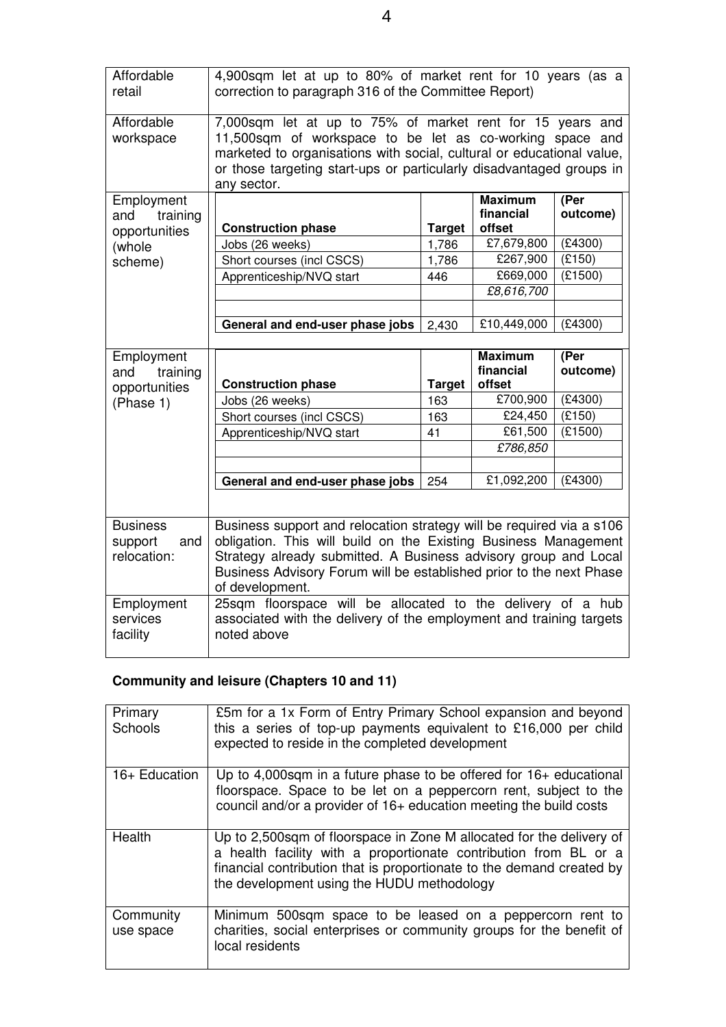| | |
|---|---|
| Affordable retail | 4,900sqm let at up to 80% of market rent for 10 years (as a correction to paragraph 316 of the Committee Report) |
| Affordable workspace | 7,000sqm let at up to 75% of market rent for 15 years and 11,500sqm of workspace to be let as co-working space and marketed to organisations with social, cultural or educational value, or those targeting start-ups or particularly disadvantaged groups in any sector. |

**Employment and training opportunities (whole scheme)**

| Construction phase | Target | Maximum financial offset | (Per outcome) |
|---|---|---|---|
| Jobs (26 weeks) | 1,786 | £7,679,800 | (£4300) |
| Short courses (incl CSCS) | 1,786 | £267,900 | (£150) |
| Apprenticeship/NVQ start | 446 | £669,000 | (£1500) |
| | | *£8,616,700* | |
| | | | |
| **General and end-user phase jobs** | 2,430 | £10,449,000 | (£4300) |

**Employment and training opportunities (Phase 1)**

| Construction phase | Target | Maximum financial offset | (Per outcome) |
|---|---|---|---|
| Jobs (26 weeks) | 163 | £700,900 | (£4300) |
| Short courses (incl CSCS) | 163 | £24,450 | (£150) |
| Apprenticeship/NVQ start | 41 | £61,500 | (£1500) |
| | | *£786,850* | |
| | | | |
| **General and end-user phase jobs** | 254 | £1,092,200 | (£4300) |

| | |
|---|---|
| Business support and relocation: | Business support and relocation strategy will be required via a s106 obligation. This will build on the Existing Business Management Strategy already submitted. A Business advisory group and Local Business Advisory Forum will be established prior to the next Phase of development. |
| Employment services facility | 25sqm floorspace will be allocated to the delivery of a hub associated with the delivery of the employment and training targets noted above |

## Community and leisure (Chapters 10 and 11)

| | |
|---|---|
| Primary Schools | £5m for a 1x Form of Entry Primary School expansion and beyond this a series of top-up payments equivalent to £16,000 per child expected to reside in the completed development |
| 16+ Education | Up to 4,000sqm in a future phase to be offered for 16+ educational floorspace. Space to be let on a peppercorn rent, subject to the council and/or a provider of 16+ education meeting the build costs |
| Health | Up to 2,500sqm of floorspace in Zone M allocated for the delivery of a health facility with a proportionate contribution from BL or a financial contribution that is proportionate to the demand created by the development using the HUDU methodology |
| Community use space | Minimum 500sqm space to be leased on a peppercorn rent to charities, social enterprises or community groups for the benefit of local residents |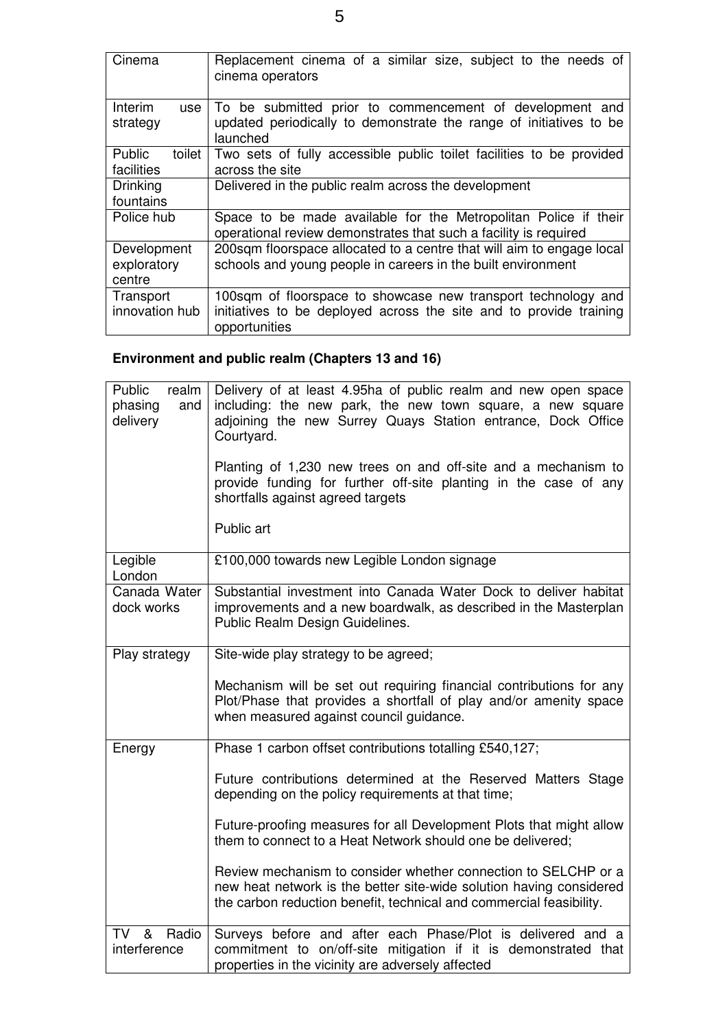| Cinema | Replacement cinema of a similar size, subject to the needs of cinema operators |
|---|---|
| Interim use strategy | To be submitted prior to commencement of development and updated periodically to demonstrate the range of initiatives to be launched |
| Public toilet facilities | Two sets of fully accessible public toilet facilities to be provided across the site |
| Drinking fountains | Delivered in the public realm across the development |
| Police hub | Space to be made available for the Metropolitan Police if their operational review demonstrates that such a facility is required |
| Development exploratory centre | 200sqm floorspace allocated to a centre that will aim to engage local schools and young people in careers in the built environment |
| Transport innovation hub | 100sqm of floorspace to showcase new transport technology and initiatives to be deployed across the site and to provide training opportunities |

**Environment and public realm (Chapters 13 and 16)**

| Public realm phasing and delivery | Delivery of at least 4.95ha of public realm and new open space including: the new park, the new town square, a new square adjoining the new Surrey Quays Station entrance, Dock Office Courtyard.<br><br>Planting of 1,230 new trees on and off-site and a mechanism to provide funding for further off-site planting in the case of any shortfalls against agreed targets<br><br>Public art |
|---|---|
| Legible London | £100,000 towards new Legible London signage |
| Canada Water dock works | Substantial investment into Canada Water Dock to deliver habitat improvements and a new boardwalk, as described in the Masterplan Public Realm Design Guidelines. |
| Play strategy | Site-wide play strategy to be agreed;<br><br>Mechanism will be set out requiring financial contributions for any Plot/Phase that provides a shortfall of play and/or amenity space when measured against council guidance. |
| Energy | Phase 1 carbon offset contributions totalling £540,127;<br><br>Future contributions determined at the Reserved Matters Stage depending on the policy requirements at that time;<br><br>Future-proofing measures for all Development Plots that might allow them to connect to a Heat Network should one be delivered;<br><br>Review mechanism to consider whether connection to SELCHP or a new heat network is the better site-wide solution having considered the carbon reduction benefit, technical and commercial feasibility. |
| TV & Radio interference | Surveys before and after each Phase/Plot is delivered and a commitment to on/off-site mitigation if it is demonstrated that properties in the vicinity are adversely affected |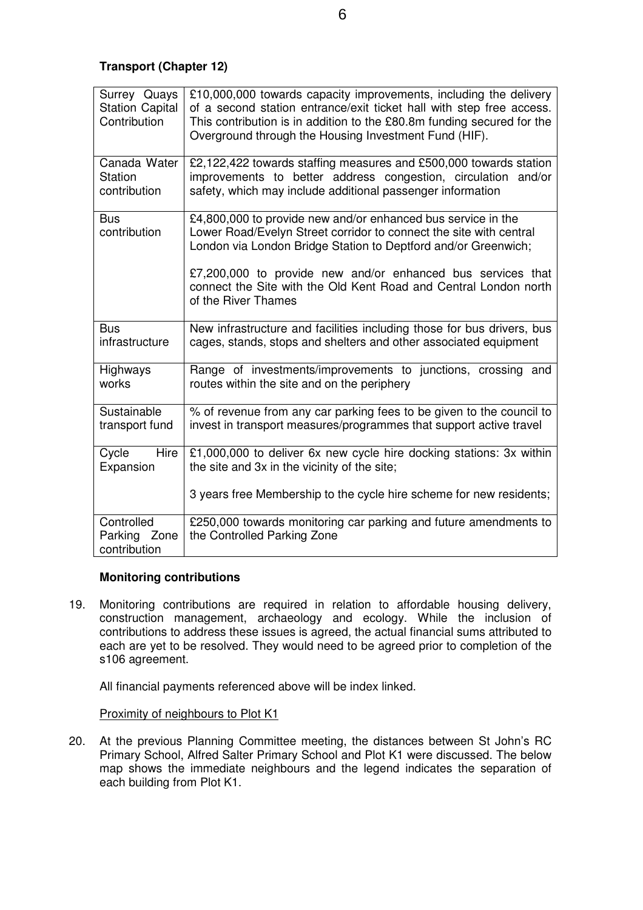**Transport (Chapter 12)**

| | |
|---|---|
| Surrey Quays Station Capital Contribution | £10,000,000 towards capacity improvements, including the delivery of a second station entrance/exit ticket hall with step free access. This contribution is in addition to the £80.8m funding secured for the Overground through the Housing Investment Fund (HIF). |
| Canada Water Station contribution | £2,122,422 towards staffing measures and £500,000 towards station improvements to better address congestion, circulation and/or safety, which may include additional passenger information |
| Bus contribution | £4,800,000 to provide new and/or enhanced bus service in the Lower Road/Evelyn Street corridor to connect the site with central London via London Bridge Station to Deptford and/or Greenwich;<br><br>£7,200,000 to provide new and/or enhanced bus services that connect the Site with the Old Kent Road and Central London north of the River Thames |
| Bus infrastructure | New infrastructure and facilities including those for bus drivers, bus cages, stands, stops and shelters and other associated equipment |
| Highways works | Range of investments/improvements to junctions, crossing and routes within the site and on the periphery |
| Sustainable transport fund | % of revenue from any car parking fees to be given to the council to invest in transport measures/programmes that support active travel |
| Cycle Hire Expansion | £1,000,000 to deliver 6x new cycle hire docking stations: 3x within the site and 3x in the vicinity of the site;<br><br>3 years free Membership to the cycle hire scheme for new residents; |
| Controlled Parking Zone contribution | £250,000 towards monitoring car parking and future amendments to the Controlled Parking Zone |

**Monitoring contributions**

19. Monitoring contributions are required in relation to affordable housing delivery, construction management, archaeology and ecology. While the inclusion of contributions to address these issues is agreed, the actual financial sums attributed to each are yet to be resolved. They would need to be agreed prior to completion of the s106 agreement.

All financial payments referenced above will be index linked.

Proximity of neighbours to Plot K1

20. At the previous Planning Committee meeting, the distances between St John's RC Primary School, Alfred Salter Primary School and Plot K1 were discussed. The below map shows the immediate neighbours and the legend indicates the separation of each building from Plot K1.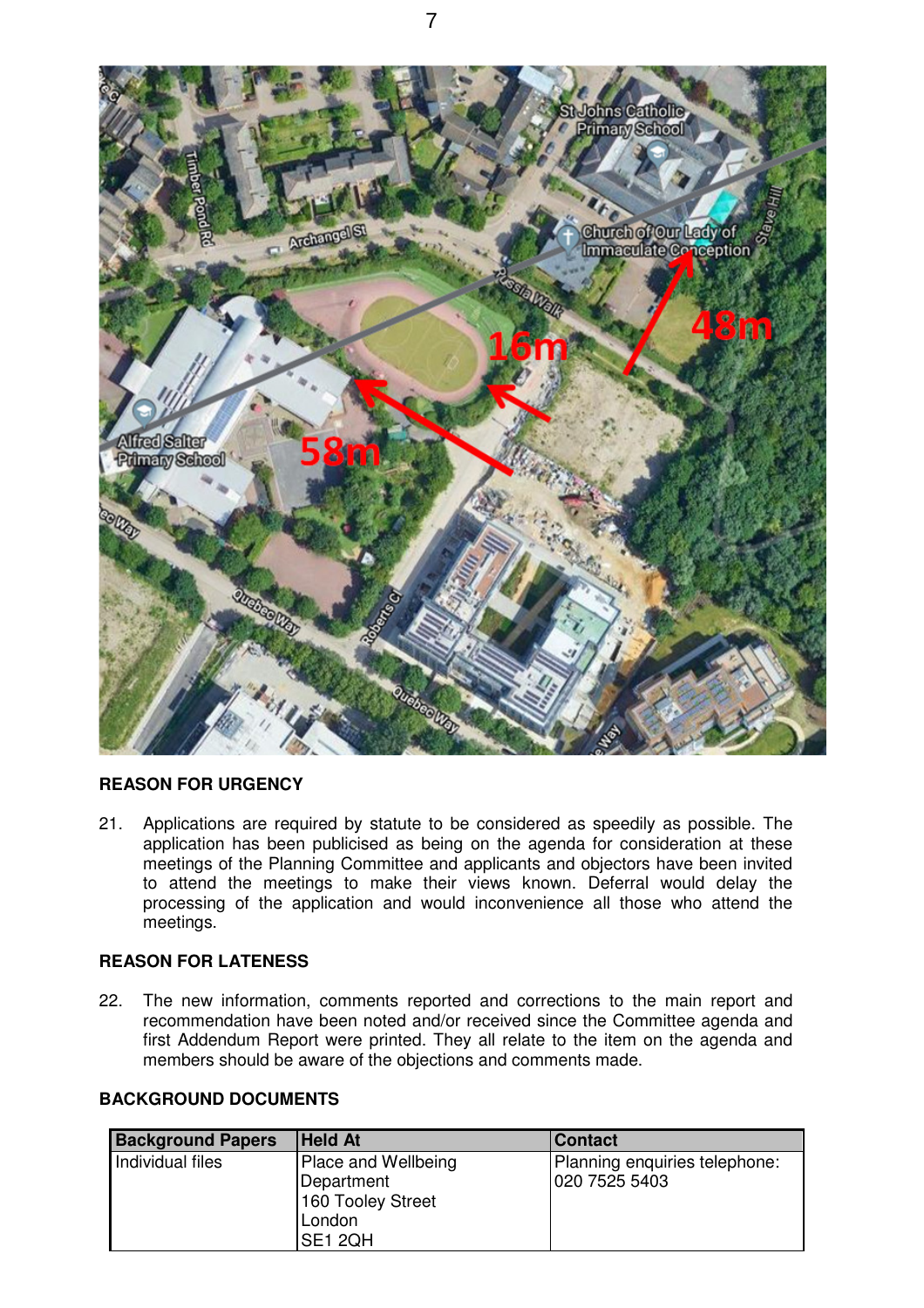## REASON FOR URGENCY

21. Applications are required by statute to be considered as speedily as possible. The application has been publicised as being on the agenda for consideration at these meetings of the Planning Committee and applicants and objectors have been invited to attend the meetings to make their views known. Deferral would delay the processing of the application and would inconvenience all those who attend the meetings.

## REASON FOR LATENESS

22. The new information, comments reported and corrections to the main report and recommendation have been noted and/or received since the Committee agenda and first Addendum Report were printed. They all relate to the item on the agenda and members should be aware of the objections and comments made.

## BACKGROUND DOCUMENTS

| Background Papers | Held At | Contact |
| --- | --- | --- |
| Individual files | Place and Wellbeing Department<br>160 Tooley Street<br>London<br>SE1 2QH | Planning enquiries telephone:<br>020 7525 5403 |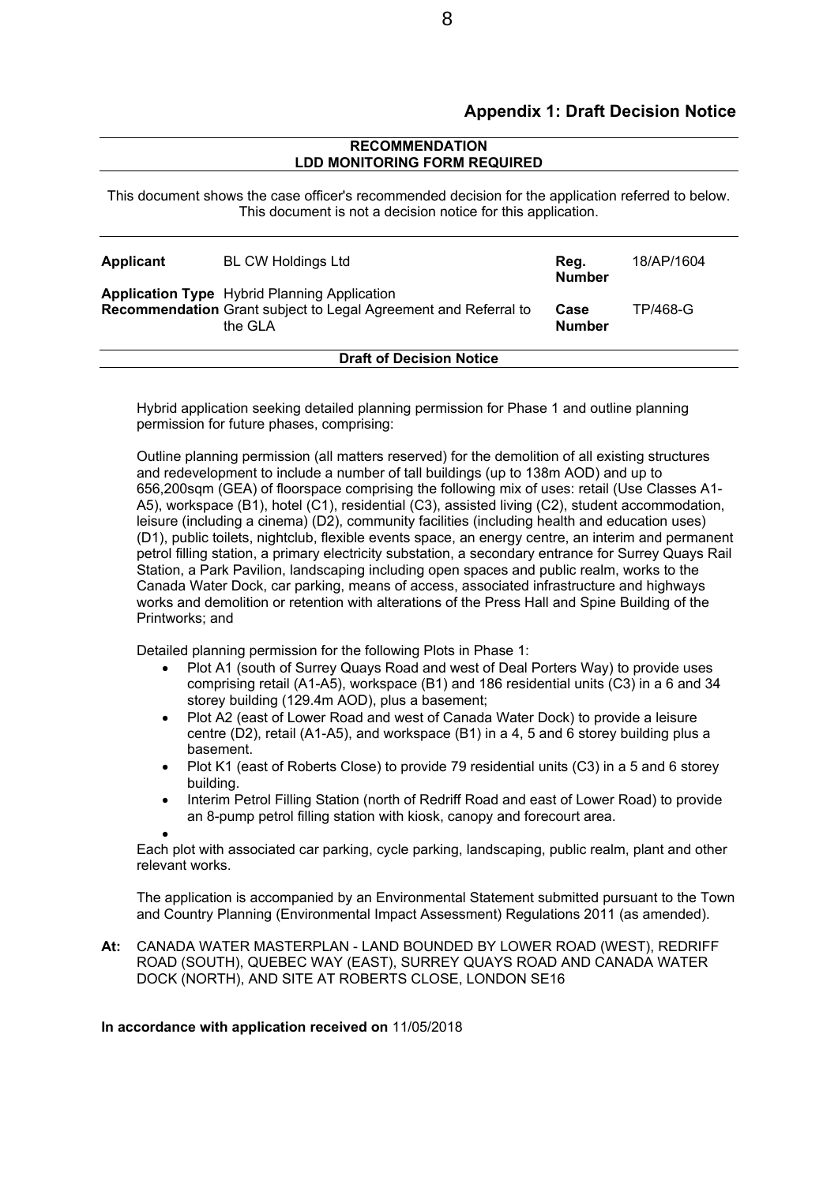## Appendix 1: Draft Decision Notice

**RECOMMENDATION**
**LDD MONITORING FORM REQUIRED**

This document shows the case officer's recommended decision for the application referred to below. This document is not a decision notice for this application.

| | | | |
|---|---|---|---|
| **Applicant** | BL CW Holdings Ltd | **Reg. Number** | 18/AP/1604 |
| **Application Type** | Hybrid Planning Application | | |
| **Recommendation** | Grant subject to Legal Agreement and Referral to the GLA | **Case Number** | TP/468-G |

**Draft of Decision Notice**

Hybrid application seeking detailed planning permission for Phase 1 and outline planning permission for future phases, comprising:

Outline planning permission (all matters reserved) for the demolition of all existing structures and redevelopment to include a number of tall buildings (up to 138m AOD) and up to 656,200sqm (GEA) of floorspace comprising the following mix of uses: retail (Use Classes A1-A5), workspace (B1), hotel (C1), residential (C3), assisted living (C2), student accommodation, leisure (including a cinema) (D2), community facilities (including health and education uses) (D1), public toilets, nightclub, flexible events space, an energy centre, an interim and permanent petrol filling station, a primary electricity substation, a secondary entrance for Surrey Quays Rail Station, a Park Pavilion, landscaping including open spaces and public realm, works to the Canada Water Dock, car parking, means of access, associated infrastructure and highways works and demolition or retention with alterations of the Press Hall and Spine Building of the Printworks; and

Detailed planning permission for the following Plots in Phase 1:

- Plot A1 (south of Surrey Quays Road and west of Deal Porters Way) to provide uses comprising retail (A1-A5), workspace (B1) and 186 residential units (C3) in a 6 and 34 storey building (129.4m AOD), plus a basement;
- Plot A2 (east of Lower Road and west of Canada Water Dock) to provide a leisure centre (D2), retail (A1-A5), and workspace (B1) in a 4, 5 and 6 storey building plus a basement.
- Plot K1 (east of Roberts Close) to provide 79 residential units (C3) in a 5 and 6 storey building.
- Interim Petrol Filling Station (north of Redriff Road and east of Lower Road) to provide an 8-pump petrol filling station with kiosk, canopy and forecourt area.

Each plot with associated car parking, cycle parking, landscaping, public realm, plant and other relevant works.

The application is accompanied by an Environmental Statement submitted pursuant to the Town and Country Planning (Environmental Impact Assessment) Regulations 2011 (as amended).

**At:** CANADA WATER MASTERPLAN - LAND BOUNDED BY LOWER ROAD (WEST), REDRIFF ROAD (SOUTH), QUEBEC WAY (EAST), SURREY QUAYS ROAD AND CANADA WATER DOCK (NORTH), AND SITE AT ROBERTS CLOSE, LONDON SE16

**In accordance with application received on** 11/05/2018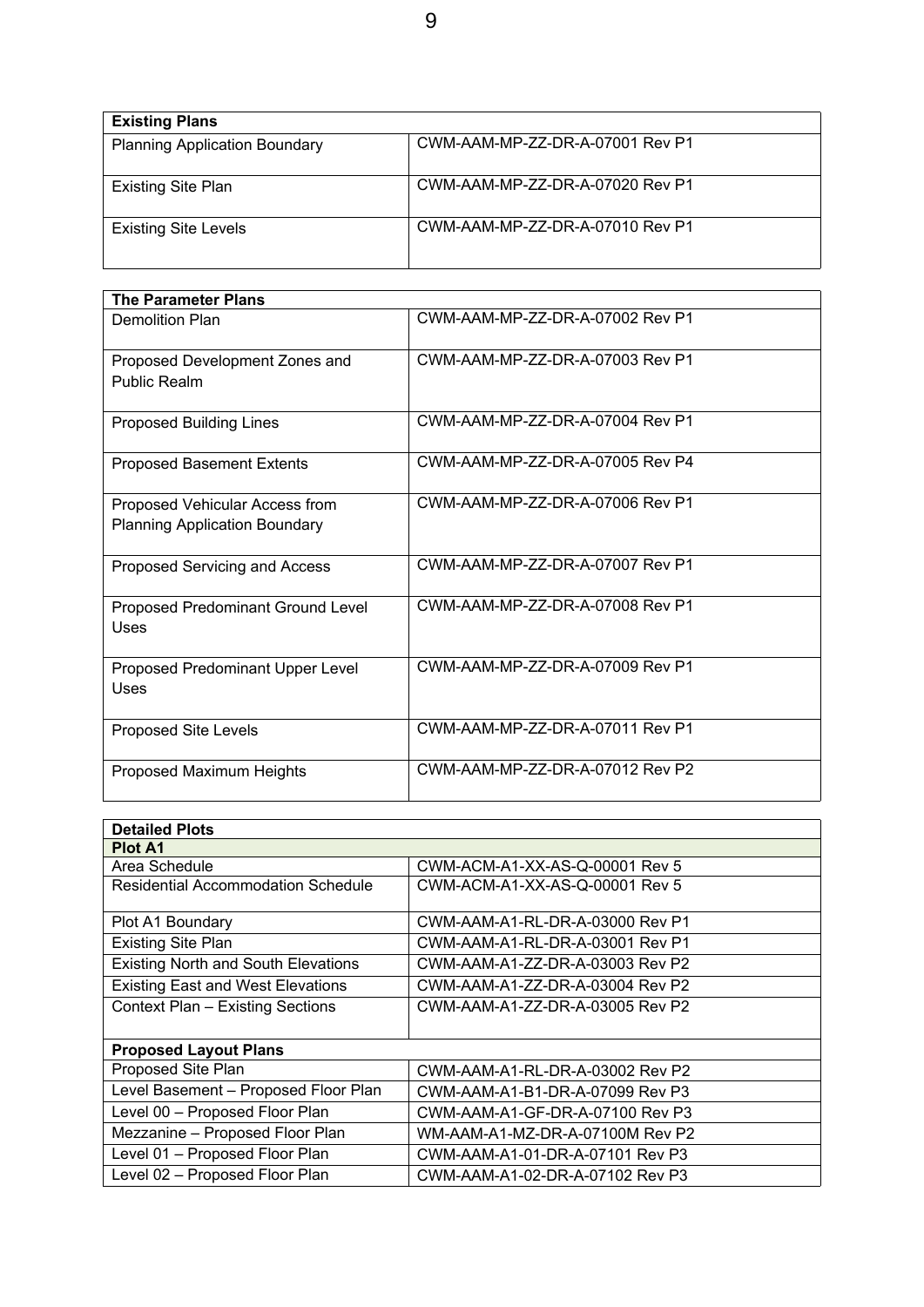| Existing Plans | |
|---|---|
| Planning Application Boundary | CWM-AAM-MP-ZZ-DR-A-07001 Rev P1 |
| Existing Site Plan | CWM-AAM-MP-ZZ-DR-A-07020 Rev P1 |
| Existing Site Levels | CWM-AAM-MP-ZZ-DR-A-07010 Rev P1 |

| The Parameter Plans | |
|---|---|
| Demolition Plan | CWM-AAM-MP-ZZ-DR-A-07002 Rev P1 |
| Proposed Development Zones and Public Realm | CWM-AAM-MP-ZZ-DR-A-07003 Rev P1 |
| Proposed Building Lines | CWM-AAM-MP-ZZ-DR-A-07004 Rev P1 |
| Proposed Basement Extents | CWM-AAM-MP-ZZ-DR-A-07005 Rev P4 |
| Proposed Vehicular Access from Planning Application Boundary | CWM-AAM-MP-ZZ-DR-A-07006 Rev P1 |
| Proposed Servicing and Access | CWM-AAM-MP-ZZ-DR-A-07007 Rev P1 |
| Proposed Predominant Ground Level Uses | CWM-AAM-MP-ZZ-DR-A-07008 Rev P1 |
| Proposed Predominant Upper Level Uses | CWM-AAM-MP-ZZ-DR-A-07009 Rev P1 |
| Proposed Site Levels | CWM-AAM-MP-ZZ-DR-A-07011 Rev P1 |
| Proposed Maximum Heights | CWM-AAM-MP-ZZ-DR-A-07012 Rev P2 |

| Detailed Plots | |
|---|---|
| **Plot A1** | |
| Area Schedule | CWM-ACM-A1-XX-AS-Q-00001 Rev 5 |
| Residential Accommodation Schedule | CWM-ACM-A1-XX-AS-Q-00001 Rev 5 |
| Plot A1 Boundary | CWM-AAM-A1-RL-DR-A-03000 Rev P1 |
| Existing Site Plan | CWM-AAM-A1-RL-DR-A-03001 Rev P1 |
| Existing North and South Elevations | CWM-AAM-A1-ZZ-DR-A-03003 Rev P2 |
| Existing East and West Elevations | CWM-AAM-A1-ZZ-DR-A-03004 Rev P2 |
| Context Plan – Existing Sections | CWM-AAM-A1-ZZ-DR-A-03005 Rev P2 |
| **Proposed Layout Plans** | |
| Proposed Site Plan | CWM-AAM-A1-RL-DR-A-03002 Rev P2 |
| Level Basement – Proposed Floor Plan | CWM-AAM-A1-B1-DR-A-07099 Rev P3 |
| Level 00 – Proposed Floor Plan | CWM-AAM-A1-GF-DR-A-07100 Rev P3 |
| Mezzanine – Proposed Floor Plan | WM-AAM-A1-MZ-DR-A-07100M Rev P2 |
| Level 01 – Proposed Floor Plan | CWM-AAM-A1-01-DR-A-07101 Rev P3 |
| Level 02 – Proposed Floor Plan | CWM-AAM-A1-02-DR-A-07102 Rev P3 |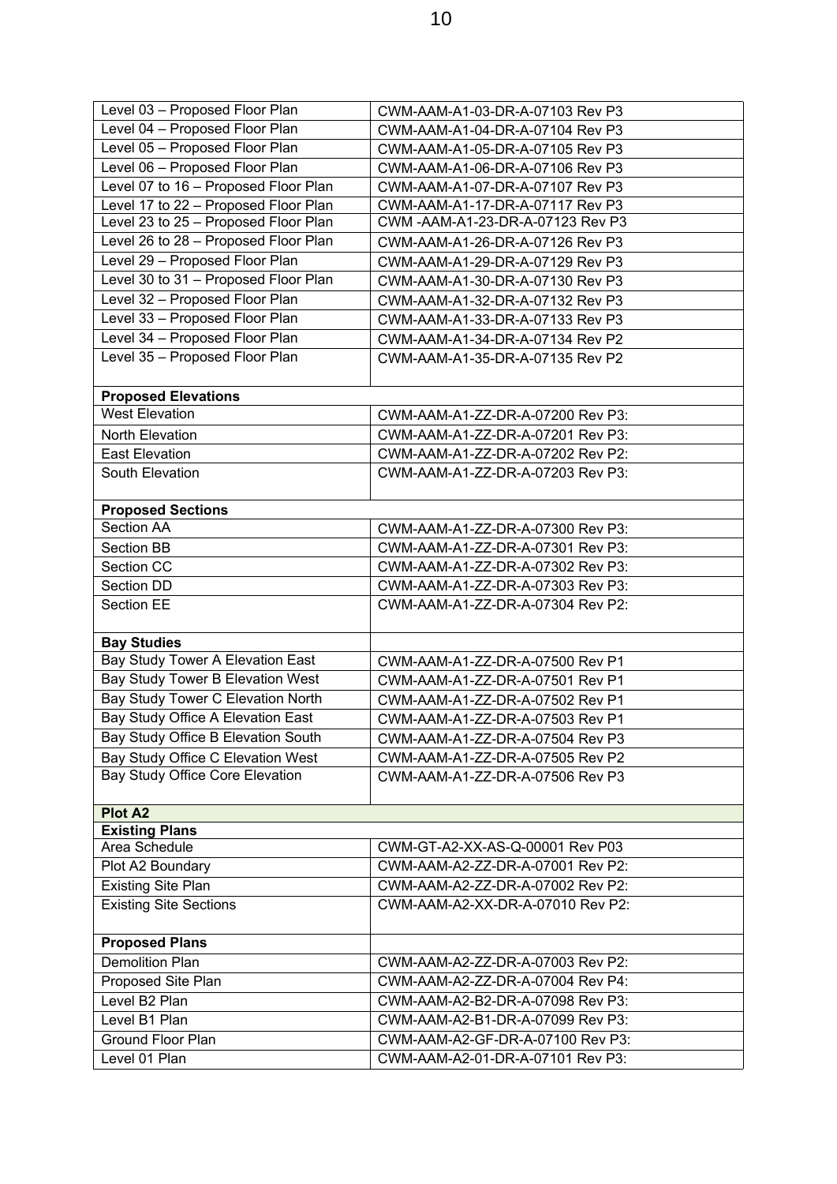| Level 03 – Proposed Floor Plan | CWM-AAM-A1-03-DR-A-07103 Rev P3 |
|---|---|
| Level 04 – Proposed Floor Plan | CWM-AAM-A1-04-DR-A-07104 Rev P3 |
| Level 05 – Proposed Floor Plan | CWM-AAM-A1-05-DR-A-07105 Rev P3 |
| Level 06 – Proposed Floor Plan | CWM-AAM-A1-06-DR-A-07106 Rev P3 |
| Level 07 to 16 – Proposed Floor Plan | CWM-AAM-A1-07-DR-A-07107 Rev P3 |
| Level 17 to 22 – Proposed Floor Plan | CWM-AAM-A1-17-DR-A-07117 Rev P3 |
| Level 23 to 25 – Proposed Floor Plan | CWM -AAM-A1-23-DR-A-07123 Rev P3 |
| Level 26 to 28 – Proposed Floor Plan | CWM-AAM-A1-26-DR-A-07126 Rev P3 |
| Level 29 – Proposed Floor Plan | CWM-AAM-A1-29-DR-A-07129 Rev P3 |
| Level 30 to 31 – Proposed Floor Plan | CWM-AAM-A1-30-DR-A-07130 Rev P3 |
| Level 32 – Proposed Floor Plan | CWM-AAM-A1-32-DR-A-07132 Rev P3 |
| Level 33 – Proposed Floor Plan | CWM-AAM-A1-33-DR-A-07133 Rev P3 |
| Level 34 – Proposed Floor Plan | CWM-AAM-A1-34-DR-A-07134 Rev P2 |
| Level 35 – Proposed Floor Plan | CWM-AAM-A1-35-DR-A-07135 Rev P2 |
| **Proposed Elevations** | |
| West Elevation | CWM-AAM-A1-ZZ-DR-A-07200 Rev P3: |
| North Elevation | CWM-AAM-A1-ZZ-DR-A-07201 Rev P3: |
| East Elevation | CWM-AAM-A1-ZZ-DR-A-07202 Rev P2: |
| South Elevation | CWM-AAM-A1-ZZ-DR-A-07203 Rev P3: |
| **Proposed Sections** | |
| Section AA | CWM-AAM-A1-ZZ-DR-A-07300 Rev P3: |
| Section BB | CWM-AAM-A1-ZZ-DR-A-07301 Rev P3: |
| Section CC | CWM-AAM-A1-ZZ-DR-A-07302 Rev P3: |
| Section DD | CWM-AAM-A1-ZZ-DR-A-07303 Rev P3: |
| Section EE | CWM-AAM-A1-ZZ-DR-A-07304 Rev P2: |
| **Bay Studies** | |
| Bay Study Tower A Elevation East | CWM-AAM-A1-ZZ-DR-A-07500 Rev P1 |
| Bay Study Tower B Elevation West | CWM-AAM-A1-ZZ-DR-A-07501 Rev P1 |
| Bay Study Tower C Elevation North | CWM-AAM-A1-ZZ-DR-A-07502 Rev P1 |
| Bay Study Office A Elevation East | CWM-AAM-A1-ZZ-DR-A-07503 Rev P1 |
| Bay Study Office B Elevation South | CWM-AAM-A1-ZZ-DR-A-07504 Rev P3 |
| Bay Study Office C Elevation West | CWM-AAM-A1-ZZ-DR-A-07505 Rev P2 |
| Bay Study Office Core Elevation | CWM-AAM-A1-ZZ-DR-A-07506 Rev P3 |
| **Plot A2** | |
| **Existing Plans** | |
| Area Schedule | CWM-GT-A2-XX-AS-Q-00001 Rev P03 |
| Plot A2 Boundary | CWM-AAM-A2-ZZ-DR-A-07001 Rev P2: |
| Existing Site Plan | CWM-AAM-A2-ZZ-DR-A-07002 Rev P2: |
| Existing Site Sections | CWM-AAM-A2-XX-DR-A-07010 Rev P2: |
| **Proposed Plans** | |
| Demolition Plan | CWM-AAM-A2-ZZ-DR-A-07003 Rev P2: |
| Proposed Site Plan | CWM-AAM-A2-ZZ-DR-A-07004 Rev P4: |
| Level B2 Plan | CWM-AAM-A2-B2-DR-A-07098 Rev P3: |
| Level B1 Plan | CWM-AAM-A2-B1-DR-A-07099 Rev P3: |
| Ground Floor Plan | CWM-AAM-A2-GF-DR-A-07100 Rev P3: |
| Level 01 Plan | CWM-AAM-A2-01-DR-A-07101 Rev P3: |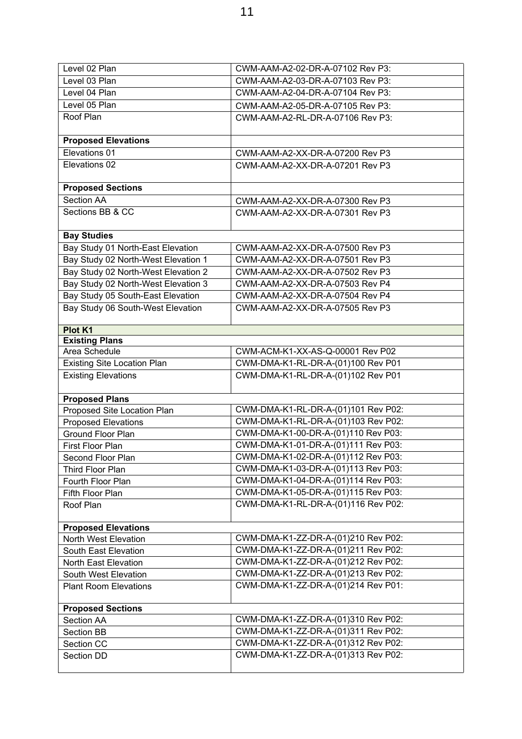| | |
|---|---|
| Level 02 Plan | CWM-AAM-A2-02-DR-A-07102 Rev P3: |
| Level 03 Plan | CWM-AAM-A2-03-DR-A-07103 Rev P3: |
| Level 04 Plan | CWM-AAM-A2-04-DR-A-07104 Rev P3: |
| Level 05 Plan | CWM-AAM-A2-05-DR-A-07105 Rev P3: |
| Roof Plan | CWM-AAM-A2-RL-DR-A-07106 Rev P3: |
| **Proposed Elevations** | |
| Elevations 01 | CWM-AAM-A2-XX-DR-A-07200 Rev P3 |
| Elevations 02 | CWM-AAM-A2-XX-DR-A-07201 Rev P3 |
| **Proposed Sections** | |
| Section AA | CWM-AAM-A2-XX-DR-A-07300 Rev P3 |
| Sections BB & CC | CWM-AAM-A2-XX-DR-A-07301 Rev P3 |
| **Bay Studies** | |
| Bay Study 01 North-East Elevation | CWM-AAM-A2-XX-DR-A-07500 Rev P3 |
| Bay Study 02 North-West Elevation 1 | CWM-AAM-A2-XX-DR-A-07501 Rev P3 |
| Bay Study 02 North-West Elevation 2 | CWM-AAM-A2-XX-DR-A-07502 Rev P3 |
| Bay Study 02 North-West Elevation 3 | CWM-AAM-A2-XX-DR-A-07503 Rev P4 |
| Bay Study 05 South-East Elevation | CWM-AAM-A2-XX-DR-A-07504 Rev P4 |
| Bay Study 06 South-West Elevation | CWM-AAM-A2-XX-DR-A-07505 Rev P3 |
| **Plot K1** | |
| **Existing Plans** | |
| Area Schedule | CWM-ACM-K1-XX-AS-Q-00001 Rev P02 |
| Existing Site Location Plan | CWM-DMA-K1-RL-DR-A-(01)100 Rev P01 |
| Existing Elevations | CWM-DMA-K1-RL-DR-A-(01)102 Rev P01 |
| **Proposed Plans** | |
| Proposed Site Location Plan | CWM-DMA-K1-RL-DR-A-(01)101 Rev P02: |
| Proposed Elevations | CWM-DMA-K1-RL-DR-A-(01)103 Rev P02: |
| Ground Floor Plan | CWM-DMA-K1-00-DR-A-(01)110 Rev P03: |
| First Floor Plan | CWM-DMA-K1-01-DR-A-(01)111 Rev P03: |
| Second Floor Plan | CWM-DMA-K1-02-DR-A-(01)112 Rev P03: |
| Third Floor Plan | CWM-DMA-K1-03-DR-A-(01)113 Rev P03: |
| Fourth Floor Plan | CWM-DMA-K1-04-DR-A-(01)114 Rev P03: |
| Fifth Floor Plan | CWM-DMA-K1-05-DR-A-(01)115 Rev P03: |
| Roof Plan | CWM-DMA-K1-RL-DR-A-(01)116 Rev P02: |
| **Proposed Elevations** | |
| North West Elevation | CWM-DMA-K1-ZZ-DR-A-(01)210 Rev P02: |
| South East Elevation | CWM-DMA-K1-ZZ-DR-A-(01)211 Rev P02: |
| North East Elevation | CWM-DMA-K1-ZZ-DR-A-(01)212 Rev P02: |
| South West Elevation | CWM-DMA-K1-ZZ-DR-A-(01)213 Rev P02: |
| Plant Room Elevations | CWM-DMA-K1-ZZ-DR-A-(01)214 Rev P01: |
| **Proposed Sections** | |
| Section AA | CWM-DMA-K1-ZZ-DR-A-(01)310 Rev P02: |
| Section BB | CWM-DMA-K1-ZZ-DR-A-(01)311 Rev P02: |
| Section CC | CWM-DMA-K1-ZZ-DR-A-(01)312 Rev P02: |
| Section DD | CWM-DMA-K1-ZZ-DR-A-(01)313 Rev P02: |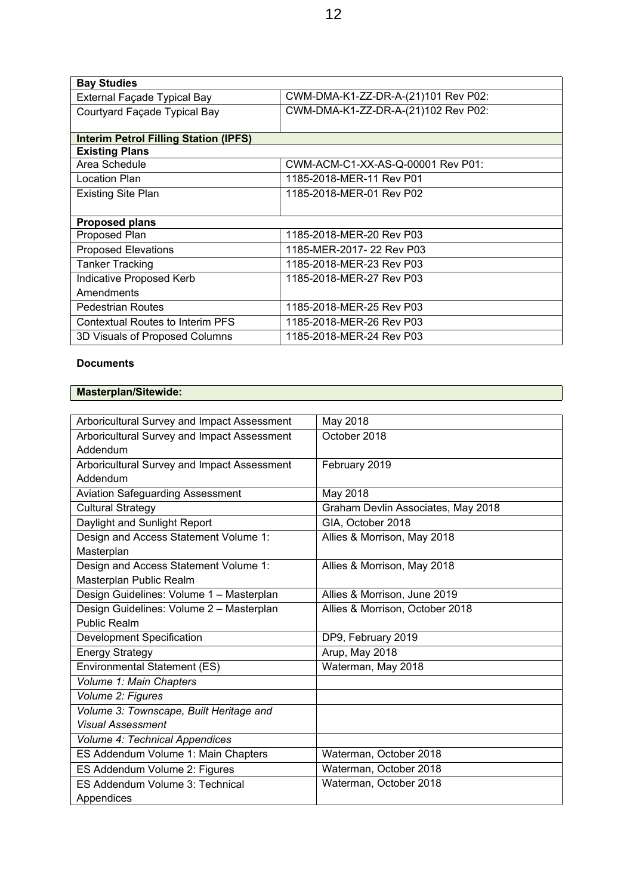| Bay Studies | |
|---|---|
| External Façade Typical Bay | CWM-DMA-K1-ZZ-DR-A-(21)101 Rev P02: |
| Courtyard Façade Typical Bay | CWM-DMA-K1-ZZ-DR-A-(21)102 Rev P02: |
| **Interim Petrol Filling Station (IPFS)** | |
| **Existing Plans** | |
| Area Schedule | CWM-ACM-C1-XX-AS-Q-00001 Rev P01: |
| Location Plan | 1185-2018-MER-11 Rev P01 |
| Existing Site Plan | 1185-2018-MER-01 Rev P02 |
| **Proposed plans** | |
| Proposed Plan | 1185-2018-MER-20 Rev P03 |
| Proposed Elevations | 1185-MER-2017- 22 Rev P03 |
| Tanker Tracking | 1185-2018-MER-23 Rev P03 |
| Indicative Proposed Kerb Amendments | 1185-2018-MER-27 Rev P03 |
| Pedestrian Routes | 1185-2018-MER-25 Rev P03 |
| Contextual Routes to Interim PFS | 1185-2018-MER-26 Rev P03 |
| 3D Visuals of Proposed Columns | 1185-2018-MER-24 Rev P03 |

**Documents**

**Masterplan/Sitewide:**

| Document | Details |
|---|---|
| Arboricultural Survey and Impact Assessment | May 2018 |
| Arboricultural Survey and Impact Assessment Addendum | October 2018 |
| Arboricultural Survey and Impact Assessment Addendum | February 2019 |
| Aviation Safeguarding Assessment | May 2018 |
| Cultural Strategy | Graham Devlin Associates, May 2018 |
| Daylight and Sunlight Report | GIA, October 2018 |
| Design and Access Statement Volume 1: Masterplan | Allies & Morrison, May 2018 |
| Design and Access Statement Volume 1: Masterplan Public Realm | Allies & Morrison, May 2018 |
| Design Guidelines: Volume 1 – Masterplan | Allies & Morrison, June 2019 |
| Design Guidelines: Volume 2 – Masterplan Public Realm | Allies & Morrison, October 2018 |
| Development Specification | DP9, February 2019 |
| Energy Strategy | Arup, May 2018 |
| Environmental Statement (ES) | Waterman, May 2018 |
| *Volume 1: Main Chapters* | |
| *Volume 2: Figures* | |
| *Volume 3: Townscape, Built Heritage and Visual Assessment* | |
| *Volume 4: Technical Appendices* | |
| ES Addendum Volume 1: Main Chapters | Waterman, October 2018 |
| ES Addendum Volume 2: Figures | Waterman, October 2018 |
| ES Addendum Volume 3: Technical Appendices | Waterman, October 2018 |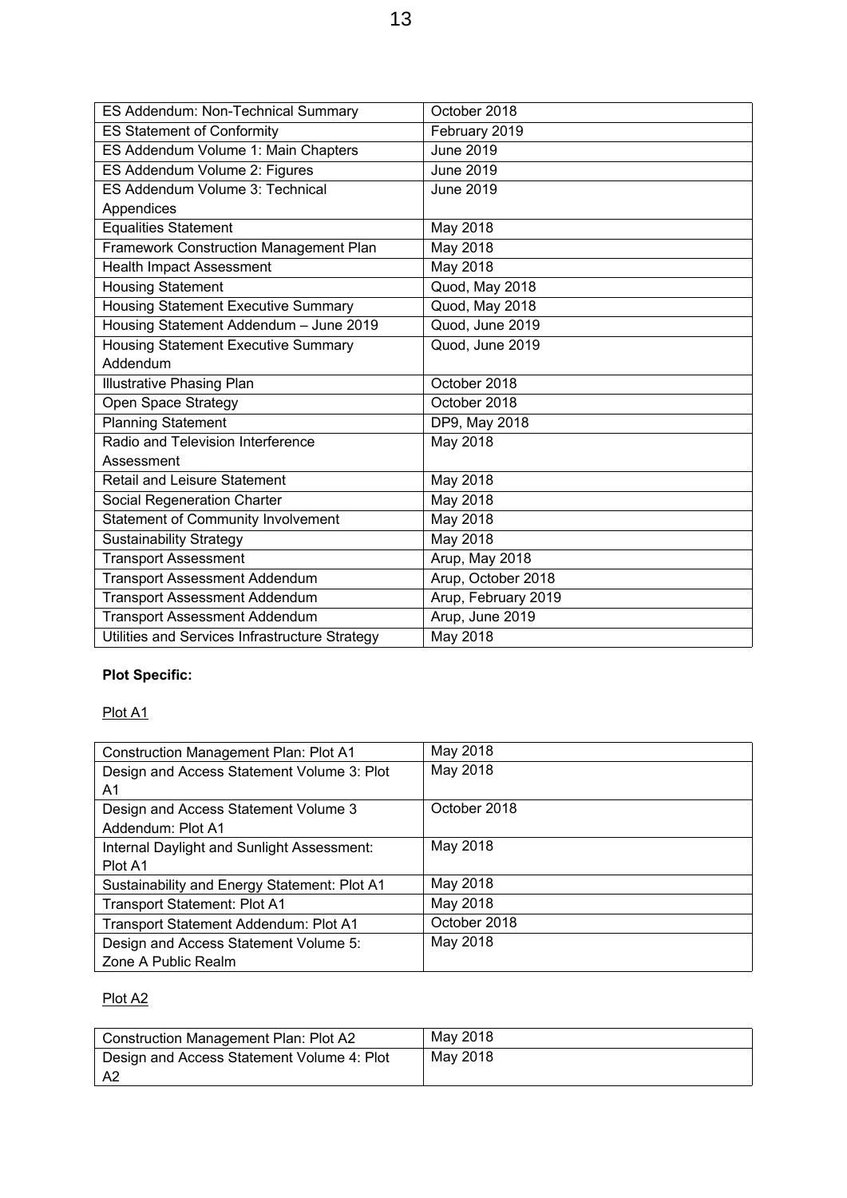| | |
|---|---|
| ES Addendum: Non-Technical Summary | October 2018 |
| ES Statement of Conformity | February 2019 |
| ES Addendum Volume 1: Main Chapters | June 2019 |
| ES Addendum Volume 2: Figures | June 2019 |
| ES Addendum Volume 3: Technical Appendices | June 2019 |
| Equalities Statement | May 2018 |
| Framework Construction Management Plan | May 2018 |
| Health Impact Assessment | May 2018 |
| Housing Statement | Quod, May 2018 |
| Housing Statement Executive Summary | Quod, May 2018 |
| Housing Statement Addendum – June 2019 | Quod, June 2019 |
| Housing Statement Executive Summary Addendum | Quod, June 2019 |
| Illustrative Phasing Plan | October 2018 |
| Open Space Strategy | October 2018 |
| Planning Statement | DP9, May 2018 |
| Radio and Television Interference Assessment | May 2018 |
| Retail and Leisure Statement | May 2018 |
| Social Regeneration Charter | May 2018 |
| Statement of Community Involvement | May 2018 |
| Sustainability Strategy | May 2018 |
| Transport Assessment | Arup, May 2018 |
| Transport Assessment Addendum | Arup, October 2018 |
| Transport Assessment Addendum | Arup, February 2019 |
| Transport Assessment Addendum | Arup, June 2019 |
| Utilities and Services Infrastructure Strategy | May 2018 |

**Plot Specific:**

Plot A1

| | |
|---|---|
| Construction Management Plan: Plot A1 | May 2018 |
| Design and Access Statement Volume 3: Plot A1 | May 2018 |
| Design and Access Statement Volume 3 Addendum: Plot A1 | October 2018 |
| Internal Daylight and Sunlight Assessment: Plot A1 | May 2018 |
| Sustainability and Energy Statement: Plot A1 | May 2018 |
| Transport Statement: Plot A1 | May 2018 |
| Transport Statement Addendum: Plot A1 | October 2018 |
| Design and Access Statement Volume 5: Zone A Public Realm | May 2018 |

Plot A2

| | |
|---|---|
| Construction Management Plan: Plot A2 | May 2018 |
| Design and Access Statement Volume 4: Plot A2 | May 2018 |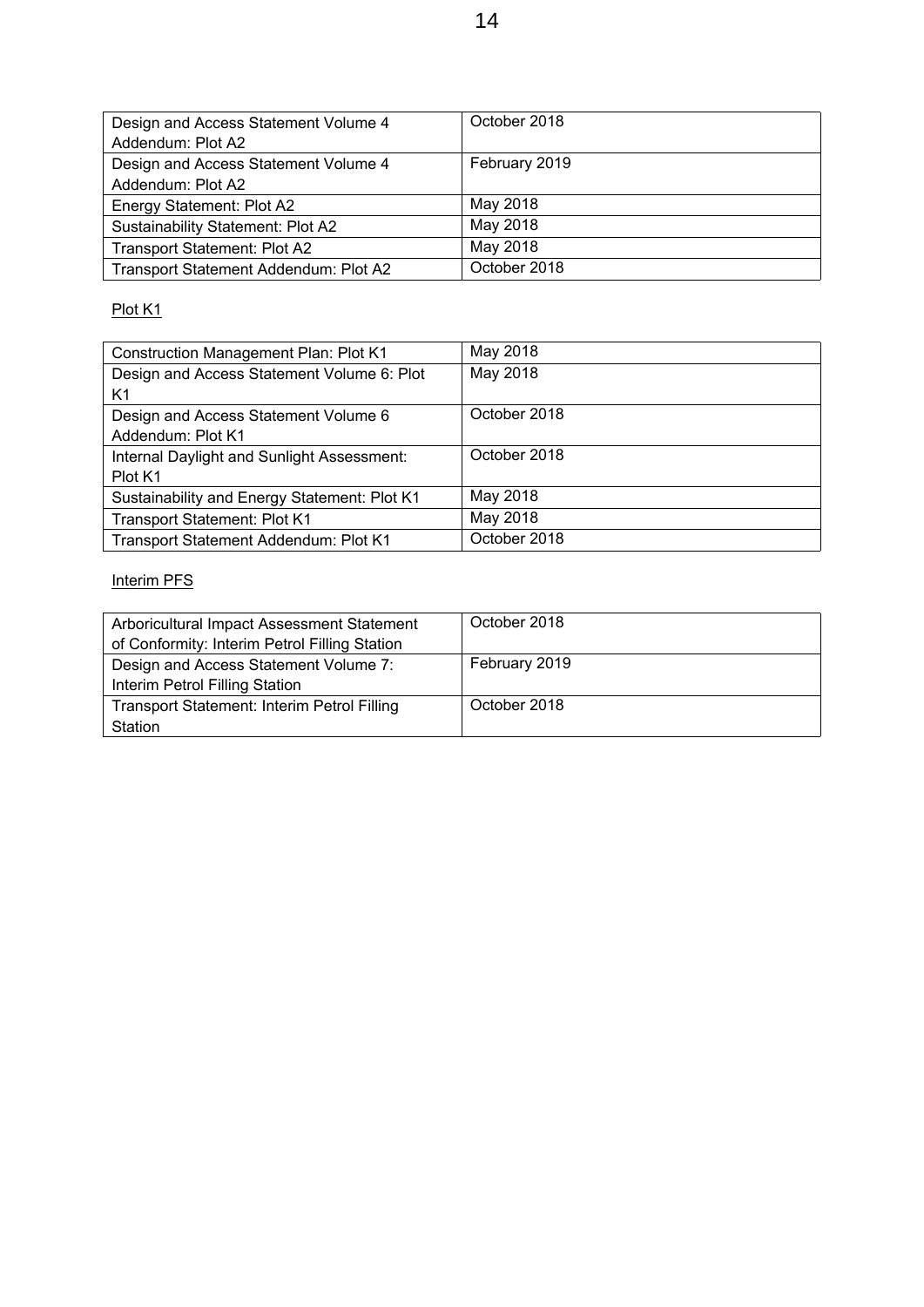| Design and Access Statement Volume 4 Addendum: Plot A2 | October 2018 |
|---|---|
| Design and Access Statement Volume 4 Addendum: Plot A2 | February 2019 |
| Energy Statement: Plot A2 | May 2018 |
| Sustainability Statement: Plot A2 | May 2018 |
| Transport Statement: Plot A2 | May 2018 |
| Transport Statement Addendum: Plot A2 | October 2018 |

<u>Plot K1</u>

| Construction Management Plan: Plot K1 | May 2018 |
|---|---|
| Design and Access Statement Volume 6: Plot K1 | May 2018 |
| Design and Access Statement Volume 6 Addendum: Plot K1 | October 2018 |
| Internal Daylight and Sunlight Assessment: Plot K1 | October 2018 |
| Sustainability and Energy Statement: Plot K1 | May 2018 |
| Transport Statement: Plot K1 | May 2018 |
| Transport Statement Addendum: Plot K1 | October 2018 |

<u>Interim PFS</u>

| Arboricultural Impact Assessment Statement of Conformity: Interim Petrol Filling Station | October 2018 |
|---|---|
| Design and Access Statement Volume 7: Interim Petrol Filling Station | February 2019 |
| Transport Statement: Interim Petrol Filling Station | October 2018 |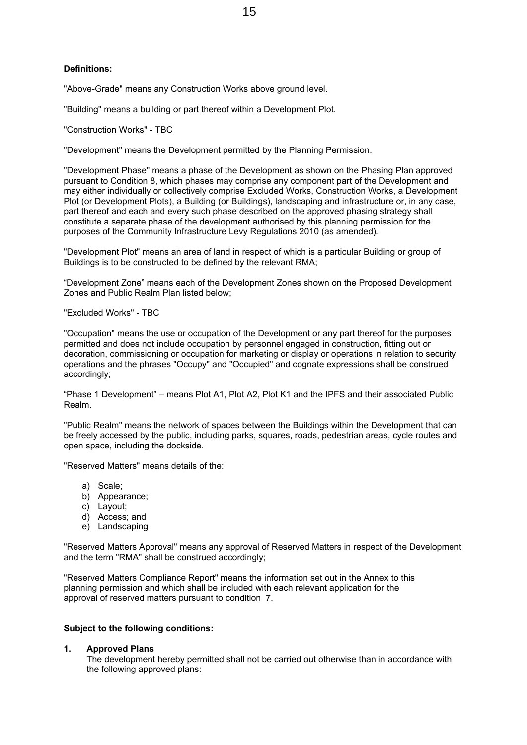**Definitions:**

"Above-Grade" means any Construction Works above ground level.

"Building" means a building or part thereof within a Development Plot.

"Construction Works" - TBC

"Development" means the Development permitted by the Planning Permission.

"Development Phase" means a phase of the Development as shown on the Phasing Plan approved pursuant to Condition 8, which phases may comprise any component part of the Development and may either individually or collectively comprise Excluded Works, Construction Works, a Development Plot (or Development Plots), a Building (or Buildings), landscaping and infrastructure or, in any case, part thereof and each and every such phase described on the approved phasing strategy shall constitute a separate phase of the development authorised by this planning permission for the purposes of the Community Infrastructure Levy Regulations 2010 (as amended).

"Development Plot" means an area of land in respect of which is a particular Building or group of Buildings is to be constructed to be defined by the relevant RMA;

“Development Zone” means each of the Development Zones shown on the Proposed Development Zones and Public Realm Plan listed below;

"Excluded Works" - TBC

"Occupation" means the use or occupation of the Development or any part thereof for the purposes permitted and does not include occupation by personnel engaged in construction, fitting out or decoration, commissioning or occupation for marketing or display or operations in relation to security operations and the phrases "Occupy" and "Occupied" and cognate expressions shall be construed accordingly;

“Phase 1 Development” – means Plot A1, Plot A2, Plot K1 and the IPFS and their associated Public Realm.

"Public Realm" means the network of spaces between the Buildings within the Development that can be freely accessed by the public, including parks, squares, roads, pedestrian areas, cycle routes and open space, including the dockside.

"Reserved Matters" means details of the:

a) Scale;
b) Appearance;
c) Layout;
d) Access; and
e) Landscaping

"Reserved Matters Approval" means any approval of Reserved Matters in respect of the Development and the term "RMA" shall be construed accordingly;

"Reserved Matters Compliance Report" means the information set out in the Annex to this planning permission and which shall be included with each relevant application for the approval of reserved matters pursuant to condition 7.

**Subject to the following conditions:**

**1. Approved Plans**

The development hereby permitted shall not be carried out otherwise than in accordance with the following approved plans: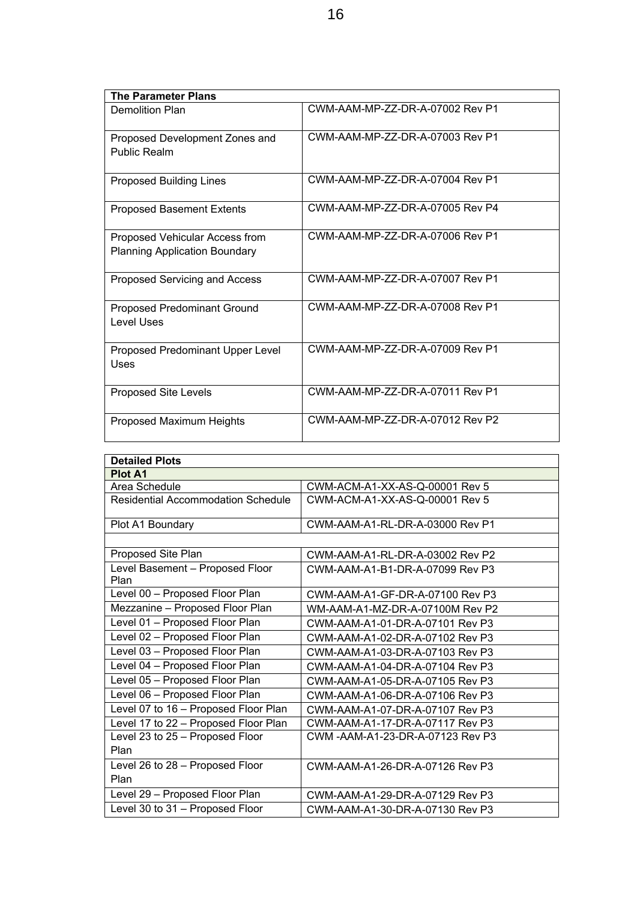| The Parameter Plans | |
|---|---|
| Demolition Plan | CWM-AAM-MP-ZZ-DR-A-07002 Rev P1 |
| Proposed Development Zones and Public Realm | CWM-AAM-MP-ZZ-DR-A-07003 Rev P1 |
| Proposed Building Lines | CWM-AAM-MP-ZZ-DR-A-07004 Rev P1 |
| Proposed Basement Extents | CWM-AAM-MP-ZZ-DR-A-07005 Rev P4 |
| Proposed Vehicular Access from Planning Application Boundary | CWM-AAM-MP-ZZ-DR-A-07006 Rev P1 |
| Proposed Servicing and Access | CWM-AAM-MP-ZZ-DR-A-07007 Rev P1 |
| Proposed Predominant Ground Level Uses | CWM-AAM-MP-ZZ-DR-A-07008 Rev P1 |
| Proposed Predominant Upper Level Uses | CWM-AAM-MP-ZZ-DR-A-07009 Rev P1 |
| Proposed Site Levels | CWM-AAM-MP-ZZ-DR-A-07011 Rev P1 |
| Proposed Maximum Heights | CWM-AAM-MP-ZZ-DR-A-07012 Rev P2 |

| Detailed Plots | |
|---|---|
| **Plot A1** | |
| Area Schedule | CWM-ACM-A1-XX-AS-Q-00001 Rev 5 |
| Residential Accommodation Schedule | CWM-ACM-A1-XX-AS-Q-00001 Rev 5 |
| Plot A1 Boundary | CWM-AAM-A1-RL-DR-A-03000 Rev P1 |
| | |
| Proposed Site Plan | CWM-AAM-A1-RL-DR-A-03002 Rev P2 |
| Level Basement – Proposed Floor Plan | CWM-AAM-A1-B1-DR-A-07099 Rev P3 |
| Level 00 – Proposed Floor Plan | CWM-AAM-A1-GF-DR-A-07100 Rev P3 |
| Mezzanine – Proposed Floor Plan | WM-AAM-A1-MZ-DR-A-07100M Rev P2 |
| Level 01 – Proposed Floor Plan | CWM-AAM-A1-01-DR-A-07101 Rev P3 |
| Level 02 – Proposed Floor Plan | CWM-AAM-A1-02-DR-A-07102 Rev P3 |
| Level 03 – Proposed Floor Plan | CWM-AAM-A1-03-DR-A-07103 Rev P3 |
| Level 04 – Proposed Floor Plan | CWM-AAM-A1-04-DR-A-07104 Rev P3 |
| Level 05 – Proposed Floor Plan | CWM-AAM-A1-05-DR-A-07105 Rev P3 |
| Level 06 – Proposed Floor Plan | CWM-AAM-A1-06-DR-A-07106 Rev P3 |
| Level 07 to 16 – Proposed Floor Plan | CWM-AAM-A1-07-DR-A-07107 Rev P3 |
| Level 17 to 22 – Proposed Floor Plan | CWM-AAM-A1-17-DR-A-07117 Rev P3 |
| Level 23 to 25 – Proposed Floor Plan | CWM -AAM-A1-23-DR-A-07123 Rev P3 |
| Level 26 to 28 – Proposed Floor Plan | CWM-AAM-A1-26-DR-A-07126 Rev P3 |
| Level 29 – Proposed Floor Plan | CWM-AAM-A1-29-DR-A-07129 Rev P3 |
| Level 30 to 31 – Proposed Floor | CWM-AAM-A1-30-DR-A-07130 Rev P3 |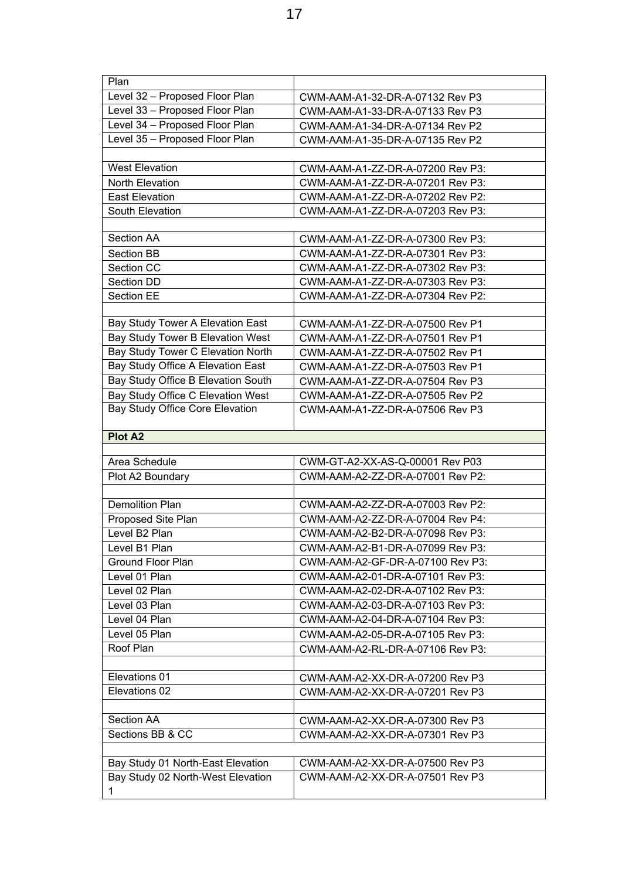| Plan | |
|---|---|
| Level 32 – Proposed Floor Plan | CWM-AAM-A1-32-DR-A-07132 Rev P3 |
| Level 33 – Proposed Floor Plan | CWM-AAM-A1-33-DR-A-07133 Rev P3 |
| Level 34 – Proposed Floor Plan | CWM-AAM-A1-34-DR-A-07134 Rev P2 |
| Level 35 – Proposed Floor Plan | CWM-AAM-A1-35-DR-A-07135 Rev P2 |
| | |
| West Elevation | CWM-AAM-A1-ZZ-DR-A-07200 Rev P3: |
| North Elevation | CWM-AAM-A1-ZZ-DR-A-07201 Rev P3: |
| East Elevation | CWM-AAM-A1-ZZ-DR-A-07202 Rev P2: |
| South Elevation | CWM-AAM-A1-ZZ-DR-A-07203 Rev P3: |
| | |
| Section AA | CWM-AAM-A1-ZZ-DR-A-07300 Rev P3: |
| Section BB | CWM-AAM-A1-ZZ-DR-A-07301 Rev P3: |
| Section CC | CWM-AAM-A1-ZZ-DR-A-07302 Rev P3: |
| Section DD | CWM-AAM-A1-ZZ-DR-A-07303 Rev P3: |
| Section EE | CWM-AAM-A1-ZZ-DR-A-07304 Rev P2: |
| | |
| Bay Study Tower A Elevation East | CWM-AAM-A1-ZZ-DR-A-07500 Rev P1 |
| Bay Study Tower B Elevation West | CWM-AAM-A1-ZZ-DR-A-07501 Rev P1 |
| Bay Study Tower C Elevation North | CWM-AAM-A1-ZZ-DR-A-07502 Rev P1 |
| Bay Study Office A Elevation East | CWM-AAM-A1-ZZ-DR-A-07503 Rev P1 |
| Bay Study Office B Elevation South | CWM-AAM-A1-ZZ-DR-A-07504 Rev P3 |
| Bay Study Office C Elevation West | CWM-AAM-A1-ZZ-DR-A-07505 Rev P2 |
| Bay Study Office Core Elevation | CWM-AAM-A1-ZZ-DR-A-07506 Rev P3 |
| **Plot A2** | |
| | |
| Area Schedule | CWM-GT-A2-XX-AS-Q-00001 Rev P03 |
| Plot A2 Boundary | CWM-AAM-A2-ZZ-DR-A-07001 Rev P2: |
| | |
| Demolition Plan | CWM-AAM-A2-ZZ-DR-A-07003 Rev P2: |
| Proposed Site Plan | CWM-AAM-A2-ZZ-DR-A-07004 Rev P4: |
| Level B2 Plan | CWM-AAM-A2-B2-DR-A-07098 Rev P3: |
| Level B1 Plan | CWM-AAM-A2-B1-DR-A-07099 Rev P3: |
| Ground Floor Plan | CWM-AAM-A2-GF-DR-A-07100 Rev P3: |
| Level 01 Plan | CWM-AAM-A2-01-DR-A-07101 Rev P3: |
| Level 02 Plan | CWM-AAM-A2-02-DR-A-07102 Rev P3: |
| Level 03 Plan | CWM-AAM-A2-03-DR-A-07103 Rev P3: |
| Level 04 Plan | CWM-AAM-A2-04-DR-A-07104 Rev P3: |
| Level 05 Plan | CWM-AAM-A2-05-DR-A-07105 Rev P3: |
| Roof Plan | CWM-AAM-A2-RL-DR-A-07106 Rev P3: |
| | |
| Elevations 01 | CWM-AAM-A2-XX-DR-A-07200 Rev P3 |
| Elevations 02 | CWM-AAM-A2-XX-DR-A-07201 Rev P3 |
| | |
| Section AA | CWM-AAM-A2-XX-DR-A-07300 Rev P3 |
| Sections BB & CC | CWM-AAM-A2-XX-DR-A-07301 Rev P3 |
| | |
| Bay Study 01 North-East Elevation | CWM-AAM-A2-XX-DR-A-07500 Rev P3 |
| Bay Study 02 North-West Elevation 1 | CWM-AAM-A2-XX-DR-A-07501 Rev P3 |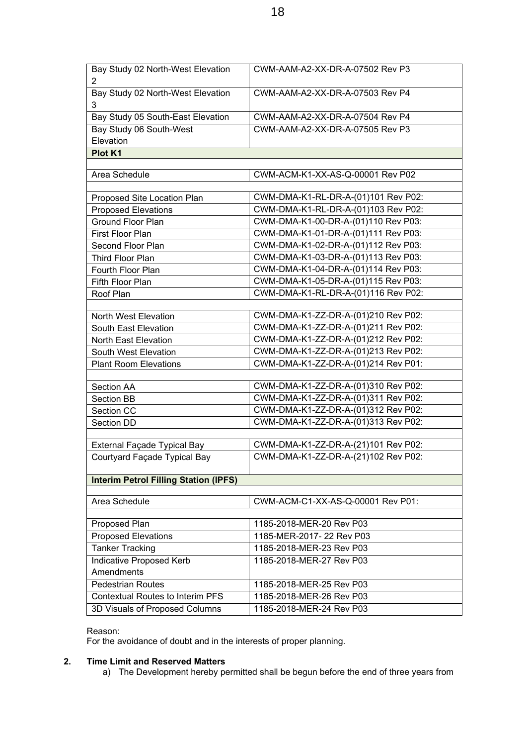| | |
|---|---|
| Bay Study 02 North-West Elevation 2 | CWM-AAM-A2-XX-DR-A-07502 Rev P3 |
| Bay Study 02 North-West Elevation 3 | CWM-AAM-A2-XX-DR-A-07503 Rev P4 |
| Bay Study 05 South-East Elevation | CWM-AAM-A2-XX-DR-A-07504 Rev P4 |
| Bay Study 06 South-West Elevation | CWM-AAM-A2-XX-DR-A-07505 Rev P3 |
| **Plot K1** | |
| | |
| Area Schedule | CWM-ACM-K1-XX-AS-Q-00001 Rev P02 |
| | |
| Proposed Site Location Plan | CWM-DMA-K1-RL-DR-A-(01)101 Rev P02: |
| Proposed Elevations | CWM-DMA-K1-RL-DR-A-(01)103 Rev P02: |
| Ground Floor Plan | CWM-DMA-K1-00-DR-A-(01)110 Rev P03: |
| First Floor Plan | CWM-DMA-K1-01-DR-A-(01)111 Rev P03: |
| Second Floor Plan | CWM-DMA-K1-02-DR-A-(01)112 Rev P03: |
| Third Floor Plan | CWM-DMA-K1-03-DR-A-(01)113 Rev P03: |
| Fourth Floor Plan | CWM-DMA-K1-04-DR-A-(01)114 Rev P03: |
| Fifth Floor Plan | CWM-DMA-K1-05-DR-A-(01)115 Rev P03: |
| Roof Plan | CWM-DMA-K1-RL-DR-A-(01)116 Rev P02: |
| | |
| North West Elevation | CWM-DMA-K1-ZZ-DR-A-(01)210 Rev P02: |
| South East Elevation | CWM-DMA-K1-ZZ-DR-A-(01)211 Rev P02: |
| North East Elevation | CWM-DMA-K1-ZZ-DR-A-(01)212 Rev P02: |
| South West Elevation | CWM-DMA-K1-ZZ-DR-A-(01)213 Rev P02: |
| Plant Room Elevations | CWM-DMA-K1-ZZ-DR-A-(01)214 Rev P01: |
| | |
| Section AA | CWM-DMA-K1-ZZ-DR-A-(01)310 Rev P02: |
| Section BB | CWM-DMA-K1-ZZ-DR-A-(01)311 Rev P02: |
| Section CC | CWM-DMA-K1-ZZ-DR-A-(01)312 Rev P02: |
| Section DD | CWM-DMA-K1-ZZ-DR-A-(01)313 Rev P02: |
| | |
| External Façade Typical Bay | CWM-DMA-K1-ZZ-DR-A-(21)101 Rev P02: |
| Courtyard Façade Typical Bay | CWM-DMA-K1-ZZ-DR-A-(21)102 Rev P02: |
| **Interim Petrol Filling Station (IPFS)** | |
| | |
| Area Schedule | CWM-ACM-C1-XX-AS-Q-00001 Rev P01: |
| | |
| Proposed Plan | 1185-2018-MER-20 Rev P03 |
| Proposed Elevations | 1185-MER-2017- 22 Rev P03 |
| Tanker Tracking | 1185-2018-MER-23 Rev P03 |
| Indicative Proposed Kerb Amendments | 1185-2018-MER-27 Rev P03 |
| Pedestrian Routes | 1185-2018-MER-25 Rev P03 |
| Contextual Routes to Interim PFS | 1185-2018-MER-26 Rev P03 |
| 3D Visuals of Proposed Columns | 1185-2018-MER-24 Rev P03 |

Reason:
For the avoidance of doubt and in the interests of proper planning.

**2. Time Limit and Reserved Matters**

a) The Development hereby permitted shall be begun before the end of three years from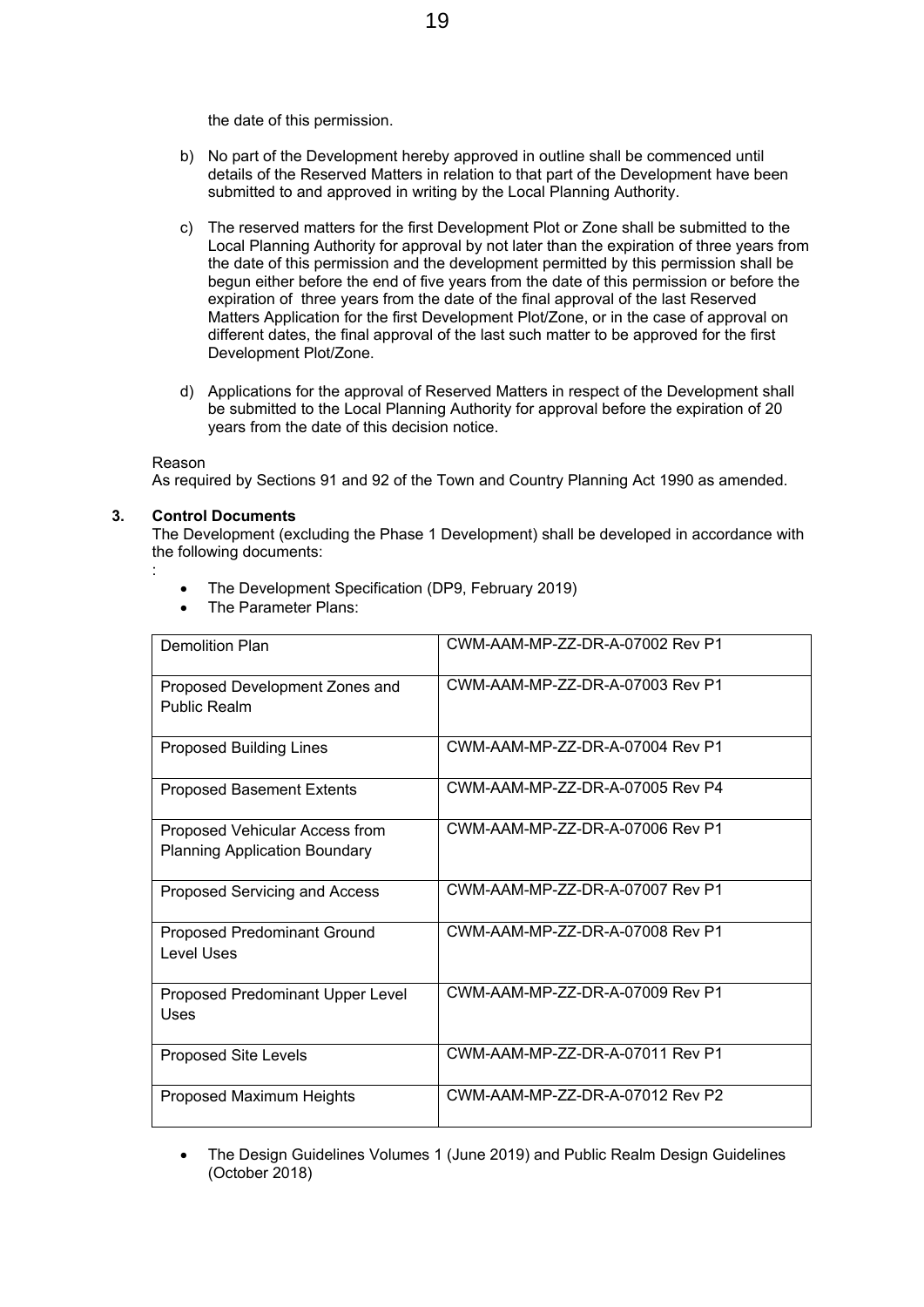the date of this permission.

b) No part of the Development hereby approved in outline shall be commenced until details of the Reserved Matters in relation to that part of the Development have been submitted to and approved in writing by the Local Planning Authority.

c) The reserved matters for the first Development Plot or Zone shall be submitted to the Local Planning Authority for approval by not later than the expiration of three years from the date of this permission and the development permitted by this permission shall be begun either before the end of five years from the date of this permission or before the expiration of three years from the date of the final approval of the last Reserved Matters Application for the first Development Plot/Zone, or in the case of approval on different dates, the final approval of the last such matter to be approved for the first Development Plot/Zone.

d) Applications for the approval of Reserved Matters in respect of the Development shall be submitted to the Local Planning Authority for approval before the expiration of 20 years from the date of this decision notice.

Reason
As required by Sections 91 and 92 of the Town and Country Planning Act 1990 as amended.

**3. Control Documents**
The Development (excluding the Phase 1 Development) shall be developed in accordance with the following documents:
:

- The Development Specification (DP9, February 2019)
- The Parameter Plans:

| Demolition Plan | CWM-AAM-MP-ZZ-DR-A-07002 Rev P1 |
|---|---|
| Proposed Development Zones and Public Realm | CWM-AAM-MP-ZZ-DR-A-07003 Rev P1 |
| Proposed Building Lines | CWM-AAM-MP-ZZ-DR-A-07004 Rev P1 |
| Proposed Basement Extents | CWM-AAM-MP-ZZ-DR-A-07005 Rev P4 |
| Proposed Vehicular Access from Planning Application Boundary | CWM-AAM-MP-ZZ-DR-A-07006 Rev P1 |
| Proposed Servicing and Access | CWM-AAM-MP-ZZ-DR-A-07007 Rev P1 |
| Proposed Predominant Ground Level Uses | CWM-AAM-MP-ZZ-DR-A-07008 Rev P1 |
| Proposed Predominant Upper Level Uses | CWM-AAM-MP-ZZ-DR-A-07009 Rev P1 |
| Proposed Site Levels | CWM-AAM-MP-ZZ-DR-A-07011 Rev P1 |
| Proposed Maximum Heights | CWM-AAM-MP-ZZ-DR-A-07012 Rev P2 |

- The Design Guidelines Volumes 1 (June 2019) and Public Realm Design Guidelines (October 2018)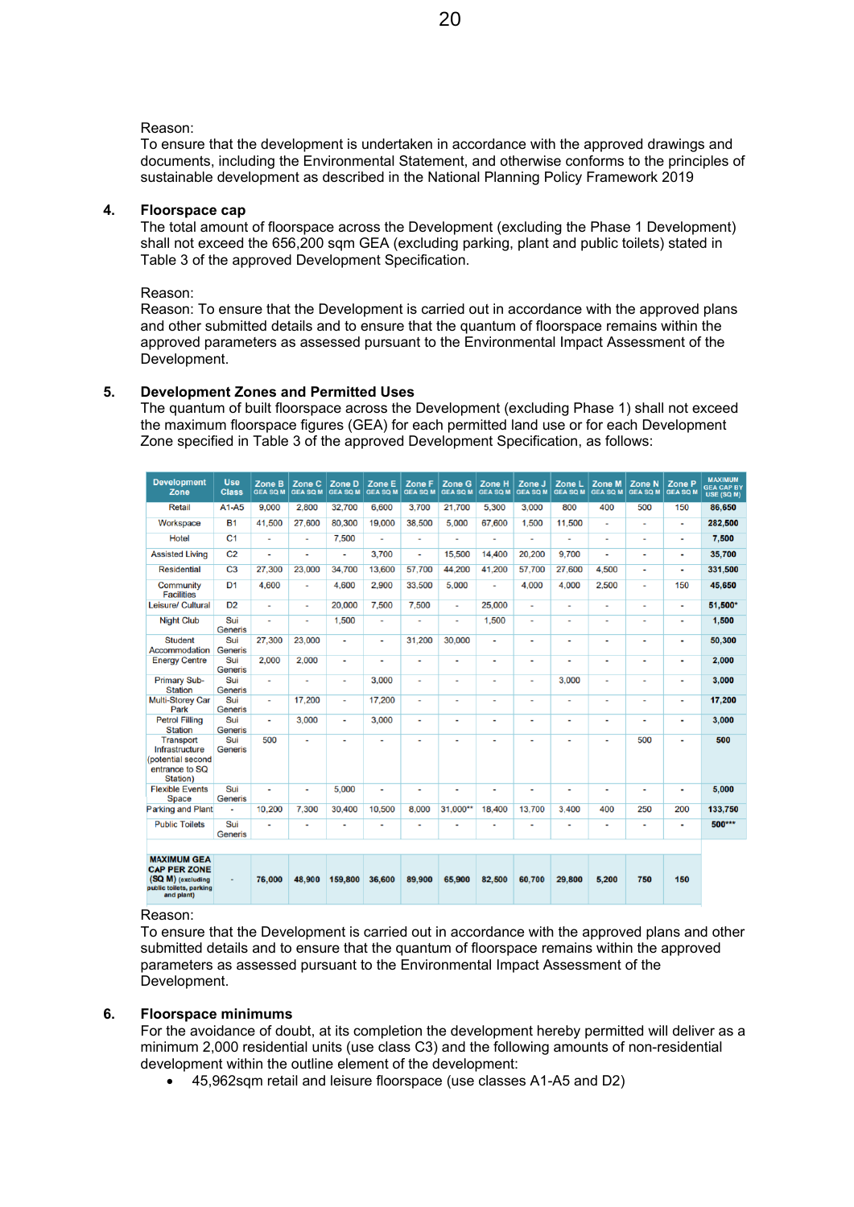Reason:
To ensure that the development is undertaken in accordance with the approved drawings and documents, including the Environmental Statement, and otherwise conforms to the principles of sustainable development as described in the National Planning Policy Framework 2019

**4. Floorspace cap**

The total amount of floorspace across the Development (excluding the Phase 1 Development) shall not exceed the 656,200 sqm GEA (excluding parking, plant and public toilets) stated in Table 3 of the approved Development Specification.

Reason:
Reason: To ensure that the Development is carried out in accordance with the approved plans and other submitted details and to ensure that the quantum of floorspace remains within the approved parameters as assessed pursuant to the Environmental Impact Assessment of the Development.

**5. Development Zones and Permitted Uses**

The quantum of built floorspace across the Development (excluding Phase 1) shall not exceed the maximum floorspace figures (GEA) for each permitted land use or for each Development Zone specified in Table 3 of the approved Development Specification, as follows:

| Development Zone | Use Class | Zone B GEA SQ M | Zone C GEA SQ M | Zone D GEA SQ M | Zone E GEA SQ M | Zone F GEA SQ M | Zone G GEA SQ M | Zone H GEA SQ M | Zone J GEA SQ M | Zone L GEA SQ M | Zone M GEA SQ M | Zone N GEA SQ M | Zone P GEA SQ M | MAXIMUM GEA CAP BY USE (SQ M) |
|---|---|---|---|---|---|---|---|---|---|---|---|---|---|---|
| Retail | A1-A5 | 9,000 | 2,800 | 32,700 | 6,600 | 3,700 | 21,700 | 5,300 | 3,000 | 800 | 400 | 500 | 150 | **86,650** |
| Workspace | B1 | 41,500 | 27,600 | 80,300 | 19,000 | 38,500 | 5,000 | 67,600 | 1,500 | 11,500 | - | - | - | **282,500** |
| Hotel | C1 | - | - | 7,500 | - | - | - | - | - | - | - | - | - | **7,500** |
| Assisted Living | C2 | - | - | - | 3,700 | - | 15,500 | 14,400 | 20,200 | 9,700 | - | - | - | **35,700** |
| Residential | C3 | 27,300 | 23,000 | 34,700 | 13,600 | 57,700 | 44,200 | 41,200 | 57,700 | 27,600 | 4,500 | - | - | **331,500** |
| Community Facilities | D1 | 4,600 | - | 4,600 | 2,900 | 33,500 | 5,000 | - | 4,000 | 4,000 | 2,500 | - | 150 | **45,650** |
| Leisure/ Cultural | D2 | - | - | 20,000 | 7,500 | 7,500 | - | 25,000 | - | - | - | - | - | **51,500*** |
| Night Club | Sui Generis | - | - | 1,500 | - | - | - | 1,500 | - | - | - | - | - | **1,500** |
| Student Accommodation | Sui Generis | 27,300 | 23,000 | - | - | 31,200 | 30,000 | - | - | - | - | - | - | **50,300** |
| Energy Centre | Sui Generis | 2,000 | 2,000 | - | - | - | - | - | - | - | - | - | - | **2,000** |
| Primary Sub-Station | Sui Generis | - | - | - | 3,000 | - | - | - | - | 3,000 | - | - | - | **3,000** |
| Multi-Storey Car Park | Sui Generis | - | 17,200 | - | 17,200 | - | - | - | - | - | - | - | - | **17,200** |
| Petrol Filling Station | Sui Generis | - | 3,000 | - | 3,000 | - | - | - | - | - | - | - | - | **3,000** |
| Transport Infrastructure (potential second entrance to SQ Station) | Sui Generis | 500 | - | - | - | - | - | - | - | - | - | 500 | - | **500** |
| Flexible Events Space | Sui Generis | - | - | 5,000 | - | - | - | - | - | - | - | - | - | **5,000** |
| Parking and Plant | - | 10,200 | 7,300 | 30,400 | 10,500 | 8,000 | 31,000** | 18,400 | 13,700 | 3,400 | 400 | 250 | 200 | **133,750** |
| Public Toilets | Sui Generis | - | - | - | - | - | - | - | - | - | - | - | - | **500*** ** |
| **MAXIMUM GEA CAP PER ZONE (SQ M)** (excluding public toilets, parking and plant) | - | **76,000** | **48,900** | **159,800** | **36,600** | **89,900** | **65,900** | **82,500** | **60,700** | **29,800** | **5,200** | **750** | **150** | |

Reason:
To ensure that the Development is carried out in accordance with the approved plans and other submitted details and to ensure that the quantum of floorspace remains within the approved parameters as assessed pursuant to the Environmental Impact Assessment of the Development.

**6. Floorspace minimums**

For the avoidance of doubt, at its completion the development hereby permitted will deliver as a minimum 2,000 residential units (use class C3) and the following amounts of non-residential development within the outline element of the development:

- 45,962sqm retail and leisure floorspace (use classes A1-A5 and D2)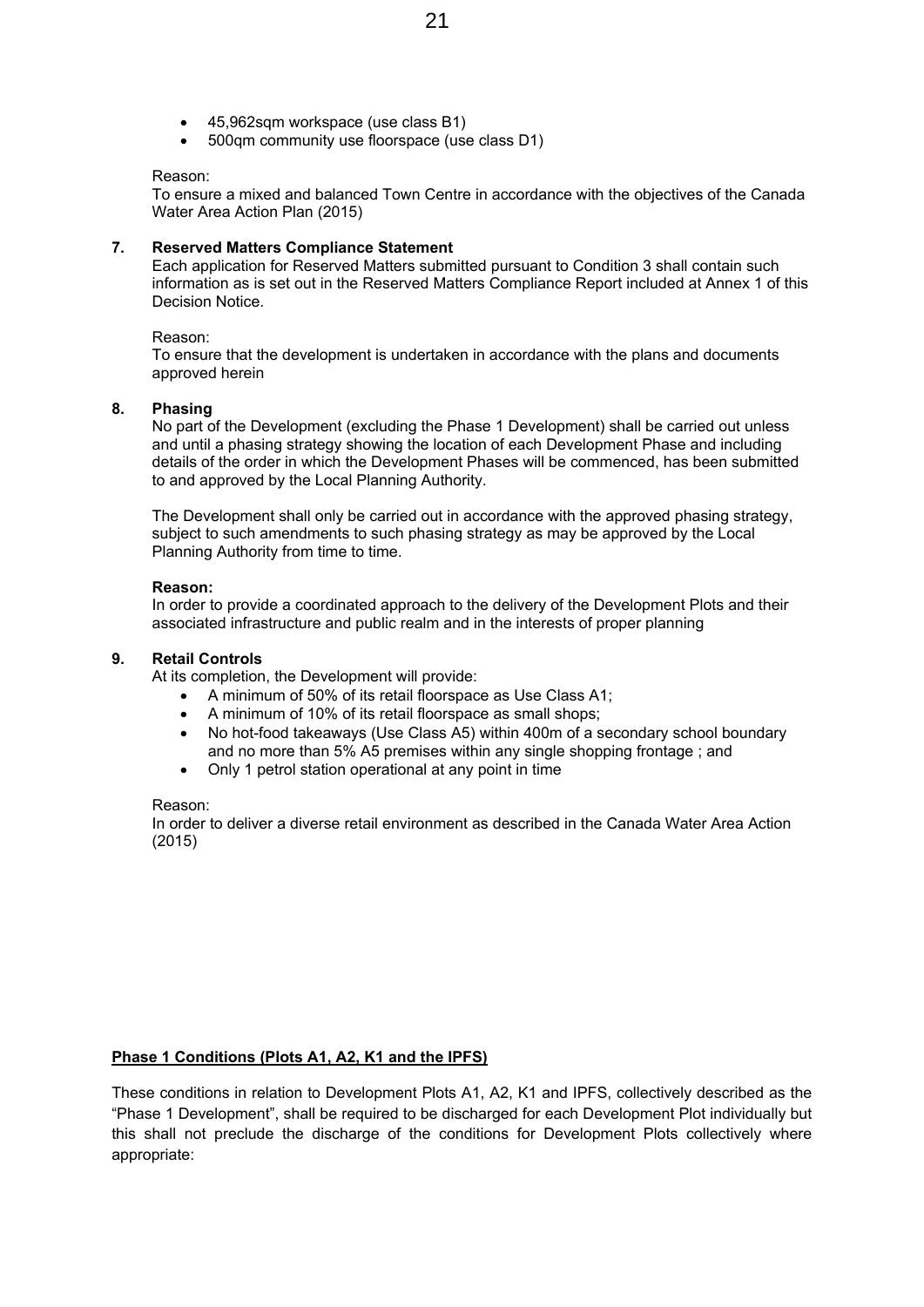- 45,962sqm workspace (use class B1)
- 500qm community use floorspace (use class D1)

Reason:
To ensure a mixed and balanced Town Centre in accordance with the objectives of the Canada Water Area Action Plan (2015)

**7. Reserved Matters Compliance Statement**
Each application for Reserved Matters submitted pursuant to Condition 3 shall contain such information as is set out in the Reserved Matters Compliance Report included at Annex 1 of this Decision Notice.

Reason:
To ensure that the development is undertaken in accordance with the plans and documents approved herein

**8. Phasing**
No part of the Development (excluding the Phase 1 Development) shall be carried out unless and until a phasing strategy showing the location of each Development Phase and including details of the order in which the Development Phases will be commenced, has been submitted to and approved by the Local Planning Authority.

The Development shall only be carried out in accordance with the approved phasing strategy, subject to such amendments to such phasing strategy as may be approved by the Local Planning Authority from time to time.

**Reason:**
In order to provide a coordinated approach to the delivery of the Development Plots and their associated infrastructure and public realm and in the interests of proper planning

**9. Retail Controls**
At its completion, the Development will provide:
- A minimum of 50% of its retail floorspace as Use Class A1;
- A minimum of 10% of its retail floorspace as small shops;
- No hot-food takeaways (Use Class A5) within 400m of a secondary school boundary and no more than 5% A5 premises within any single shopping frontage ; and
- Only 1 petrol station operational at any point in time

Reason:
In order to deliver a diverse retail environment as described in the Canada Water Area Action (2015)

**<u>Phase 1 Conditions (Plots A1, A2, K1 and the IPFS)</u>**

These conditions in relation to Development Plots A1, A2, K1 and IPFS, collectively described as the "Phase 1 Development", shall be required to be discharged for each Development Plot individually but this shall not preclude the discharge of the conditions for Development Plots collectively where appropriate: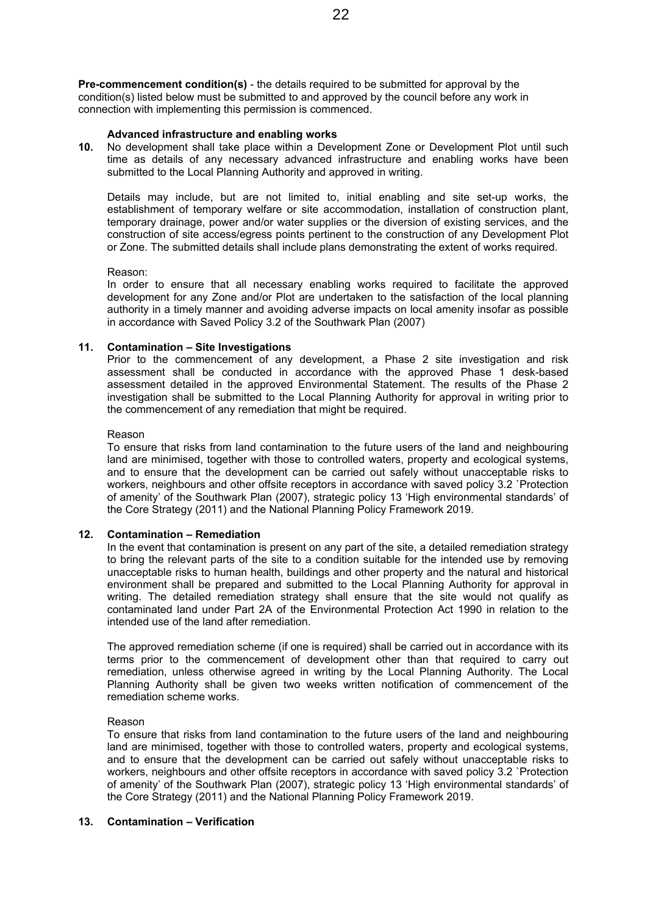**Pre-commencement condition(s)** - the details required to be submitted for approval by the condition(s) listed below must be submitted to and approved by the council before any work in connection with implementing this permission is commenced.

**Advanced infrastructure and enabling works**

**10.** No development shall take place within a Development Zone or Development Plot until such time as details of any necessary advanced infrastructure and enabling works have been submitted to the Local Planning Authority and approved in writing.

Details may include, but are not limited to, initial enabling and site set-up works, the establishment of temporary welfare or site accommodation, installation of construction plant, temporary drainage, power and/or water supplies or the diversion of existing services, and the construction of site access/egress points pertinent to the construction of any Development Plot or Zone. The submitted details shall include plans demonstrating the extent of works required.

Reason:
In order to ensure that all necessary enabling works required to facilitate the approved development for any Zone and/or Plot are undertaken to the satisfaction of the local planning authority in a timely manner and avoiding adverse impacts on local amenity insofar as possible in accordance with Saved Policy 3.2 of the Southwark Plan (2007)

**11. Contamination – Site Investigations**

Prior to the commencement of any development, a Phase 2 site investigation and risk assessment shall be conducted in accordance with the approved Phase 1 desk-based assessment detailed in the approved Environmental Statement. The results of the Phase 2 investigation shall be submitted to the Local Planning Authority for approval in writing prior to the commencement of any remediation that might be required.

Reason
To ensure that risks from land contamination to the future users of the land and neighbouring land are minimised, together with those to controlled waters, property and ecological systems, and to ensure that the development can be carried out safely without unacceptable risks to workers, neighbours and other offsite receptors in accordance with saved policy 3.2 `Protection of amenity' of the Southwark Plan (2007), strategic policy 13 'High environmental standards' of the Core Strategy (2011) and the National Planning Policy Framework 2019.

**12. Contamination – Remediation**

In the event that contamination is present on any part of the site, a detailed remediation strategy to bring the relevant parts of the site to a condition suitable for the intended use by removing unacceptable risks to human health, buildings and other property and the natural and historical environment shall be prepared and submitted to the Local Planning Authority for approval in writing. The detailed remediation strategy shall ensure that the site would not qualify as contaminated land under Part 2A of the Environmental Protection Act 1990 in relation to the intended use of the land after remediation.

The approved remediation scheme (if one is required) shall be carried out in accordance with its terms prior to the commencement of development other than that required to carry out remediation, unless otherwise agreed in writing by the Local Planning Authority. The Local Planning Authority shall be given two weeks written notification of commencement of the remediation scheme works.

Reason
To ensure that risks from land contamination to the future users of the land and neighbouring land are minimised, together with those to controlled waters, property and ecological systems, and to ensure that the development can be carried out safely without unacceptable risks to workers, neighbours and other offsite receptors in accordance with saved policy 3.2 `Protection of amenity' of the Southwark Plan (2007), strategic policy 13 'High environmental standards' of the Core Strategy (2011) and the National Planning Policy Framework 2019.

**13. Contamination – Verification**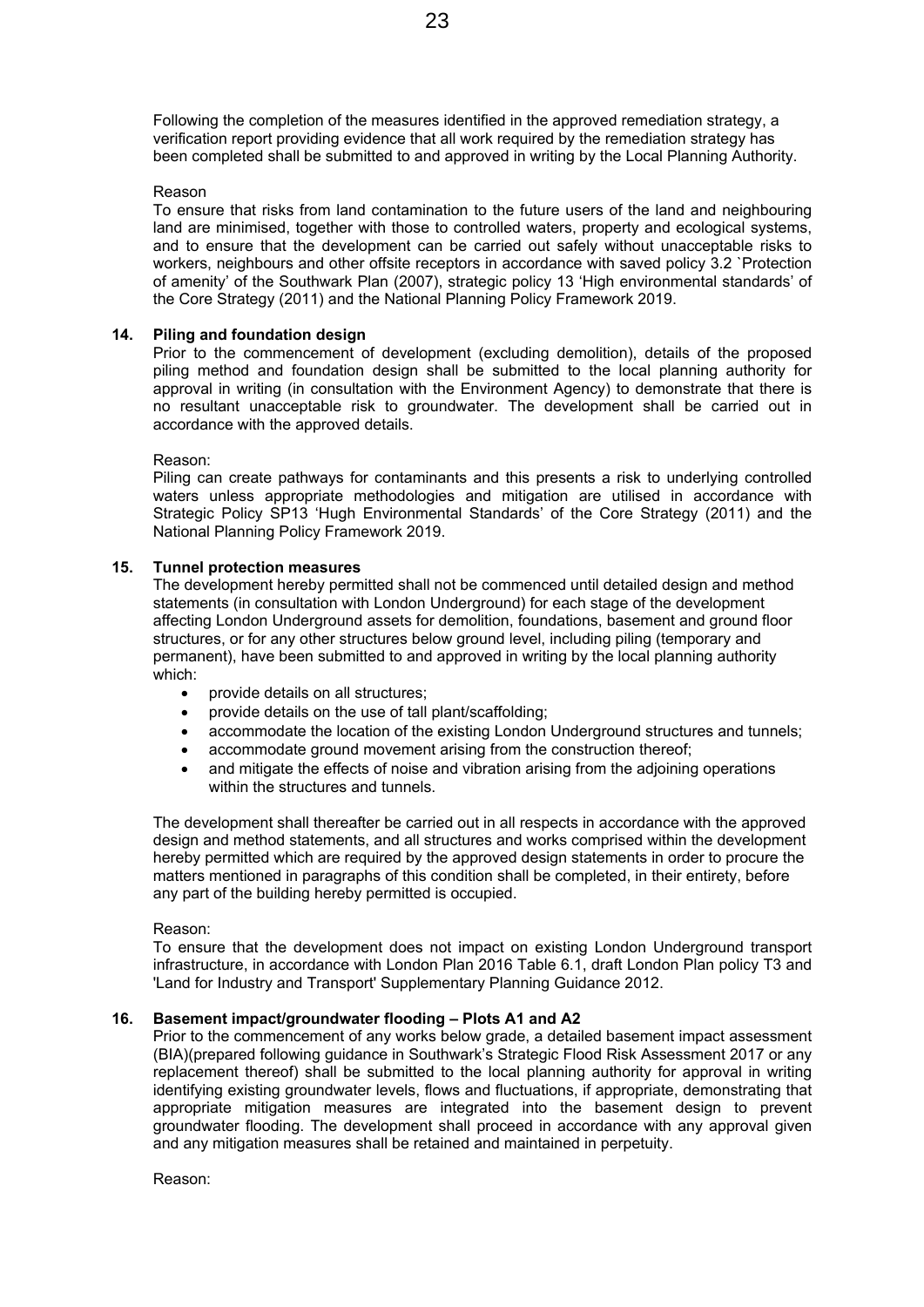Following the completion of the measures identified in the approved remediation strategy, a verification report providing evidence that all work required by the remediation strategy has been completed shall be submitted to and approved in writing by the Local Planning Authority.

Reason

To ensure that risks from land contamination to the future users of the land and neighbouring land are minimised, together with those to controlled waters, property and ecological systems, and to ensure that the development can be carried out safely without unacceptable risks to workers, neighbours and other offsite receptors in accordance with saved policy 3.2 `Protection of amenity' of the Southwark Plan (2007), strategic policy 13 'High environmental standards' of the Core Strategy (2011) and the National Planning Policy Framework 2019.

**14. Piling and foundation design**

Prior to the commencement of development (excluding demolition), details of the proposed piling method and foundation design shall be submitted to the local planning authority for approval in writing (in consultation with the Environment Agency) to demonstrate that there is no resultant unacceptable risk to groundwater. The development shall be carried out in accordance with the approved details.

Reason:

Piling can create pathways for contaminants and this presents a risk to underlying controlled waters unless appropriate methodologies and mitigation are utilised in accordance with Strategic Policy SP13 'Hugh Environmental Standards' of the Core Strategy (2011) and the National Planning Policy Framework 2019.

**15. Tunnel protection measures**

The development hereby permitted shall not be commenced until detailed design and method statements (in consultation with London Underground) for each stage of the development affecting London Underground assets for demolition, foundations, basement and ground floor structures, or for any other structures below ground level, including piling (temporary and permanent), have been submitted to and approved in writing by the local planning authority which:

- provide details on all structures;
- provide details on the use of tall plant/scaffolding;
- accommodate the location of the existing London Underground structures and tunnels;
- accommodate ground movement arising from the construction thereof;
- and mitigate the effects of noise and vibration arising from the adjoining operations within the structures and tunnels.

The development shall thereafter be carried out in all respects in accordance with the approved design and method statements, and all structures and works comprised within the development hereby permitted which are required by the approved design statements in order to procure the matters mentioned in paragraphs of this condition shall be completed, in their entirety, before any part of the building hereby permitted is occupied.

Reason:

To ensure that the development does not impact on existing London Underground transport infrastructure, in accordance with London Plan 2016 Table 6.1, draft London Plan policy T3 and 'Land for Industry and Transport' Supplementary Planning Guidance 2012.

**16. Basement impact/groundwater flooding – Plots A1 and A2**

Prior to the commencement of any works below grade, a detailed basement impact assessment (BIA)(prepared following guidance in Southwark's Strategic Flood Risk Assessment 2017 or any replacement thereof) shall be submitted to the local planning authority for approval in writing identifying existing groundwater levels, flows and fluctuations, if appropriate, demonstrating that appropriate mitigation measures are integrated into the basement design to prevent groundwater flooding. The development shall proceed in accordance with any approval given and any mitigation measures shall be retained and maintained in perpetuity.

Reason: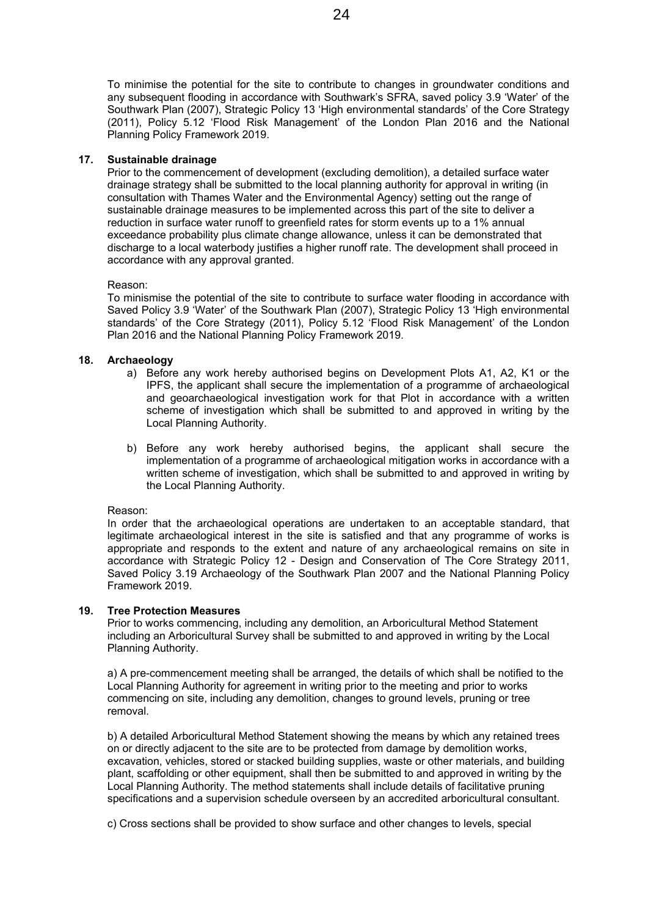To minimise the potential for the site to contribute to changes in groundwater conditions and any subsequent flooding in accordance with Southwark's SFRA, saved policy 3.9 'Water' of the Southwark Plan (2007), Strategic Policy 13 'High environmental standards' of the Core Strategy (2011), Policy 5.12 'Flood Risk Management' of the London Plan 2016 and the National Planning Policy Framework 2019.

**17. Sustainable drainage**

Prior to the commencement of development (excluding demolition), a detailed surface water drainage strategy shall be submitted to the local planning authority for approval in writing (in consultation with Thames Water and the Environmental Agency) setting out the range of sustainable drainage measures to be implemented across this part of the site to deliver a reduction in surface water runoff to greenfield rates for storm events up to a 1% annual exceedance probability plus climate change allowance, unless it can be demonstrated that discharge to a local waterbody justifies a higher runoff rate. The development shall proceed in accordance with any approval granted.

Reason:

To minismise the potential of the site to contribute to surface water flooding in accordance with Saved Policy 3.9 'Water' of the Southwark Plan (2007), Strategic Policy 13 'High environmental standards' of the Core Strategy (2011), Policy 5.12 'Flood Risk Management' of the London Plan 2016 and the National Planning Policy Framework 2019.

**18. Archaeology**

a) Before any work hereby authorised begins on Development Plots A1, A2, K1 or the IPFS, the applicant shall secure the implementation of a programme of archaeological and geoarchaeological investigation work for that Plot in accordance with a written scheme of investigation which shall be submitted to and approved in writing by the Local Planning Authority.

b) Before any work hereby authorised begins, the applicant shall secure the implementation of a programme of archaeological mitigation works in accordance with a written scheme of investigation, which shall be submitted to and approved in writing by the Local Planning Authority.

Reason:

In order that the archaeological operations are undertaken to an acceptable standard, that legitimate archaeological interest in the site is satisfied and that any programme of works is appropriate and responds to the extent and nature of any archaeological remains on site in accordance with Strategic Policy 12 - Design and Conservation of The Core Strategy 2011, Saved Policy 3.19 Archaeology of the Southwark Plan 2007 and the National Planning Policy Framework 2019.

**19. Tree Protection Measures**

Prior to works commencing, including any demolition, an Arboricultural Method Statement including an Arboricultural Survey shall be submitted to and approved in writing by the Local Planning Authority.

a) A pre-commencement meeting shall be arranged, the details of which shall be notified to the Local Planning Authority for agreement in writing prior to the meeting and prior to works commencing on site, including any demolition, changes to ground levels, pruning or tree removal.

b) A detailed Arboricultural Method Statement showing the means by which any retained trees on or directly adjacent to the site are to be protected from damage by demolition works, excavation, vehicles, stored or stacked building supplies, waste or other materials, and building plant, scaffolding or other equipment, shall then be submitted to and approved in writing by the Local Planning Authority. The method statements shall include details of facilitative pruning specifications and a supervision schedule overseen by an accredited arboricultural consultant.

c) Cross sections shall be provided to show surface and other changes to levels, special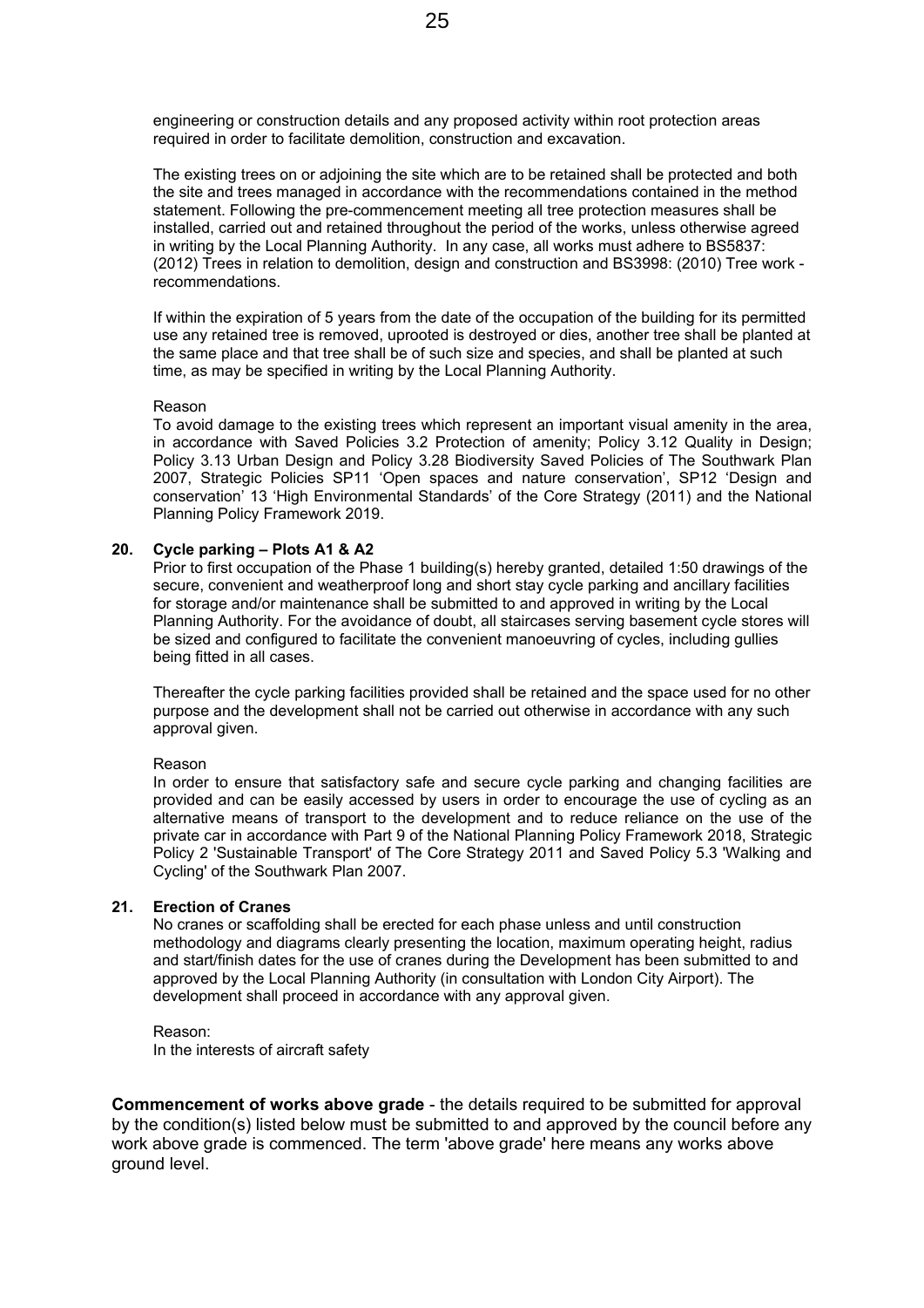engineering or construction details and any proposed activity within root protection areas required in order to facilitate demolition, construction and excavation.

The existing trees on or adjoining the site which are to be retained shall be protected and both the site and trees managed in accordance with the recommendations contained in the method statement. Following the pre-commencement meeting all tree protection measures shall be installed, carried out and retained throughout the period of the works, unless otherwise agreed in writing by the Local Planning Authority. In any case, all works must adhere to BS5837: (2012) Trees in relation to demolition, design and construction and BS3998: (2010) Tree work - recommendations.

If within the expiration of 5 years from the date of the occupation of the building for its permitted use any retained tree is removed, uprooted is destroyed or dies, another tree shall be planted at the same place and that tree shall be of such size and species, and shall be planted at such time, as may be specified in writing by the Local Planning Authority.

Reason

To avoid damage to the existing trees which represent an important visual amenity in the area, in accordance with Saved Policies 3.2 Protection of amenity; Policy 3.12 Quality in Design; Policy 3.13 Urban Design and Policy 3.28 Biodiversity Saved Policies of The Southwark Plan 2007, Strategic Policies SP11 'Open spaces and nature conservation', SP12 'Design and conservation' 13 'High Environmental Standards' of the Core Strategy (2011) and the National Planning Policy Framework 2019.

**20. Cycle parking – Plots A1 & A2**

Prior to first occupation of the Phase 1 building(s) hereby granted, detailed 1:50 drawings of the secure, convenient and weatherproof long and short stay cycle parking and ancillary facilities for storage and/or maintenance shall be submitted to and approved in writing by the Local Planning Authority. For the avoidance of doubt, all staircases serving basement cycle stores will be sized and configured to facilitate the convenient manoeuvring of cycles, including gullies being fitted in all cases.

Thereafter the cycle parking facilities provided shall be retained and the space used for no other purpose and the development shall not be carried out otherwise in accordance with any such approval given.

Reason

In order to ensure that satisfactory safe and secure cycle parking and changing facilities are provided and can be easily accessed by users in order to encourage the use of cycling as an alternative means of transport to the development and to reduce reliance on the use of the private car in accordance with Part 9 of the National Planning Policy Framework 2018, Strategic Policy 2 'Sustainable Transport' of The Core Strategy 2011 and Saved Policy 5.3 'Walking and Cycling' of the Southwark Plan 2007.

**21. Erection of Cranes**

No cranes or scaffolding shall be erected for each phase unless and until construction methodology and diagrams clearly presenting the location, maximum operating height, radius and start/finish dates for the use of cranes during the Development has been submitted to and approved by the Local Planning Authority (in consultation with London City Airport). The development shall proceed in accordance with any approval given.

Reason:

In the interests of aircraft safety

**Commencement of works above grade** - the details required to be submitted for approval by the condition(s) listed below must be submitted to and approved by the council before any work above grade is commenced. The term 'above grade' here means any works above ground level.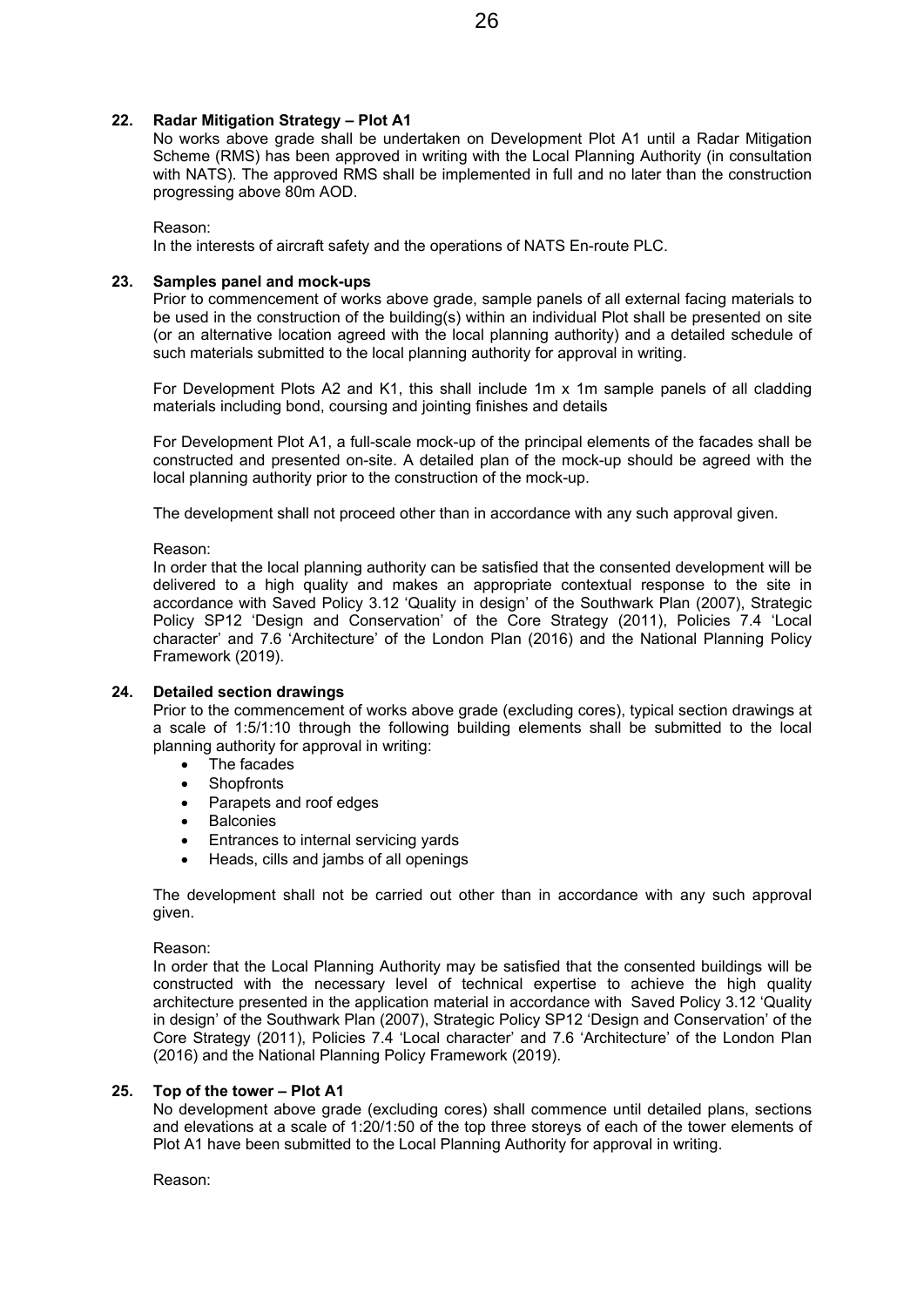**22. Radar Mitigation Strategy – Plot A1**

No works above grade shall be undertaken on Development Plot A1 until a Radar Mitigation Scheme (RMS) has been approved in writing with the Local Planning Authority (in consultation with NATS). The approved RMS shall be implemented in full and no later than the construction progressing above 80m AOD.

Reason:
In the interests of aircraft safety and the operations of NATS En-route PLC.

**23. Samples panel and mock-ups**

Prior to commencement of works above grade, sample panels of all external facing materials to be used in the construction of the building(s) within an individual Plot shall be presented on site (or an alternative location agreed with the local planning authority) and a detailed schedule of such materials submitted to the local planning authority for approval in writing.

For Development Plots A2 and K1, this shall include 1m x 1m sample panels of all cladding materials including bond, coursing and jointing finishes and details

For Development Plot A1, a full-scale mock-up of the principal elements of the facades shall be constructed and presented on-site. A detailed plan of the mock-up should be agreed with the local planning authority prior to the construction of the mock-up.

The development shall not proceed other than in accordance with any such approval given.

Reason:
In order that the local planning authority can be satisfied that the consented development will be delivered to a high quality and makes an appropriate contextual response to the site in accordance with Saved Policy 3.12 'Quality in design' of the Southwark Plan (2007), Strategic Policy SP12 'Design and Conservation' of the Core Strategy (2011), Policies 7.4 'Local character' and 7.6 'Architecture' of the London Plan (2016) and the National Planning Policy Framework (2019).

**24. Detailed section drawings**

Prior to the commencement of works above grade (excluding cores), typical section drawings at a scale of 1:5/1:10 through the following building elements shall be submitted to the local planning authority for approval in writing:

- The facades
- Shopfronts
- Parapets and roof edges
- Balconies
- Entrances to internal servicing yards
- Heads, cills and jambs of all openings

The development shall not be carried out other than in accordance with any such approval given.

Reason:
In order that the Local Planning Authority may be satisfied that the consented buildings will be constructed with the necessary level of technical expertise to achieve the high quality architecture presented in the application material in accordance with Saved Policy 3.12 'Quality in design' of the Southwark Plan (2007), Strategic Policy SP12 'Design and Conservation' of the Core Strategy (2011), Policies 7.4 'Local character' and 7.6 'Architecture' of the London Plan (2016) and the National Planning Policy Framework (2019).

**25. Top of the tower – Plot A1**

No development above grade (excluding cores) shall commence until detailed plans, sections and elevations at a scale of 1:20/1:50 of the top three storeys of each of the tower elements of Plot A1 have been submitted to the Local Planning Authority for approval in writing.

Reason: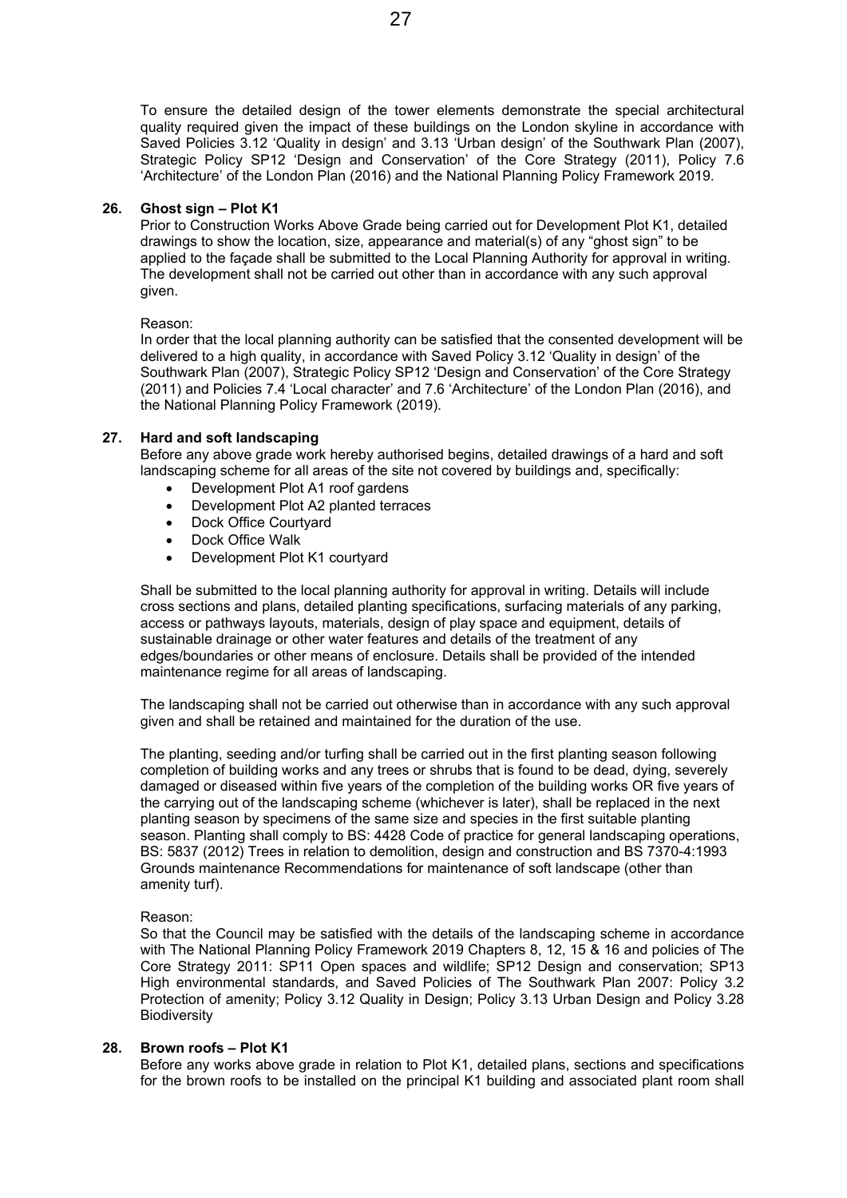To ensure the detailed design of the tower elements demonstrate the special architectural quality required given the impact of these buildings on the London skyline in accordance with Saved Policies 3.12 'Quality in design' and 3.13 'Urban design' of the Southwark Plan (2007), Strategic Policy SP12 'Design and Conservation' of the Core Strategy (2011), Policy 7.6 'Architecture' of the London Plan (2016) and the National Planning Policy Framework 2019.

**26. Ghost sign – Plot K1**

Prior to Construction Works Above Grade being carried out for Development Plot K1, detailed drawings to show the location, size, appearance and material(s) of any "ghost sign" to be applied to the façade shall be submitted to the Local Planning Authority for approval in writing. The development shall not be carried out other than in accordance with any such approval given.

Reason:
In order that the local planning authority can be satisfied that the consented development will be delivered to a high quality, in accordance with Saved Policy 3.12 'Quality in design' of the Southwark Plan (2007), Strategic Policy SP12 'Design and Conservation' of the Core Strategy (2011) and Policies 7.4 'Local character' and 7.6 'Architecture' of the London Plan (2016), and the National Planning Policy Framework (2019).

**27. Hard and soft landscaping**

Before any above grade work hereby authorised begins, detailed drawings of a hard and soft landscaping scheme for all areas of the site not covered by buildings and, specifically:

- Development Plot A1 roof gardens
- Development Plot A2 planted terraces
- Dock Office Courtyard
- Dock Office Walk
- Development Plot K1 courtyard

Shall be submitted to the local planning authority for approval in writing. Details will include cross sections and plans, detailed planting specifications, surfacing materials of any parking, access or pathways layouts, materials, design of play space and equipment, details of sustainable drainage or other water features and details of the treatment of any edges/boundaries or other means of enclosure. Details shall be provided of the intended maintenance regime for all areas of landscaping.

The landscaping shall not be carried out otherwise than in accordance with any such approval given and shall be retained and maintained for the duration of the use.

The planting, seeding and/or turfing shall be carried out in the first planting season following completion of building works and any trees or shrubs that is found to be dead, dying, severely damaged or diseased within five years of the completion of the building works OR five years of the carrying out of the landscaping scheme (whichever is later), shall be replaced in the next planting season by specimens of the same size and species in the first suitable planting season. Planting shall comply to BS: 4428 Code of practice for general landscaping operations, BS: 5837 (2012) Trees in relation to demolition, design and construction and BS 7370-4:1993 Grounds maintenance Recommendations for maintenance of soft landscape (other than amenity turf).

Reason:
So that the Council may be satisfied with the details of the landscaping scheme in accordance with The National Planning Policy Framework 2019 Chapters 8, 12, 15 & 16 and policies of The Core Strategy 2011: SP11 Open spaces and wildlife; SP12 Design and conservation; SP13 High environmental standards, and Saved Policies of The Southwark Plan 2007: Policy 3.2 Protection of amenity; Policy 3.12 Quality in Design; Policy 3.13 Urban Design and Policy 3.28 Biodiversity

**28. Brown roofs – Plot K1**

Before any works above grade in relation to Plot K1, detailed plans, sections and specifications for the brown roofs to be installed on the principal K1 building and associated plant room shall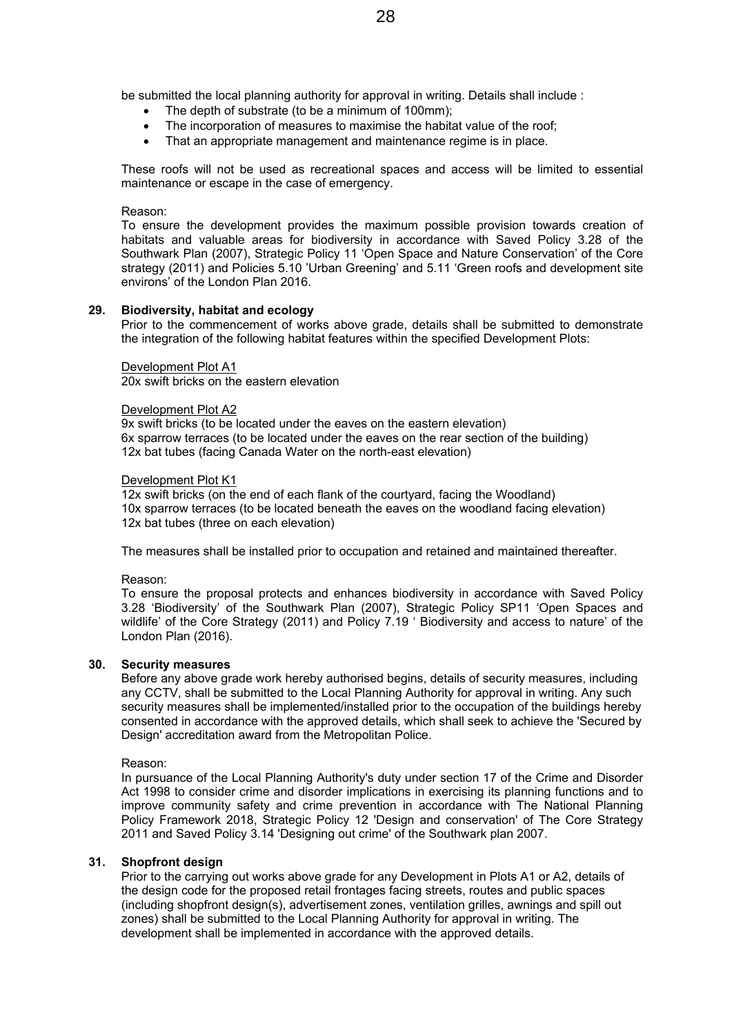be submitted the local planning authority for approval in writing. Details shall include :

- The depth of substrate (to be a minimum of 100mm);
- The incorporation of measures to maximise the habitat value of the roof;
- That an appropriate management and maintenance regime is in place.

These roofs will not be used as recreational spaces and access will be limited to essential maintenance or escape in the case of emergency.

Reason:
To ensure the development provides the maximum possible provision towards creation of habitats and valuable areas for biodiversity in accordance with Saved Policy 3.28 of the Southwark Plan (2007), Strategic Policy 11 'Open Space and Nature Conservation' of the Core strategy (2011) and Policies 5.10 'Urban Greening' and 5.11 'Green roofs and development site environs' of the London Plan 2016.

**29. Biodiversity, habitat and ecology**

Prior to the commencement of works above grade, details shall be submitted to demonstrate the integration of the following habitat features within the specified Development Plots:

Development Plot A1
20x swift bricks on the eastern elevation

Development Plot A2
9x swift bricks (to be located under the eaves on the eastern elevation)
6x sparrow terraces (to be located under the eaves on the rear section of the building)
12x bat tubes (facing Canada Water on the north-east elevation)

Development Plot K1
12x swift bricks (on the end of each flank of the courtyard, facing the Woodland)
10x sparrow terraces (to be located beneath the eaves on the woodland facing elevation)
12x bat tubes (three on each elevation)

The measures shall be installed prior to occupation and retained and maintained thereafter.

Reason:
To ensure the proposal protects and enhances biodiversity in accordance with Saved Policy 3.28 'Biodiversity' of the Southwark Plan (2007), Strategic Policy SP11 'Open Spaces and wildlife' of the Core Strategy (2011) and Policy 7.19 ' Biodiversity and access to nature' of the London Plan (2016).

**30. Security measures**

Before any above grade work hereby authorised begins, details of security measures, including any CCTV, shall be submitted to the Local Planning Authority for approval in writing. Any such security measures shall be implemented/installed prior to the occupation of the buildings hereby consented in accordance with the approved details, which shall seek to achieve the 'Secured by Design' accreditation award from the Metropolitan Police.

Reason:
In pursuance of the Local Planning Authority's duty under section 17 of the Crime and Disorder Act 1998 to consider crime and disorder implications in exercising its planning functions and to improve community safety and crime prevention in accordance with The National Planning Policy Framework 2018, Strategic Policy 12 'Design and conservation' of The Core Strategy 2011 and Saved Policy 3.14 'Designing out crime' of the Southwark plan 2007.

**31. Shopfront design**

Prior to the carrying out works above grade for any Development in Plots A1 or A2, details of the design code for the proposed retail frontages facing streets, routes and public spaces (including shopfront design(s), advertisement zones, ventilation grilles, awnings and spill out zones) shall be submitted to the Local Planning Authority for approval in writing. The development shall be implemented in accordance with the approved details.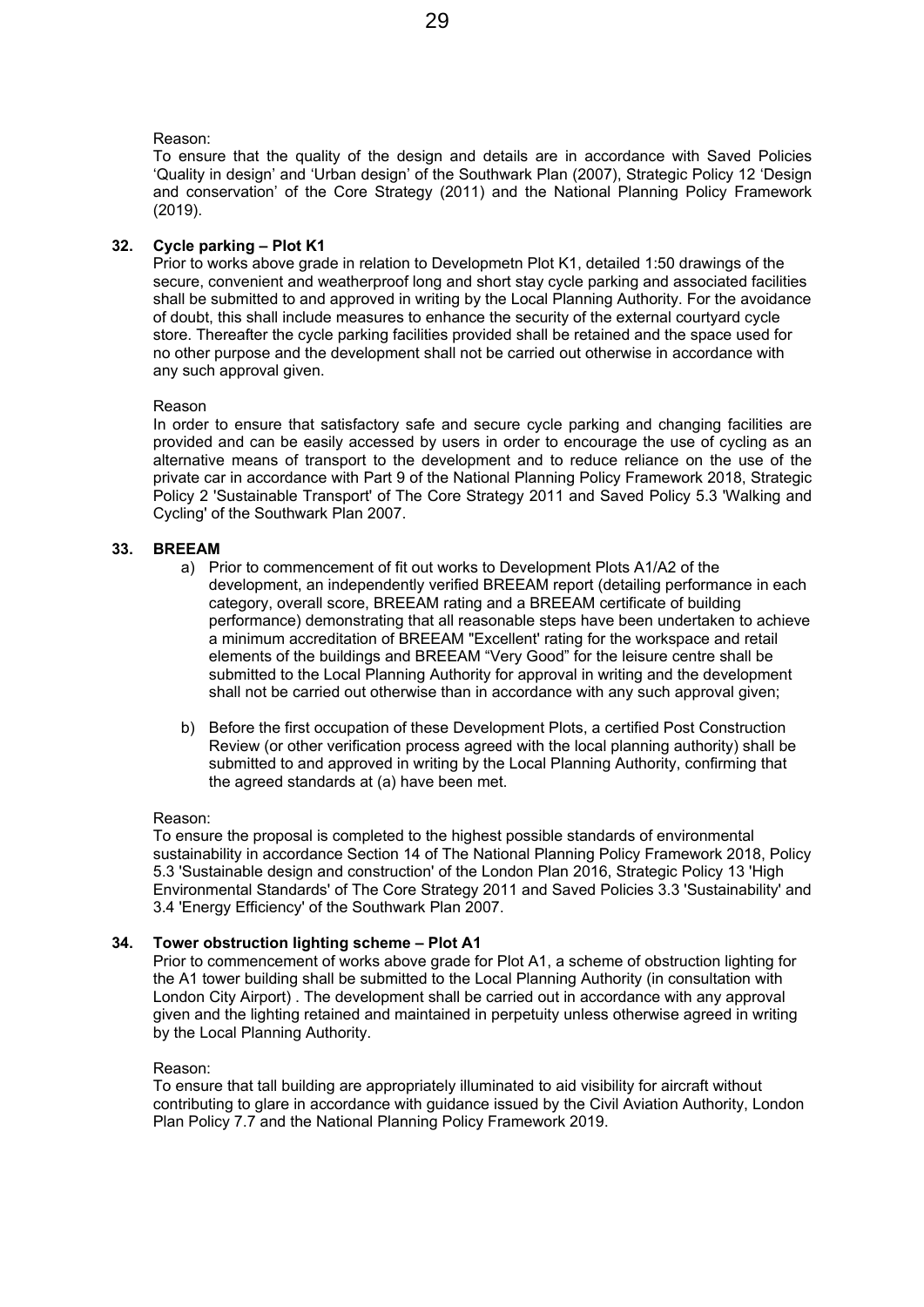Reason:

To ensure that the quality of the design and details are in accordance with Saved Policies 'Quality in design' and 'Urban design' of the Southwark Plan (2007), Strategic Policy 12 'Design and conservation' of the Core Strategy (2011) and the National Planning Policy Framework (2019).

**32. Cycle parking – Plot K1**

Prior to works above grade in relation to Developmetn Plot K1, detailed 1:50 drawings of the secure, convenient and weatherproof long and short stay cycle parking and associated facilities shall be submitted to and approved in writing by the Local Planning Authority. For the avoidance of doubt, this shall include measures to enhance the security of the external courtyard cycle store. Thereafter the cycle parking facilities provided shall be retained and the space used for no other purpose and the development shall not be carried out otherwise in accordance with any such approval given.

Reason

In order to ensure that satisfactory safe and secure cycle parking and changing facilities are provided and can be easily accessed by users in order to encourage the use of cycling as an alternative means of transport to the development and to reduce reliance on the use of the private car in accordance with Part 9 of the National Planning Policy Framework 2018, Strategic Policy 2 'Sustainable Transport' of The Core Strategy 2011 and Saved Policy 5.3 'Walking and Cycling' of the Southwark Plan 2007.

**33. BREEAM**

a) Prior to commencement of fit out works to Development Plots A1/A2 of the development, an independently verified BREEAM report (detailing performance in each category, overall score, BREEAM rating and a BREEAM certificate of building performance) demonstrating that all reasonable steps have been undertaken to achieve a minimum accreditation of BREEAM "Excellent' rating for the workspace and retail elements of the buildings and BREEAM "Very Good" for the leisure centre shall be submitted to the Local Planning Authority for approval in writing and the development shall not be carried out otherwise than in accordance with any such approval given;

b) Before the first occupation of these Development Plots, a certified Post Construction Review (or other verification process agreed with the local planning authority) shall be submitted to and approved in writing by the Local Planning Authority, confirming that the agreed standards at (a) have been met.

Reason:

To ensure the proposal is completed to the highest possible standards of environmental sustainability in accordance Section 14 of The National Planning Policy Framework 2018, Policy 5.3 'Sustainable design and construction' of the London Plan 2016, Strategic Policy 13 'High Environmental Standards' of The Core Strategy 2011 and Saved Policies 3.3 'Sustainability' and 3.4 'Energy Efficiency' of the Southwark Plan 2007.

**34. Tower obstruction lighting scheme – Plot A1**

Prior to commencement of works above grade for Plot A1, a scheme of obstruction lighting for the A1 tower building shall be submitted to the Local Planning Authority (in consultation with London City Airport) . The development shall be carried out in accordance with any approval given and the lighting retained and maintained in perpetuity unless otherwise agreed in writing by the Local Planning Authority.

Reason:

To ensure that tall building are appropriately illuminated to aid visibility for aircraft without contributing to glare in accordance with guidance issued by the Civil Aviation Authority, London Plan Policy 7.7 and the National Planning Policy Framework 2019.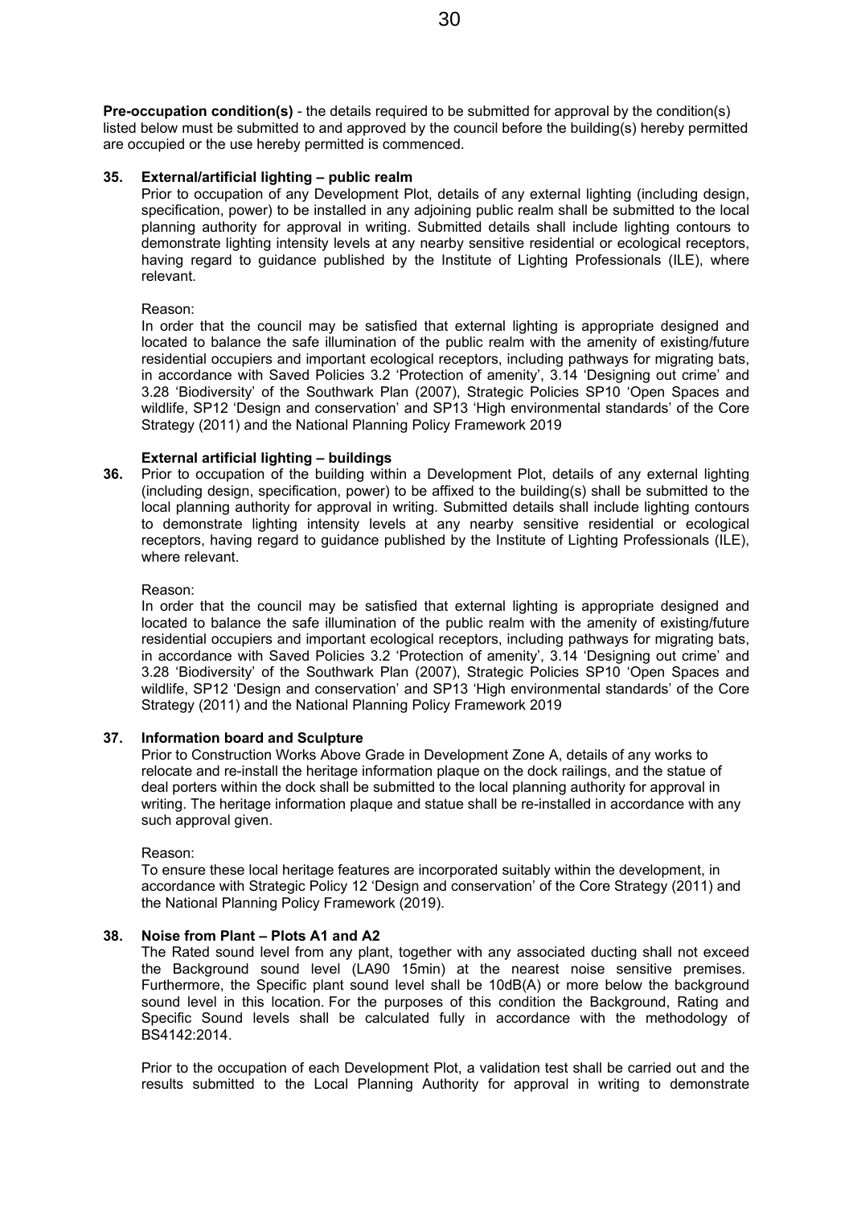**Pre-occupation condition(s)** - the details required to be submitted for approval by the condition(s) listed below must be submitted to and approved by the council before the building(s) hereby permitted are occupied or the use hereby permitted is commenced.

**35. External/artificial lighting – public realm**

Prior to occupation of any Development Plot, details of any external lighting (including design, specification, power) to be installed in any adjoining public realm shall be submitted to the local planning authority for approval in writing. Submitted details shall include lighting contours to demonstrate lighting intensity levels at any nearby sensitive residential or ecological receptors, having regard to guidance published by the Institute of Lighting Professionals (ILE), where relevant.

Reason:

In order that the council may be satisfied that external lighting is appropriate designed and located to balance the safe illumination of the public realm with the amenity of existing/future residential occupiers and important ecological receptors, including pathways for migrating bats, in accordance with Saved Policies 3.2 'Protection of amenity', 3.14 'Designing out crime' and 3.28 'Biodiversity' of the Southwark Plan (2007), Strategic Policies SP10 'Open Spaces and wildlife, SP12 'Design and conservation' and SP13 'High environmental standards' of the Core Strategy (2011) and the National Planning Policy Framework 2019

**External artificial lighting – buildings**

**36.** Prior to occupation of the building within a Development Plot, details of any external lighting (including design, specification, power) to be affixed to the building(s) shall be submitted to the local planning authority for approval in writing. Submitted details shall include lighting contours to demonstrate lighting intensity levels at any nearby sensitive residential or ecological receptors, having regard to guidance published by the Institute of Lighting Professionals (ILE), where relevant.

Reason:

In order that the council may be satisfied that external lighting is appropriate designed and located to balance the safe illumination of the public realm with the amenity of existing/future residential occupiers and important ecological receptors, including pathways for migrating bats, in accordance with Saved Policies 3.2 'Protection of amenity', 3.14 'Designing out crime' and 3.28 'Biodiversity' of the Southwark Plan (2007), Strategic Policies SP10 'Open Spaces and wildlife, SP12 'Design and conservation' and SP13 'High environmental standards' of the Core Strategy (2011) and the National Planning Policy Framework 2019

**37. Information board and Sculpture**

Prior to Construction Works Above Grade in Development Zone A, details of any works to relocate and re-install the heritage information plaque on the dock railings, and the statue of deal porters within the dock shall be submitted to the local planning authority for approval in writing. The heritage information plaque and statue shall be re-installed in accordance with any such approval given.

Reason:

To ensure these local heritage features are incorporated suitably within the development, in accordance with Strategic Policy 12 'Design and conservation' of the Core Strategy (2011) and the National Planning Policy Framework (2019).

**38. Noise from Plant – Plots A1 and A2**

The Rated sound level from any plant, together with any associated ducting shall not exceed the Background sound level (LA90 15min) at the nearest noise sensitive premises. Furthermore, the Specific plant sound level shall be 10dB(A) or more below the background sound level in this location. For the purposes of this condition the Background, Rating and Specific Sound levels shall be calculated fully in accordance with the methodology of BS4142:2014.

Prior to the occupation of each Development Plot, a validation test shall be carried out and the results submitted to the Local Planning Authority for approval in writing to demonstrate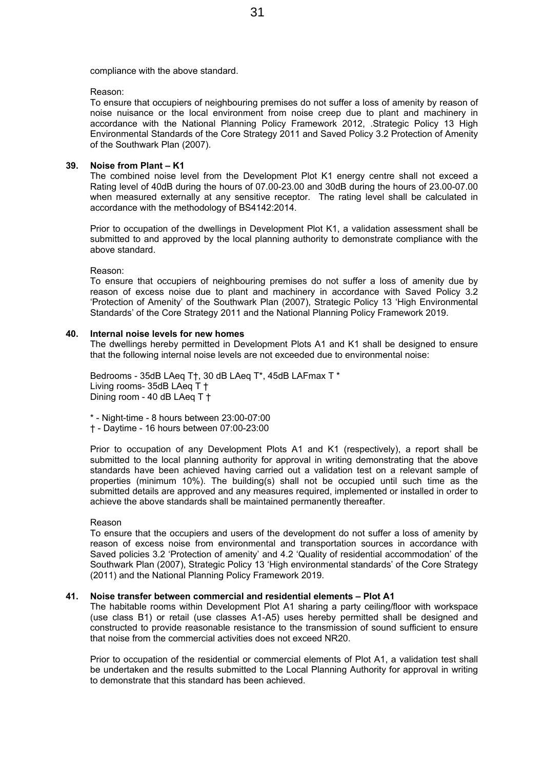compliance with the above standard.

Reason:
To ensure that occupiers of neighbouring premises do not suffer a loss of amenity by reason of noise nuisance or the local environment from noise creep due to plant and machinery in accordance with the National Planning Policy Framework 2012, .Strategic Policy 13 High Environmental Standards of the Core Strategy 2011 and Saved Policy 3.2 Protection of Amenity of the Southwark Plan (2007).

**39. Noise from Plant – K1**

The combined noise level from the Development Plot K1 energy centre shall not exceed a Rating level of 40dB during the hours of 07.00-23.00 and 30dB during the hours of 23.00-07.00 when measured externally at any sensitive receptor. The rating level shall be calculated in accordance with the methodology of BS4142:2014.

Prior to occupation of the dwellings in Development Plot K1, a validation assessment shall be submitted to and approved by the local planning authority to demonstrate compliance with the above standard.

Reason:
To ensure that occupiers of neighbouring premises do not suffer a loss of amenity due by reason of excess noise due to plant and machinery in accordance with Saved Policy 3.2 'Protection of Amenity' of the Southwark Plan (2007), Strategic Policy 13 'High Environmental Standards' of the Core Strategy 2011 and the National Planning Policy Framework 2019.

**40. Internal noise levels for new homes**

The dwellings hereby permitted in Development Plots A1 and K1 shall be designed to ensure that the following internal noise levels are not exceeded due to environmental noise:

Bedrooms - 35dB LAeq T†, 30 dB LAeq T*, 45dB LAFmax T *
Living rooms- 35dB LAeq T †
Dining room - 40 dB LAeq T †

\* - Night-time - 8 hours between 23:00-07:00
† - Daytime - 16 hours between 07:00-23:00

Prior to occupation of any Development Plots A1 and K1 (respectively), a report shall be submitted to the local planning authority for approval in writing demonstrating that the above standards have been achieved having carried out a validation test on a relevant sample of properties (minimum 10%). The building(s) shall not be occupied until such time as the submitted details are approved and any measures required, implemented or installed in order to achieve the above standards shall be maintained permanently thereafter.

Reason
To ensure that the occupiers and users of the development do not suffer a loss of amenity by reason of excess noise from environmental and transportation sources in accordance with Saved policies 3.2 'Protection of amenity' and 4.2 'Quality of residential accommodation' of the Southwark Plan (2007), Strategic Policy 13 'High environmental standards' of the Core Strategy (2011) and the National Planning Policy Framework 2019.

**41. Noise transfer between commercial and residential elements – Plot A1**

The habitable rooms within Development Plot A1 sharing a party ceiling/floor with workspace (use class B1) or retail (use classes A1-A5) uses hereby permitted shall be designed and constructed to provide reasonable resistance to the transmission of sound sufficient to ensure that noise from the commercial activities does not exceed NR20.

Prior to occupation of the residential or commercial elements of Plot A1, a validation test shall be undertaken and the results submitted to the Local Planning Authority for approval in writing to demonstrate that this standard has been achieved.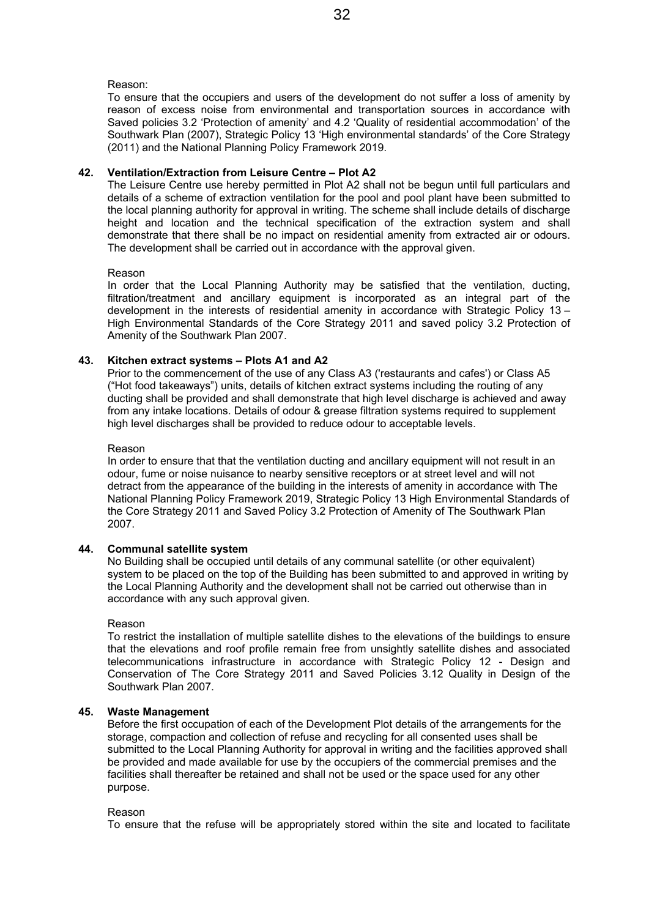Reason:

To ensure that the occupiers and users of the development do not suffer a loss of amenity by reason of excess noise from environmental and transportation sources in accordance with Saved policies 3.2 'Protection of amenity' and 4.2 'Quality of residential accommodation' of the Southwark Plan (2007), Strategic Policy 13 'High environmental standards' of the Core Strategy (2011) and the National Planning Policy Framework 2019.

**42. Ventilation/Extraction from Leisure Centre – Plot A2**

The Leisure Centre use hereby permitted in Plot A2 shall not be begun until full particulars and details of a scheme of extraction ventilation for the pool and pool plant have been submitted to the local planning authority for approval in writing. The scheme shall include details of discharge height and location and the technical specification of the extraction system and shall demonstrate that there shall be no impact on residential amenity from extracted air or odours. The development shall be carried out in accordance with the approval given.

Reason

In order that the Local Planning Authority may be satisfied that the ventilation, ducting, filtration/treatment and ancillary equipment is incorporated as an integral part of the development in the interests of residential amenity in accordance with Strategic Policy 13 – High Environmental Standards of the Core Strategy 2011 and saved policy 3.2 Protection of Amenity of the Southwark Plan 2007.

**43. Kitchen extract systems – Plots A1 and A2**

Prior to the commencement of the use of any Class A3 ('restaurants and cafes') or Class A5 ("Hot food takeaways") units, details of kitchen extract systems including the routing of any ducting shall be provided and shall demonstrate that high level discharge is achieved and away from any intake locations. Details of odour & grease filtration systems required to supplement high level discharges shall be provided to reduce odour to acceptable levels.

Reason

In order to ensure that that the ventilation ducting and ancillary equipment will not result in an odour, fume or noise nuisance to nearby sensitive receptors or at street level and will not detract from the appearance of the building in the interests of amenity in accordance with The National Planning Policy Framework 2019, Strategic Policy 13 High Environmental Standards of the Core Strategy 2011 and Saved Policy 3.2 Protection of Amenity of The Southwark Plan 2007.

**44. Communal satellite system**

No Building shall be occupied until details of any communal satellite (or other equivalent) system to be placed on the top of the Building has been submitted to and approved in writing by the Local Planning Authority and the development shall not be carried out otherwise than in accordance with any such approval given.

Reason

To restrict the installation of multiple satellite dishes to the elevations of the buildings to ensure that the elevations and roof profile remain free from unsightly satellite dishes and associated telecommunications infrastructure in accordance with Strategic Policy 12 - Design and Conservation of The Core Strategy 2011 and Saved Policies 3.12 Quality in Design of the Southwark Plan 2007.

**45. Waste Management**

Before the first occupation of each of the Development Plot details of the arrangements for the storage, compaction and collection of refuse and recycling for all consented uses shall be submitted to the Local Planning Authority for approval in writing and the facilities approved shall be provided and made available for use by the occupiers of the commercial premises and the facilities shall thereafter be retained and shall not be used or the space used for any other purpose.

Reason

To ensure that the refuse will be appropriately stored within the site and located to facilitate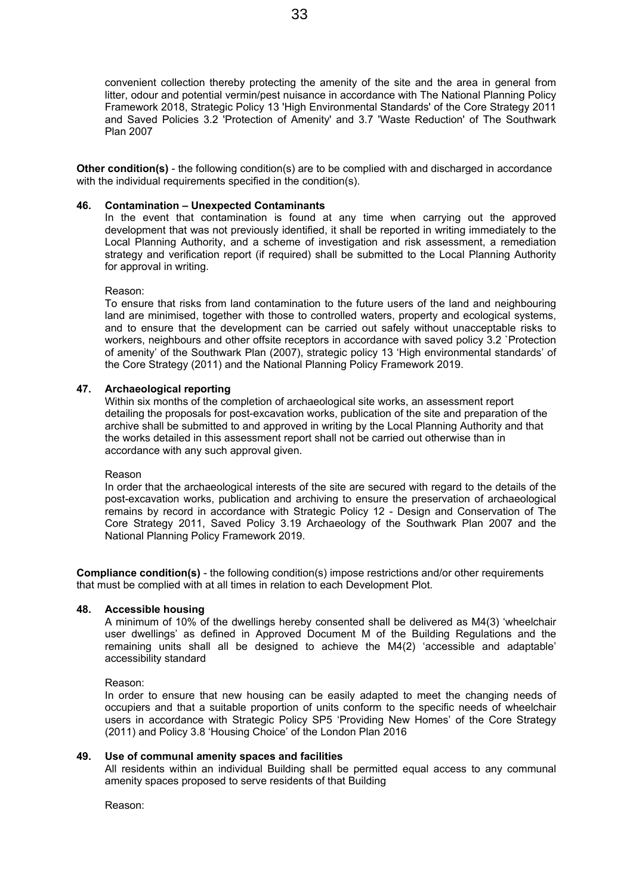convenient collection thereby protecting the amenity of the site and the area in general from litter, odour and potential vermin/pest nuisance in accordance with The National Planning Policy Framework 2018, Strategic Policy 13 'High Environmental Standards' of the Core Strategy 2011 and Saved Policies 3.2 'Protection of Amenity' and 3.7 'Waste Reduction' of The Southwark Plan 2007

**Other condition(s)** - the following condition(s) are to be complied with and discharged in accordance with the individual requirements specified in the condition(s).

**46. Contamination – Unexpected Contaminants**

In the event that contamination is found at any time when carrying out the approved development that was not previously identified, it shall be reported in writing immediately to the Local Planning Authority, and a scheme of investigation and risk assessment, a remediation strategy and verification report (if required) shall be submitted to the Local Planning Authority for approval in writing.

Reason:

To ensure that risks from land contamination to the future users of the land and neighbouring land are minimised, together with those to controlled waters, property and ecological systems, and to ensure that the development can be carried out safely without unacceptable risks to workers, neighbours and other offsite receptors in accordance with saved policy 3.2 `Protection of amenity' of the Southwark Plan (2007), strategic policy 13 'High environmental standards' of the Core Strategy (2011) and the National Planning Policy Framework 2019.

**47. Archaeological reporting**

Within six months of the completion of archaeological site works, an assessment report detailing the proposals for post-excavation works, publication of the site and preparation of the archive shall be submitted to and approved in writing by the Local Planning Authority and that the works detailed in this assessment report shall not be carried out otherwise than in accordance with any such approval given.

Reason

In order that the archaeological interests of the site are secured with regard to the details of the post-excavation works, publication and archiving to ensure the preservation of archaeological remains by record in accordance with Strategic Policy 12 - Design and Conservation of The Core Strategy 2011, Saved Policy 3.19 Archaeology of the Southwark Plan 2007 and the National Planning Policy Framework 2019.

**Compliance condition(s)** - the following condition(s) impose restrictions and/or other requirements that must be complied with at all times in relation to each Development Plot.

**48. Accessible housing**

A minimum of 10% of the dwellings hereby consented shall be delivered as M4(3) 'wheelchair user dwellings' as defined in Approved Document M of the Building Regulations and the remaining units shall all be designed to achieve the M4(2) 'accessible and adaptable' accessibility standard

Reason:

In order to ensure that new housing can be easily adapted to meet the changing needs of occupiers and that a suitable proportion of units conform to the specific needs of wheelchair users in accordance with Strategic Policy SP5 'Providing New Homes' of the Core Strategy (2011) and Policy 3.8 'Housing Choice' of the London Plan 2016

**49. Use of communal amenity spaces and facilities**

All residents within an individual Building shall be permitted equal access to any communal amenity spaces proposed to serve residents of that Building

Reason: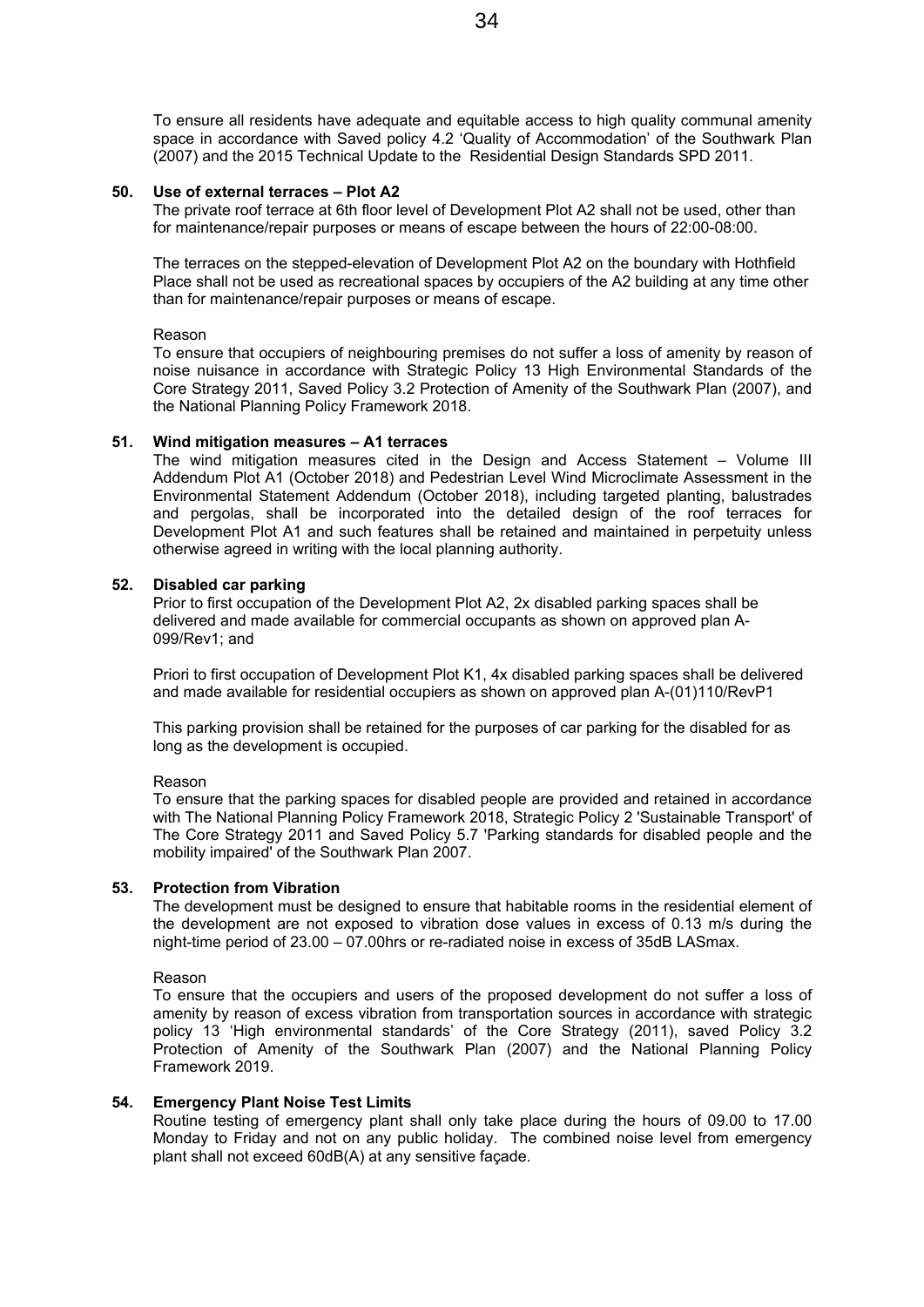To ensure all residents have adequate and equitable access to high quality communal amenity space in accordance with Saved policy 4.2 'Quality of Accommodation' of the Southwark Plan (2007) and the 2015 Technical Update to the Residential Design Standards SPD 2011.

**50. Use of external terraces – Plot A2**

The private roof terrace at 6th floor level of Development Plot A2 shall not be used, other than for maintenance/repair purposes or means of escape between the hours of 22:00-08:00.

The terraces on the stepped-elevation of Development Plot A2 on the boundary with Hothfield Place shall not be used as recreational spaces by occupiers of the A2 building at any time other than for maintenance/repair purposes or means of escape.

Reason

To ensure that occupiers of neighbouring premises do not suffer a loss of amenity by reason of noise nuisance in accordance with Strategic Policy 13 High Environmental Standards of the Core Strategy 2011, Saved Policy 3.2 Protection of Amenity of the Southwark Plan (2007), and the National Planning Policy Framework 2018.

**51. Wind mitigation measures – A1 terraces**

The wind mitigation measures cited in the Design and Access Statement – Volume III Addendum Plot A1 (October 2018) and Pedestrian Level Wind Microclimate Assessment in the Environmental Statement Addendum (October 2018), including targeted planting, balustrades and pergolas, shall be incorporated into the detailed design of the roof terraces for Development Plot A1 and such features shall be retained and maintained in perpetuity unless otherwise agreed in writing with the local planning authority.

**52. Disabled car parking**

Prior to first occupation of the Development Plot A2, 2x disabled parking spaces shall be delivered and made available for commercial occupants as shown on approved plan A-099/Rev1; and

Priori to first occupation of Development Plot K1, 4x disabled parking spaces shall be delivered and made available for residential occupiers as shown on approved plan A-(01)110/RevP1

This parking provision shall be retained for the purposes of car parking for the disabled for as long as the development is occupied.

Reason

To ensure that the parking spaces for disabled people are provided and retained in accordance with The National Planning Policy Framework 2018, Strategic Policy 2 'Sustainable Transport' of The Core Strategy 2011 and Saved Policy 5.7 'Parking standards for disabled people and the mobility impaired' of the Southwark Plan 2007.

**53. Protection from Vibration**

The development must be designed to ensure that habitable rooms in the residential element of the development are not exposed to vibration dose values in excess of 0.13 m/s during the night-time period of 23.00 – 07.00hrs or re-radiated noise in excess of 35dB LASmax.

Reason

To ensure that the occupiers and users of the proposed development do not suffer a loss of amenity by reason of excess vibration from transportation sources in accordance with strategic policy 13 'High environmental standards' of the Core Strategy (2011), saved Policy 3.2 Protection of Amenity of the Southwark Plan (2007) and the National Planning Policy Framework 2019.

**54. Emergency Plant Noise Test Limits**

Routine testing of emergency plant shall only take place during the hours of 09.00 to 17.00 Monday to Friday and not on any public holiday. The combined noise level from emergency plant shall not exceed 60dB(A) at any sensitive façade.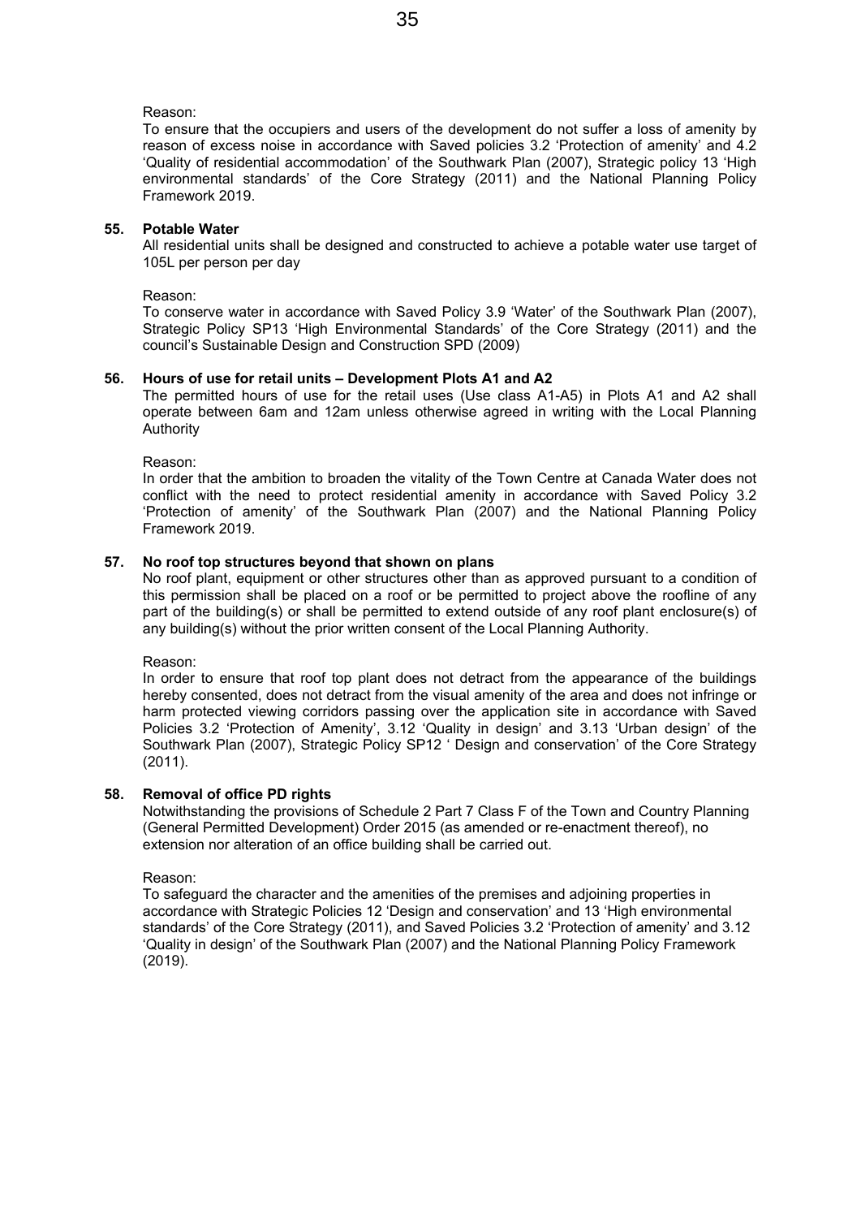Reason:

To ensure that the occupiers and users of the development do not suffer a loss of amenity by reason of excess noise in accordance with Saved policies 3.2 'Protection of amenity' and 4.2 'Quality of residential accommodation' of the Southwark Plan (2007), Strategic policy 13 'High environmental standards' of the Core Strategy (2011) and the National Planning Policy Framework 2019.

**55. Potable Water**

All residential units shall be designed and constructed to achieve a potable water use target of 105L per person per day

Reason:

To conserve water in accordance with Saved Policy 3.9 'Water' of the Southwark Plan (2007), Strategic Policy SP13 'High Environmental Standards' of the Core Strategy (2011) and the council's Sustainable Design and Construction SPD (2009)

**56. Hours of use for retail units – Development Plots A1 and A2**

The permitted hours of use for the retail uses (Use class A1-A5) in Plots A1 and A2 shall operate between 6am and 12am unless otherwise agreed in writing with the Local Planning Authority

Reason:

In order that the ambition to broaden the vitality of the Town Centre at Canada Water does not conflict with the need to protect residential amenity in accordance with Saved Policy 3.2 'Protection of amenity' of the Southwark Plan (2007) and the National Planning Policy Framework 2019.

**57. No roof top structures beyond that shown on plans**

No roof plant, equipment or other structures other than as approved pursuant to a condition of this permission shall be placed on a roof or be permitted to project above the roofline of any part of the building(s) or shall be permitted to extend outside of any roof plant enclosure(s) of any building(s) without the prior written consent of the Local Planning Authority.

Reason:

In order to ensure that roof top plant does not detract from the appearance of the buildings hereby consented, does not detract from the visual amenity of the area and does not infringe or harm protected viewing corridors passing over the application site in accordance with Saved Policies 3.2 'Protection of Amenity', 3.12 'Quality in design' and 3.13 'Urban design' of the Southwark Plan (2007), Strategic Policy SP12 ' Design and conservation' of the Core Strategy (2011).

**58. Removal of office PD rights**

Notwithstanding the provisions of Schedule 2 Part 7 Class F of the Town and Country Planning (General Permitted Development) Order 2015 (as amended or re-enactment thereof), no extension nor alteration of an office building shall be carried out.

Reason:

To safeguard the character and the amenities of the premises and adjoining properties in accordance with Strategic Policies 12 'Design and conservation' and 13 'High environmental standards' of the Core Strategy (2011), and Saved Policies 3.2 'Protection of amenity' and 3.12 'Quality in design' of the Southwark Plan (2007) and the National Planning Policy Framework (2019).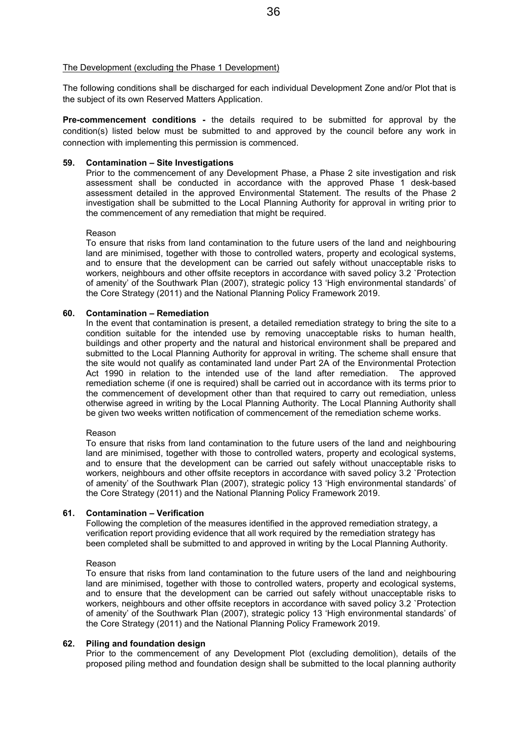The Development (excluding the Phase 1 Development)

The following conditions shall be discharged for each individual Development Zone and/or Plot that is the subject of its own Reserved Matters Application.

**Pre-commencement conditions -** the details required to be submitted for approval by the condition(s) listed below must be submitted to and approved by the council before any work in connection with implementing this permission is commenced.

**59. Contamination – Site Investigations**

Prior to the commencement of any Development Phase, a Phase 2 site investigation and risk assessment shall be conducted in accordance with the approved Phase 1 desk-based assessment detailed in the approved Environmental Statement. The results of the Phase 2 investigation shall be submitted to the Local Planning Authority for approval in writing prior to the commencement of any remediation that might be required.

Reason

To ensure that risks from land contamination to the future users of the land and neighbouring land are minimised, together with those to controlled waters, property and ecological systems, and to ensure that the development can be carried out safely without unacceptable risks to workers, neighbours and other offsite receptors in accordance with saved policy 3.2 `Protection of amenity' of the Southwark Plan (2007), strategic policy 13 'High environmental standards' of the Core Strategy (2011) and the National Planning Policy Framework 2019.

**60. Contamination – Remediation**

In the event that contamination is present, a detailed remediation strategy to bring the site to a condition suitable for the intended use by removing unacceptable risks to human health, buildings and other property and the natural and historical environment shall be prepared and submitted to the Local Planning Authority for approval in writing. The scheme shall ensure that the site would not qualify as contaminated land under Part 2A of the Environmental Protection Act 1990 in relation to the intended use of the land after remediation. The approved remediation scheme (if one is required) shall be carried out in accordance with its terms prior to the commencement of development other than that required to carry out remediation, unless otherwise agreed in writing by the Local Planning Authority. The Local Planning Authority shall be given two weeks written notification of commencement of the remediation scheme works.

Reason

To ensure that risks from land contamination to the future users of the land and neighbouring land are minimised, together with those to controlled waters, property and ecological systems, and to ensure that the development can be carried out safely without unacceptable risks to workers, neighbours and other offsite receptors in accordance with saved policy 3.2 `Protection of amenity' of the Southwark Plan (2007), strategic policy 13 'High environmental standards' of the Core Strategy (2011) and the National Planning Policy Framework 2019.

**61. Contamination – Verification**

Following the completion of the measures identified in the approved remediation strategy, a verification report providing evidence that all work required by the remediation strategy has been completed shall be submitted to and approved in writing by the Local Planning Authority.

Reason

To ensure that risks from land contamination to the future users of the land and neighbouring land are minimised, together with those to controlled waters, property and ecological systems, and to ensure that the development can be carried out safely without unacceptable risks to workers, neighbours and other offsite receptors in accordance with saved policy 3.2 `Protection of amenity' of the Southwark Plan (2007), strategic policy 13 'High environmental standards' of the Core Strategy (2011) and the National Planning Policy Framework 2019.

**62. Piling and foundation design**

Prior to the commencement of any Development Plot (excluding demolition), details of the proposed piling method and foundation design shall be submitted to the local planning authority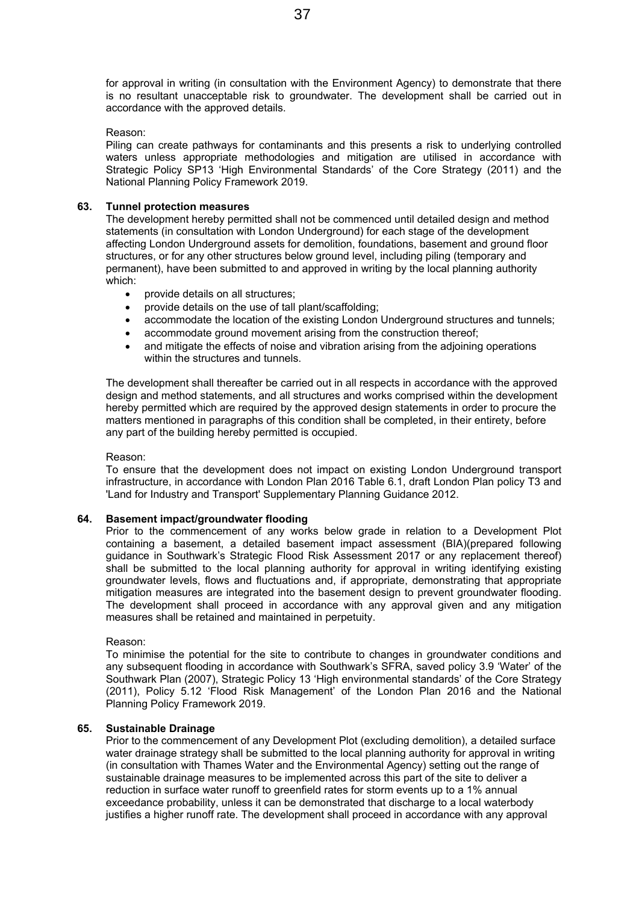for approval in writing (in consultation with the Environment Agency) to demonstrate that there is no resultant unacceptable risk to groundwater. The development shall be carried out in accordance with the approved details.

Reason:
Piling can create pathways for contaminants and this presents a risk to underlying controlled waters unless appropriate methodologies and mitigation are utilised in accordance with Strategic Policy SP13 'High Environmental Standards' of the Core Strategy (2011) and the National Planning Policy Framework 2019.

**63. Tunnel protection measures**

The development hereby permitted shall not be commenced until detailed design and method statements (in consultation with London Underground) for each stage of the development affecting London Underground assets for demolition, foundations, basement and ground floor structures, or for any other structures below ground level, including piling (temporary and permanent), have been submitted to and approved in writing by the local planning authority which:

- provide details on all structures;
- provide details on the use of tall plant/scaffolding;
- accommodate the location of the existing London Underground structures and tunnels;
- accommodate ground movement arising from the construction thereof;
- and mitigate the effects of noise and vibration arising from the adjoining operations within the structures and tunnels.

The development shall thereafter be carried out in all respects in accordance with the approved design and method statements, and all structures and works comprised within the development hereby permitted which are required by the approved design statements in order to procure the matters mentioned in paragraphs of this condition shall be completed, in their entirety, before any part of the building hereby permitted is occupied.

Reason:
To ensure that the development does not impact on existing London Underground transport infrastructure, in accordance with London Plan 2016 Table 6.1, draft London Plan policy T3 and 'Land for Industry and Transport' Supplementary Planning Guidance 2012.

**64. Basement impact/groundwater flooding**

Prior to the commencement of any works below grade in relation to a Development Plot containing a basement, a detailed basement impact assessment (BIA)(prepared following guidance in Southwark's Strategic Flood Risk Assessment 2017 or any replacement thereof) shall be submitted to the local planning authority for approval in writing identifying existing groundwater levels, flows and fluctuations and, if appropriate, demonstrating that appropriate mitigation measures are integrated into the basement design to prevent groundwater flooding. The development shall proceed in accordance with any approval given and any mitigation measures shall be retained and maintained in perpetuity.

Reason:
To minimise the potential for the site to contribute to changes in groundwater conditions and any subsequent flooding in accordance with Southwark's SFRA, saved policy 3.9 'Water' of the Southwark Plan (2007), Strategic Policy 13 'High environmental standards' of the Core Strategy (2011), Policy 5.12 'Flood Risk Management' of the London Plan 2016 and the National Planning Policy Framework 2019.

**65. Sustainable Drainage**

Prior to the commencement of any Development Plot (excluding demolition), a detailed surface water drainage strategy shall be submitted to the local planning authority for approval in writing (in consultation with Thames Water and the Environmental Agency) setting out the range of sustainable drainage measures to be implemented across this part of the site to deliver a reduction in surface water runoff to greenfield rates for storm events up to a 1% annual exceedance probability, unless it can be demonstrated that discharge to a local waterbody justifies a higher runoff rate. The development shall proceed in accordance with any approval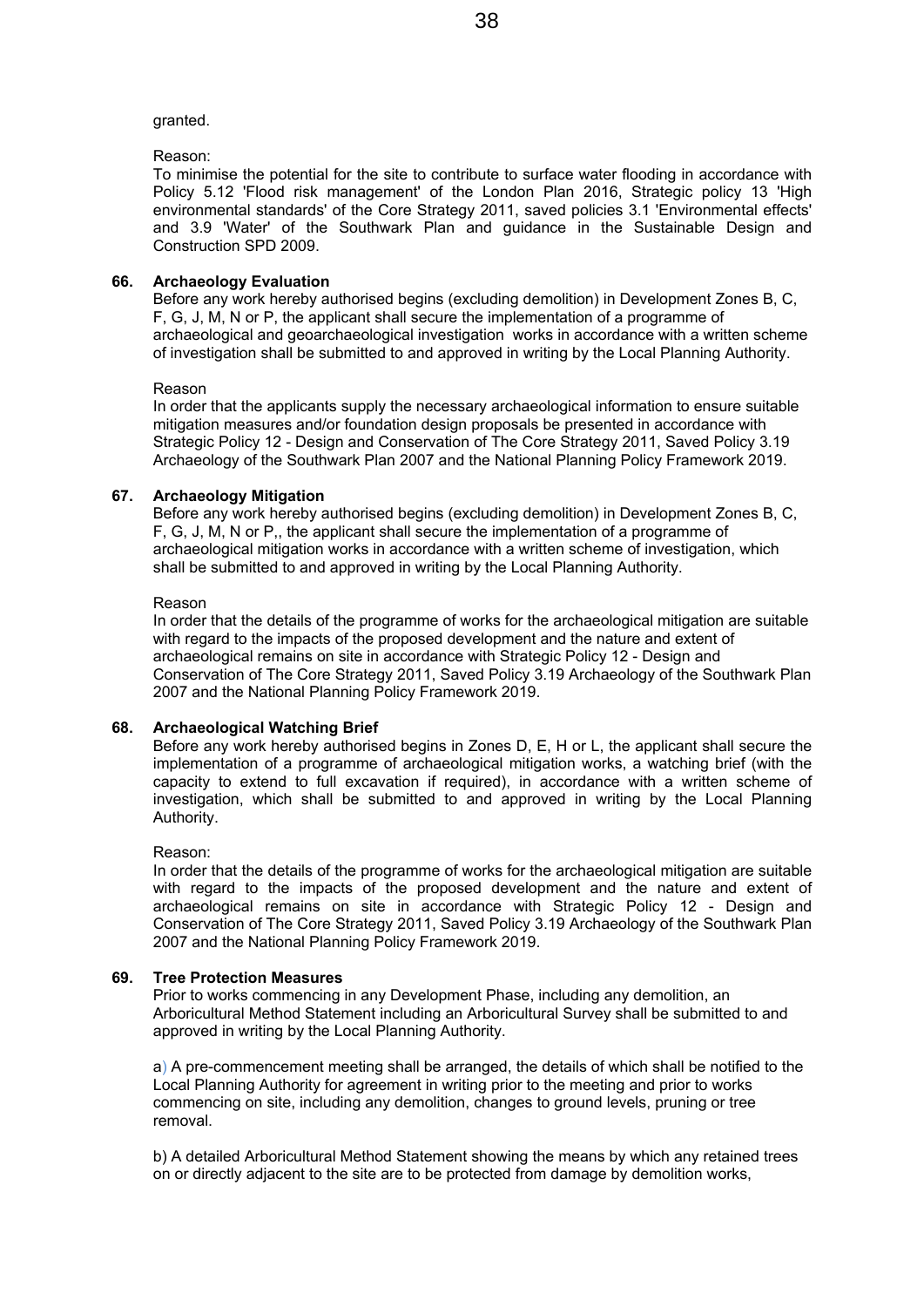granted.

Reason:
To minimise the potential for the site to contribute to surface water flooding in accordance with Policy 5.12 'Flood risk management' of the London Plan 2016, Strategic policy 13 'High environmental standards' of the Core Strategy 2011, saved policies 3.1 'Environmental effects' and 3.9 'Water' of the Southwark Plan and guidance in the Sustainable Design and Construction SPD 2009.

**66. Archaeology Evaluation**

Before any work hereby authorised begins (excluding demolition) in Development Zones B, C, F, G, J, M, N or P, the applicant shall secure the implementation of a programme of archaeological and geoarchaeological investigation works in accordance with a written scheme of investigation shall be submitted to and approved in writing by the Local Planning Authority.

Reason
In order that the applicants supply the necessary archaeological information to ensure suitable mitigation measures and/or foundation design proposals be presented in accordance with Strategic Policy 12 - Design and Conservation of The Core Strategy 2011, Saved Policy 3.19 Archaeology of the Southwark Plan 2007 and the National Planning Policy Framework 2019.

**67. Archaeology Mitigation**

Before any work hereby authorised begins (excluding demolition) in Development Zones B, C, F, G, J, M, N or P,, the applicant shall secure the implementation of a programme of archaeological mitigation works in accordance with a written scheme of investigation, which shall be submitted to and approved in writing by the Local Planning Authority.

Reason
In order that the details of the programme of works for the archaeological mitigation are suitable with regard to the impacts of the proposed development and the nature and extent of archaeological remains on site in accordance with Strategic Policy 12 - Design and Conservation of The Core Strategy 2011, Saved Policy 3.19 Archaeology of the Southwark Plan 2007 and the National Planning Policy Framework 2019.

**68. Archaeological Watching Brief**

Before any work hereby authorised begins in Zones D, E, H or L, the applicant shall secure the implementation of a programme of archaeological mitigation works, a watching brief (with the capacity to extend to full excavation if required), in accordance with a written scheme of investigation, which shall be submitted to and approved in writing by the Local Planning Authority.

Reason:
In order that the details of the programme of works for the archaeological mitigation are suitable with regard to the impacts of the proposed development and the nature and extent of archaeological remains on site in accordance with Strategic Policy 12 - Design and Conservation of The Core Strategy 2011, Saved Policy 3.19 Archaeology of the Southwark Plan 2007 and the National Planning Policy Framework 2019.

**69. Tree Protection Measures**

Prior to works commencing in any Development Phase, including any demolition, an Arboricultural Method Statement including an Arboricultural Survey shall be submitted to and approved in writing by the Local Planning Authority.

a) A pre-commencement meeting shall be arranged, the details of which shall be notified to the Local Planning Authority for agreement in writing prior to the meeting and prior to works commencing on site, including any demolition, changes to ground levels, pruning or tree removal.

b) A detailed Arboricultural Method Statement showing the means by which any retained trees on or directly adjacent to the site are to be protected from damage by demolition works,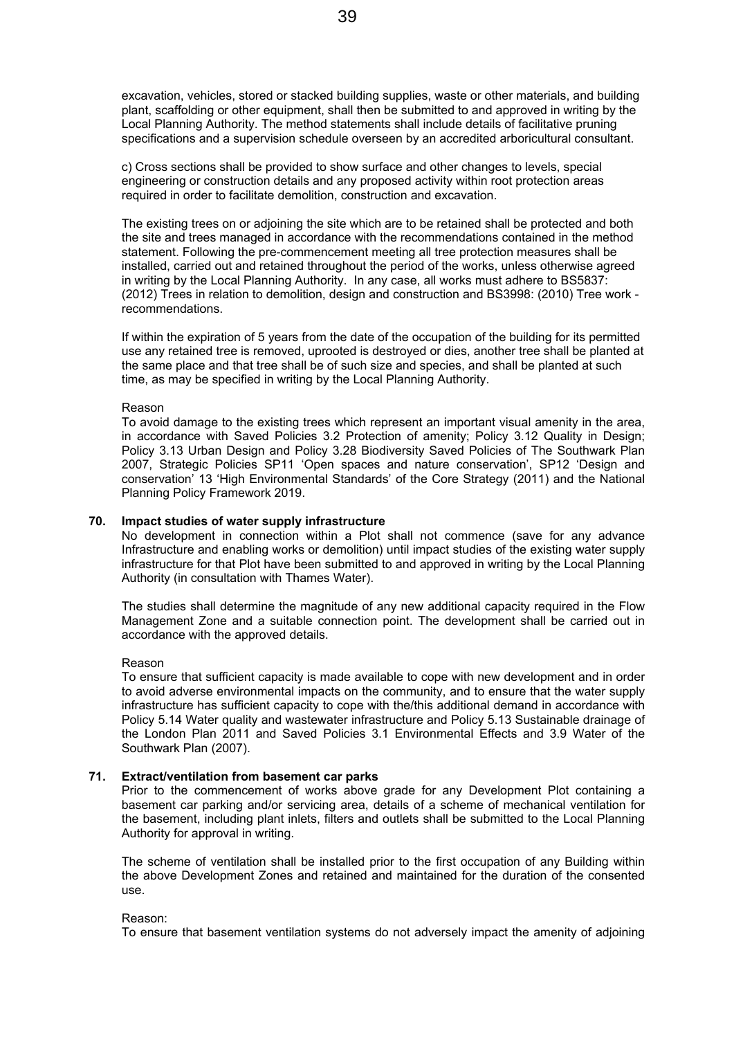excavation, vehicles, stored or stacked building supplies, waste or other materials, and building plant, scaffolding or other equipment, shall then be submitted to and approved in writing by the Local Planning Authority. The method statements shall include details of facilitative pruning specifications and a supervision schedule overseen by an accredited arboricultural consultant.

c) Cross sections shall be provided to show surface and other changes to levels, special engineering or construction details and any proposed activity within root protection areas required in order to facilitate demolition, construction and excavation.

The existing trees on or adjoining the site which are to be retained shall be protected and both the site and trees managed in accordance with the recommendations contained in the method statement. Following the pre-commencement meeting all tree protection measures shall be installed, carried out and retained throughout the period of the works, unless otherwise agreed in writing by the Local Planning Authority. In any case, all works must adhere to BS5837: (2012) Trees in relation to demolition, design and construction and BS3998: (2010) Tree work - recommendations.

If within the expiration of 5 years from the date of the occupation of the building for its permitted use any retained tree is removed, uprooted is destroyed or dies, another tree shall be planted at the same place and that tree shall be of such size and species, and shall be planted at such time, as may be specified in writing by the Local Planning Authority.

Reason
To avoid damage to the existing trees which represent an important visual amenity in the area, in accordance with Saved Policies 3.2 Protection of amenity; Policy 3.12 Quality in Design; Policy 3.13 Urban Design and Policy 3.28 Biodiversity Saved Policies of The Southwark Plan 2007, Strategic Policies SP11 'Open spaces and nature conservation', SP12 'Design and conservation' 13 'High Environmental Standards' of the Core Strategy (2011) and the National Planning Policy Framework 2019.

**70. Impact studies of water supply infrastructure**

No development in connection within a Plot shall not commence (save for any advance Infrastructure and enabling works or demolition) until impact studies of the existing water supply infrastructure for that Plot have been submitted to and approved in writing by the Local Planning Authority (in consultation with Thames Water).

The studies shall determine the magnitude of any new additional capacity required in the Flow Management Zone and a suitable connection point. The development shall be carried out in accordance with the approved details.

Reason
To ensure that sufficient capacity is made available to cope with new development and in order to avoid adverse environmental impacts on the community, and to ensure that the water supply infrastructure has sufficient capacity to cope with the/this additional demand in accordance with Policy 5.14 Water quality and wastewater infrastructure and Policy 5.13 Sustainable drainage of the London Plan 2011 and Saved Policies 3.1 Environmental Effects and 3.9 Water of the Southwark Plan (2007).

**71. Extract/ventilation from basement car parks**

Prior to the commencement of works above grade for any Development Plot containing a basement car parking and/or servicing area, details of a scheme of mechanical ventilation for the basement, including plant inlets, filters and outlets shall be submitted to the Local Planning Authority for approval in writing.

The scheme of ventilation shall be installed prior to the first occupation of any Building within the above Development Zones and retained and maintained for the duration of the consented use.

Reason:
To ensure that basement ventilation systems do not adversely impact the amenity of adjoining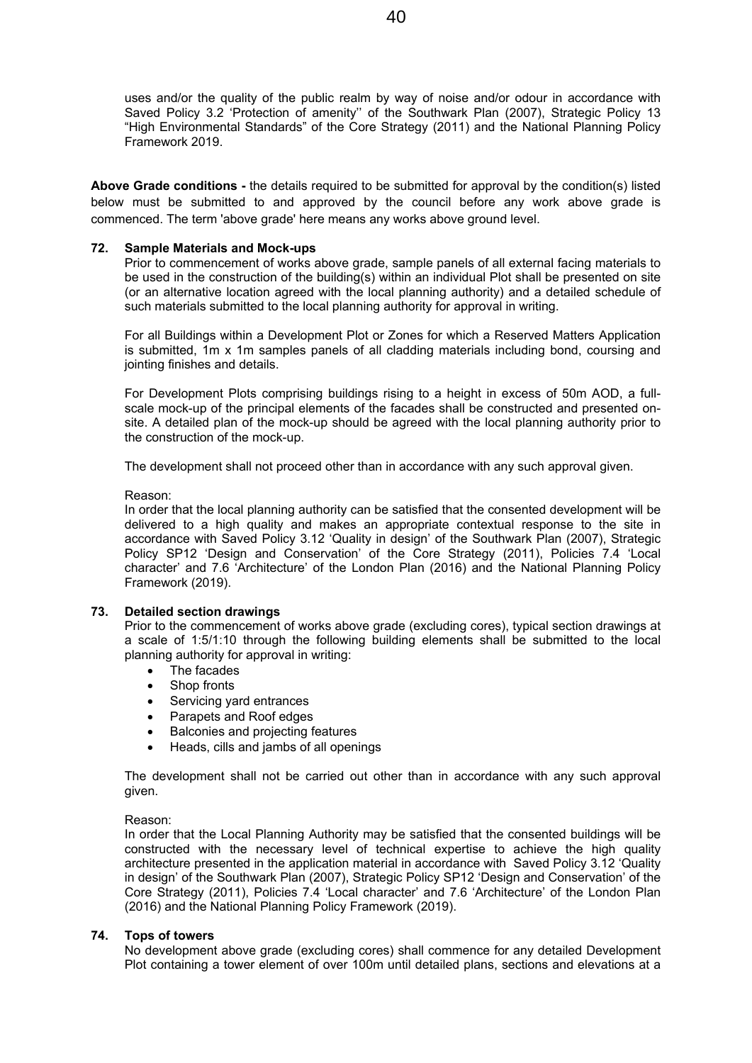uses and/or the quality of the public realm by way of noise and/or odour in accordance with Saved Policy 3.2 'Protection of amenity'' of the Southwark Plan (2007), Strategic Policy 13 "High Environmental Standards" of the Core Strategy (2011) and the National Planning Policy Framework 2019.

**Above Grade conditions -** the details required to be submitted for approval by the condition(s) listed below must be submitted to and approved by the council before any work above grade is commenced. The term 'above grade' here means any works above ground level.

**72. Sample Materials and Mock-ups**

Prior to commencement of works above grade, sample panels of all external facing materials to be used in the construction of the building(s) within an individual Plot shall be presented on site (or an alternative location agreed with the local planning authority) and a detailed schedule of such materials submitted to the local planning authority for approval in writing.

For all Buildings within a Development Plot or Zones for which a Reserved Matters Application is submitted, 1m x 1m samples panels of all cladding materials including bond, coursing and jointing finishes and details.

For Development Plots comprising buildings rising to a height in excess of 50m AOD, a full-scale mock-up of the principal elements of the facades shall be constructed and presented on-site. A detailed plan of the mock-up should be agreed with the local planning authority prior to the construction of the mock-up.

The development shall not proceed other than in accordance with any such approval given.

Reason:
In order that the local planning authority can be satisfied that the consented development will be delivered to a high quality and makes an appropriate contextual response to the site in accordance with Saved Policy 3.12 'Quality in design' of the Southwark Plan (2007), Strategic Policy SP12 'Design and Conservation' of the Core Strategy (2011), Policies 7.4 'Local character' and 7.6 'Architecture' of the London Plan (2016) and the National Planning Policy Framework (2019).

**73. Detailed section drawings**

Prior to the commencement of works above grade (excluding cores), typical section drawings at a scale of 1:5/1:10 through the following building elements shall be submitted to the local planning authority for approval in writing:

- The facades
- Shop fronts
- Servicing yard entrances
- Parapets and Roof edges
- Balconies and projecting features
- Heads, cills and jambs of all openings

The development shall not be carried out other than in accordance with any such approval given.

Reason:
In order that the Local Planning Authority may be satisfied that the consented buildings will be constructed with the necessary level of technical expertise to achieve the high quality architecture presented in the application material in accordance with Saved Policy 3.12 'Quality in design' of the Southwark Plan (2007), Strategic Policy SP12 'Design and Conservation' of the Core Strategy (2011), Policies 7.4 'Local character' and 7.6 'Architecture' of the London Plan (2016) and the National Planning Policy Framework (2019).

**74. Tops of towers**

No development above grade (excluding cores) shall commence for any detailed Development Plot containing a tower element of over 100m until detailed plans, sections and elevations at a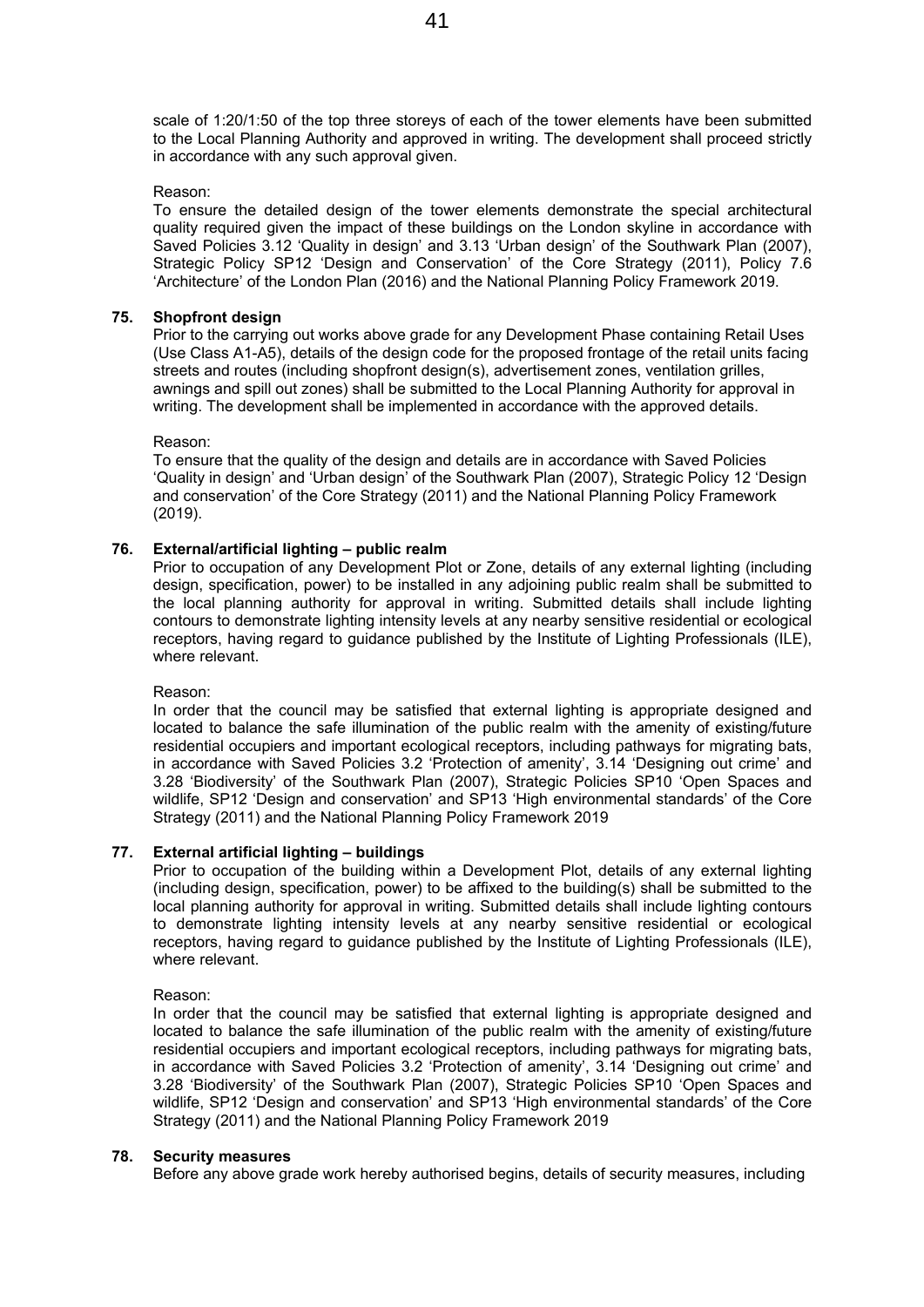scale of 1:20/1:50 of the top three storeys of each of the tower elements have been submitted to the Local Planning Authority and approved in writing. The development shall proceed strictly in accordance with any such approval given.

Reason:
To ensure the detailed design of the tower elements demonstrate the special architectural quality required given the impact of these buildings on the London skyline in accordance with Saved Policies 3.12 'Quality in design' and 3.13 'Urban design' of the Southwark Plan (2007), Strategic Policy SP12 'Design and Conservation' of the Core Strategy (2011), Policy 7.6 'Architecture' of the London Plan (2016) and the National Planning Policy Framework 2019.

**75. Shopfront design**

Prior to the carrying out works above grade for any Development Phase containing Retail Uses (Use Class A1-A5), details of the design code for the proposed frontage of the retail units facing streets and routes (including shopfront design(s), advertisement zones, ventilation grilles, awnings and spill out zones) shall be submitted to the Local Planning Authority for approval in writing. The development shall be implemented in accordance with the approved details.

Reason:
To ensure that the quality of the design and details are in accordance with Saved Policies 'Quality in design' and 'Urban design' of the Southwark Plan (2007), Strategic Policy 12 'Design and conservation' of the Core Strategy (2011) and the National Planning Policy Framework (2019).

**76. External/artificial lighting – public realm**

Prior to occupation of any Development Plot or Zone, details of any external lighting (including design, specification, power) to be installed in any adjoining public realm shall be submitted to the local planning authority for approval in writing. Submitted details shall include lighting contours to demonstrate lighting intensity levels at any nearby sensitive residential or ecological receptors, having regard to guidance published by the Institute of Lighting Professionals (ILE), where relevant.

Reason:
In order that the council may be satisfied that external lighting is appropriate designed and located to balance the safe illumination of the public realm with the amenity of existing/future residential occupiers and important ecological receptors, including pathways for migrating bats, in accordance with Saved Policies 3.2 'Protection of amenity', 3.14 'Designing out crime' and 3.28 'Biodiversity' of the Southwark Plan (2007), Strategic Policies SP10 'Open Spaces and wildlife, SP12 'Design and conservation' and SP13 'High environmental standards' of the Core Strategy (2011) and the National Planning Policy Framework 2019

**77. External artificial lighting – buildings**

Prior to occupation of the building within a Development Plot, details of any external lighting (including design, specification, power) to be affixed to the building(s) shall be submitted to the local planning authority for approval in writing. Submitted details shall include lighting contours to demonstrate lighting intensity levels at any nearby sensitive residential or ecological receptors, having regard to guidance published by the Institute of Lighting Professionals (ILE), where relevant.

Reason:
In order that the council may be satisfied that external lighting is appropriate designed and located to balance the safe illumination of the public realm with the amenity of existing/future residential occupiers and important ecological receptors, including pathways for migrating bats, in accordance with Saved Policies 3.2 'Protection of amenity', 3.14 'Designing out crime' and 3.28 'Biodiversity' of the Southwark Plan (2007), Strategic Policies SP10 'Open Spaces and wildlife, SP12 'Design and conservation' and SP13 'High environmental standards' of the Core Strategy (2011) and the National Planning Policy Framework 2019

**78. Security measures**

Before any above grade work hereby authorised begins, details of security measures, including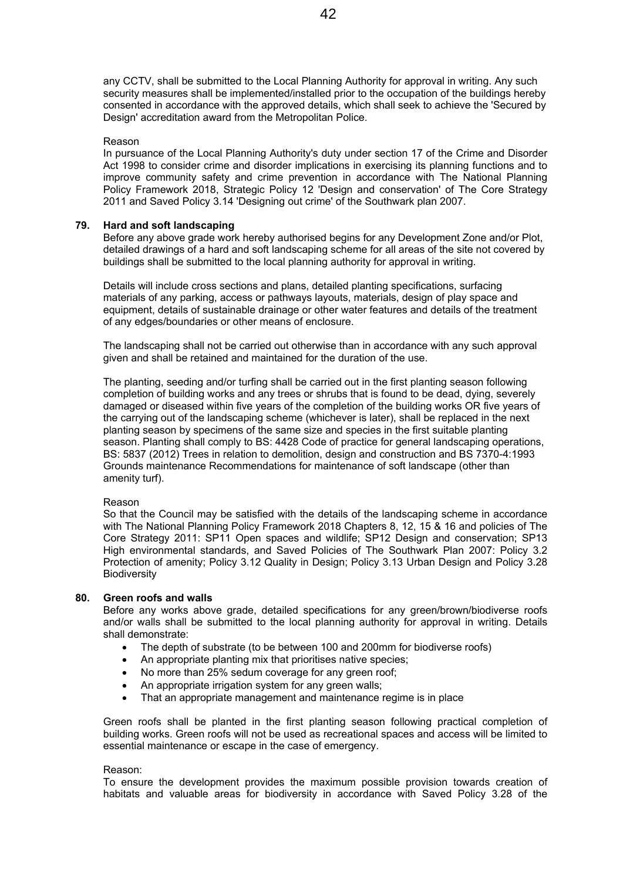any CCTV, shall be submitted to the Local Planning Authority for approval in writing. Any such security measures shall be implemented/installed prior to the occupation of the buildings hereby consented in accordance with the approved details, which shall seek to achieve the 'Secured by Design' accreditation award from the Metropolitan Police.

Reason

In pursuance of the Local Planning Authority's duty under section 17 of the Crime and Disorder Act 1998 to consider crime and disorder implications in exercising its planning functions and to improve community safety and crime prevention in accordance with The National Planning Policy Framework 2018, Strategic Policy 12 'Design and conservation' of The Core Strategy 2011 and Saved Policy 3.14 'Designing out crime' of the Southwark plan 2007.

**79. Hard and soft landscaping**

Before any above grade work hereby authorised begins for any Development Zone and/or Plot, detailed drawings of a hard and soft landscaping scheme for all areas of the site not covered by buildings shall be submitted to the local planning authority for approval in writing.

Details will include cross sections and plans, detailed planting specifications, surfacing materials of any parking, access or pathways layouts, materials, design of play space and equipment, details of sustainable drainage or other water features and details of the treatment of any edges/boundaries or other means of enclosure.

The landscaping shall not be carried out otherwise than in accordance with any such approval given and shall be retained and maintained for the duration of the use.

The planting, seeding and/or turfing shall be carried out in the first planting season following completion of building works and any trees or shrubs that is found to be dead, dying, severely damaged or diseased within five years of the completion of the building works OR five years of the carrying out of the landscaping scheme (whichever is later), shall be replaced in the next planting season by specimens of the same size and species in the first suitable planting season. Planting shall comply to BS: 4428 Code of practice for general landscaping operations, BS: 5837 (2012) Trees in relation to demolition, design and construction and BS 7370-4:1993 Grounds maintenance Recommendations for maintenance of soft landscape (other than amenity turf).

Reason

So that the Council may be satisfied with the details of the landscaping scheme in accordance with The National Planning Policy Framework 2018 Chapters 8, 12, 15 & 16 and policies of The Core Strategy 2011: SP11 Open spaces and wildlife; SP12 Design and conservation; SP13 High environmental standards, and Saved Policies of The Southwark Plan 2007: Policy 3.2 Protection of amenity; Policy 3.12 Quality in Design; Policy 3.13 Urban Design and Policy 3.28 Biodiversity

**80. Green roofs and walls**

Before any works above grade, detailed specifications for any green/brown/biodiverse roofs and/or walls shall be submitted to the local planning authority for approval in writing. Details shall demonstrate:

- The depth of substrate (to be between 100 and 200mm for biodiverse roofs)
- An appropriate planting mix that prioritises native species;
- No more than 25% sedum coverage for any green roof;
- An appropriate irrigation system for any green walls;
- That an appropriate management and maintenance regime is in place

Green roofs shall be planted in the first planting season following practical completion of building works. Green roofs will not be used as recreational spaces and access will be limited to essential maintenance or escape in the case of emergency.

Reason:

To ensure the development provides the maximum possible provision towards creation of habitats and valuable areas for biodiversity in accordance with Saved Policy 3.28 of the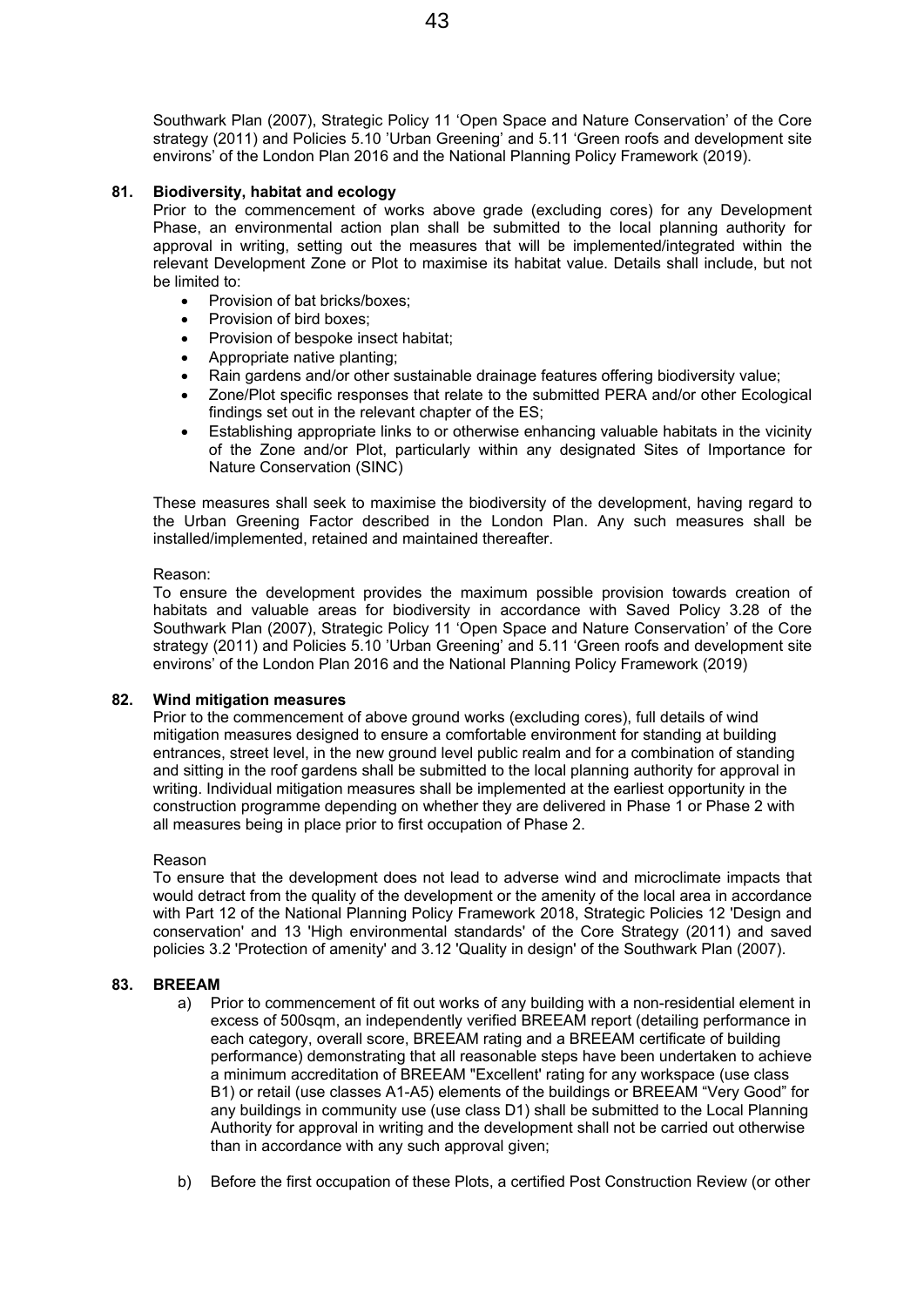Southwark Plan (2007), Strategic Policy 11 'Open Space and Nature Conservation' of the Core strategy (2011) and Policies 5.10 'Urban Greening' and 5.11 'Green roofs and development site environs' of the London Plan 2016 and the National Planning Policy Framework (2019).

**81. Biodiversity, habitat and ecology**

Prior to the commencement of works above grade (excluding cores) for any Development Phase, an environmental action plan shall be submitted to the local planning authority for approval in writing, setting out the measures that will be implemented/integrated within the relevant Development Zone or Plot to maximise its habitat value. Details shall include, but not be limited to:

- Provision of bat bricks/boxes;
- Provision of bird boxes;
- Provision of bespoke insect habitat;
- Appropriate native planting;
- Rain gardens and/or other sustainable drainage features offering biodiversity value;
- Zone/Plot specific responses that relate to the submitted PERA and/or other Ecological findings set out in the relevant chapter of the ES;
- Establishing appropriate links to or otherwise enhancing valuable habitats in the vicinity of the Zone and/or Plot, particularly within any designated Sites of Importance for Nature Conservation (SINC)

These measures shall seek to maximise the biodiversity of the development, having regard to the Urban Greening Factor described in the London Plan. Any such measures shall be installed/implemented, retained and maintained thereafter.

Reason:

To ensure the development provides the maximum possible provision towards creation of habitats and valuable areas for biodiversity in accordance with Saved Policy 3.28 of the Southwark Plan (2007), Strategic Policy 11 'Open Space and Nature Conservation' of the Core strategy (2011) and Policies 5.10 'Urban Greening' and 5.11 'Green roofs and development site environs' of the London Plan 2016 and the National Planning Policy Framework (2019)

**82. Wind mitigation measures**

Prior to the commencement of above ground works (excluding cores), full details of wind mitigation measures designed to ensure a comfortable environment for standing at building entrances, street level, in the new ground level public realm and for a combination of standing and sitting in the roof gardens shall be submitted to the local planning authority for approval in writing. Individual mitigation measures shall be implemented at the earliest opportunity in the construction programme depending on whether they are delivered in Phase 1 or Phase 2 with all measures being in place prior to first occupation of Phase 2.

Reason

To ensure that the development does not lead to adverse wind and microclimate impacts that would detract from the quality of the development or the amenity of the local area in accordance with Part 12 of the National Planning Policy Framework 2018, Strategic Policies 12 'Design and conservation' and 13 'High environmental standards' of the Core Strategy (2011) and saved policies 3.2 'Protection of amenity' and 3.12 'Quality in design' of the Southwark Plan (2007).

**83. BREEAM**

a) Prior to commencement of fit out works of any building with a non-residential element in excess of 500sqm, an independently verified BREEAM report (detailing performance in each category, overall score, BREEAM rating and a BREEAM certificate of building performance) demonstrating that all reasonable steps have been undertaken to achieve a minimum accreditation of BREEAM "Excellent' rating for any workspace (use class B1) or retail (use classes A1-A5) elements of the buildings or BREEAM "Very Good" for any buildings in community use (use class D1) shall be submitted to the Local Planning Authority for approval in writing and the development shall not be carried out otherwise than in accordance with any such approval given;

b) Before the first occupation of these Plots, a certified Post Construction Review (or other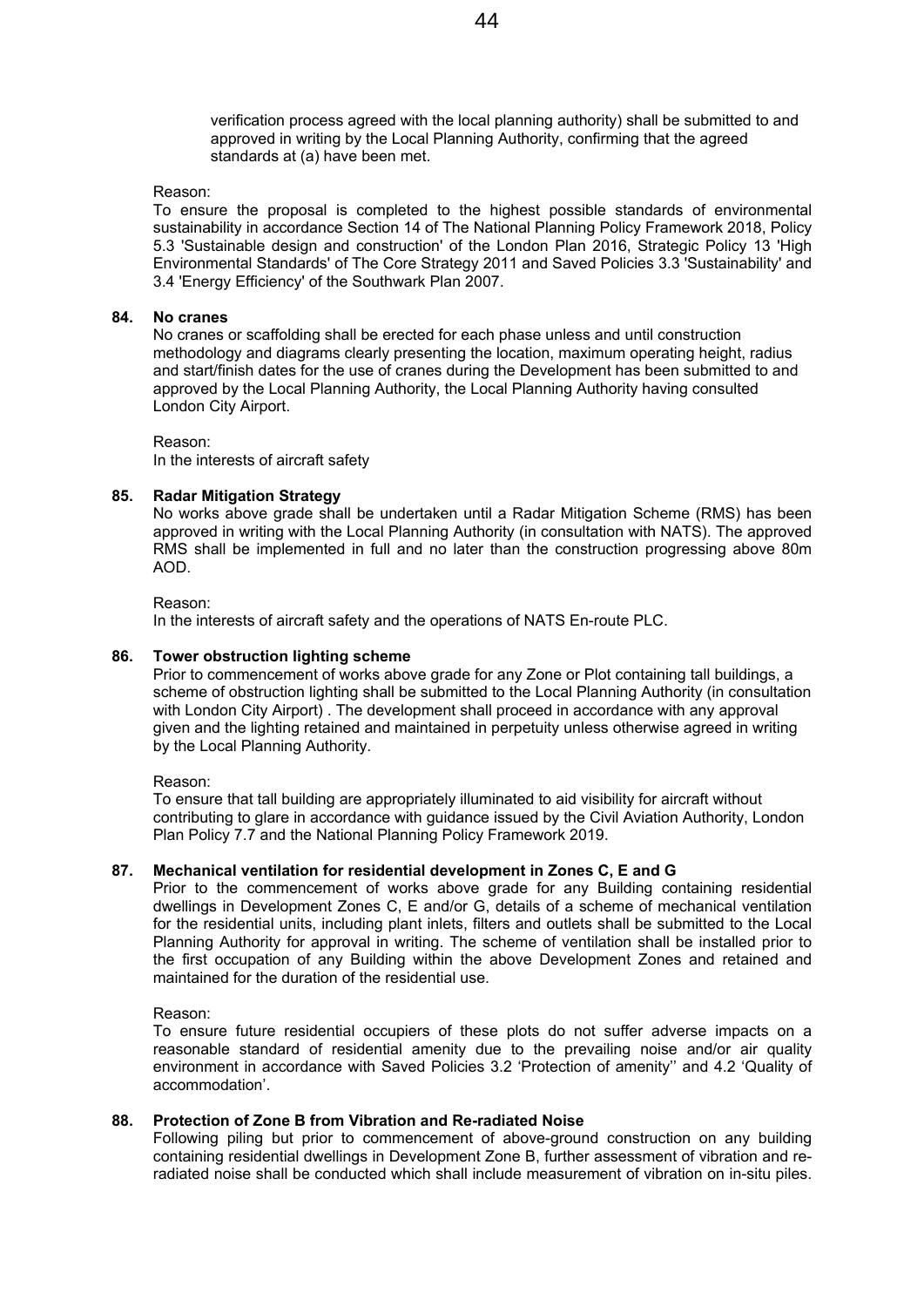verification process agreed with the local planning authority) shall be submitted to and approved in writing by the Local Planning Authority, confirming that the agreed standards at (a) have been met.

Reason:
To ensure the proposal is completed to the highest possible standards of environmental sustainability in accordance Section 14 of The National Planning Policy Framework 2018, Policy 5.3 'Sustainable design and construction' of the London Plan 2016, Strategic Policy 13 'High Environmental Standards' of The Core Strategy 2011 and Saved Policies 3.3 'Sustainability' and 3.4 'Energy Efficiency' of the Southwark Plan 2007.

**84. No cranes**

No cranes or scaffolding shall be erected for each phase unless and until construction methodology and diagrams clearly presenting the location, maximum operating height, radius and start/finish dates for the use of cranes during the Development has been submitted to and approved by the Local Planning Authority, the Local Planning Authority having consulted London City Airport.

Reason:
In the interests of aircraft safety

**85. Radar Mitigation Strategy**

No works above grade shall be undertaken until a Radar Mitigation Scheme (RMS) has been approved in writing with the Local Planning Authority (in consultation with NATS). The approved RMS shall be implemented in full and no later than the construction progressing above 80m AOD.

Reason:
In the interests of aircraft safety and the operations of NATS En-route PLC.

**86. Tower obstruction lighting scheme**

Prior to commencement of works above grade for any Zone or Plot containing tall buildings, a scheme of obstruction lighting shall be submitted to the Local Planning Authority (in consultation with London City Airport) . The development shall proceed in accordance with any approval given and the lighting retained and maintained in perpetuity unless otherwise agreed in writing by the Local Planning Authority.

Reason:
To ensure that tall building are appropriately illuminated to aid visibility for aircraft without contributing to glare in accordance with guidance issued by the Civil Aviation Authority, London Plan Policy 7.7 and the National Planning Policy Framework 2019.

**87. Mechanical ventilation for residential development in Zones C, E and G**

Prior to the commencement of works above grade for any Building containing residential dwellings in Development Zones C, E and/or G, details of a scheme of mechanical ventilation for the residential units, including plant inlets, filters and outlets shall be submitted to the Local Planning Authority for approval in writing. The scheme of ventilation shall be installed prior to the first occupation of any Building within the above Development Zones and retained and maintained for the duration of the residential use.

Reason:
To ensure future residential occupiers of these plots do not suffer adverse impacts on a reasonable standard of residential amenity due to the prevailing noise and/or air quality environment in accordance with Saved Policies 3.2 'Protection of amenity'' and 4.2 'Quality of accommodation'.

**88. Protection of Zone B from Vibration and Re-radiated Noise**

Following piling but prior to commencement of above-ground construction on any building containing residential dwellings in Development Zone B, further assessment of vibration and re-radiated noise shall be conducted which shall include measurement of vibration on in-situ piles.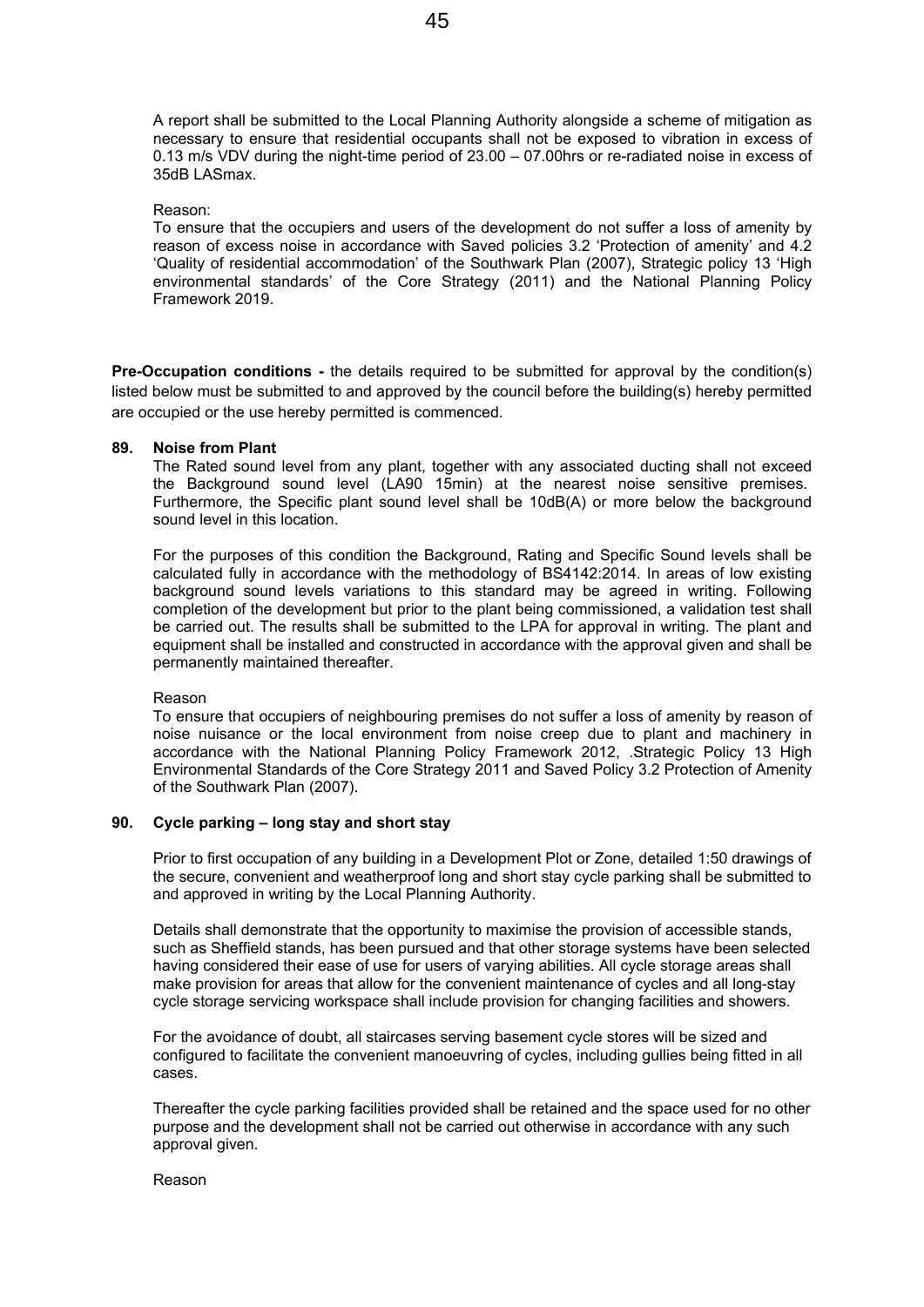A report shall be submitted to the Local Planning Authority alongside a scheme of mitigation as necessary to ensure that residential occupants shall not be exposed to vibration in excess of 0.13 m/s VDV during the night-time period of 23.00 – 07.00hrs or re-radiated noise in excess of 35dB LASmax.

Reason:
To ensure that the occupiers and users of the development do not suffer a loss of amenity by reason of excess noise in accordance with Saved policies 3.2 'Protection of amenity' and 4.2 'Quality of residential accommodation' of the Southwark Plan (2007), Strategic policy 13 'High environmental standards' of the Core Strategy (2011) and the National Planning Policy Framework 2019.

**Pre-Occupation conditions -** the details required to be submitted for approval by the condition(s) listed below must be submitted to and approved by the council before the building(s) hereby permitted are occupied or the use hereby permitted is commenced.

**89. Noise from Plant**

The Rated sound level from any plant, together with any associated ducting shall not exceed the Background sound level (LA90 15min) at the nearest noise sensitive premises. Furthermore, the Specific plant sound level shall be 10dB(A) or more below the background sound level in this location.

For the purposes of this condition the Background, Rating and Specific Sound levels shall be calculated fully in accordance with the methodology of BS4142:2014. In areas of low existing background sound levels variations to this standard may be agreed in writing. Following completion of the development but prior to the plant being commissioned, a validation test shall be carried out. The results shall be submitted to the LPA for approval in writing. The plant and equipment shall be installed and constructed in accordance with the approval given and shall be permanently maintained thereafter.

Reason
To ensure that occupiers of neighbouring premises do not suffer a loss of amenity by reason of noise nuisance or the local environment from noise creep due to plant and machinery in accordance with the National Planning Policy Framework 2012, .Strategic Policy 13 High Environmental Standards of the Core Strategy 2011 and Saved Policy 3.2 Protection of Amenity of the Southwark Plan (2007).

**90. Cycle parking – long stay and short stay**

Prior to first occupation of any building in a Development Plot or Zone, detailed 1:50 drawings of the secure, convenient and weatherproof long and short stay cycle parking shall be submitted to and approved in writing by the Local Planning Authority.

Details shall demonstrate that the opportunity to maximise the provision of accessible stands, such as Sheffield stands, has been pursued and that other storage systems have been selected having considered their ease of use for users of varying abilities. All cycle storage areas shall make provision for areas that allow for the convenient maintenance of cycles and all long-stay cycle storage servicing workspace shall include provision for changing facilities and showers.

For the avoidance of doubt, all staircases serving basement cycle stores will be sized and configured to facilitate the convenient manoeuvring of cycles, including gullies being fitted in all cases.

Thereafter the cycle parking facilities provided shall be retained and the space used for no other purpose and the development shall not be carried out otherwise in accordance with any such approval given.

Reason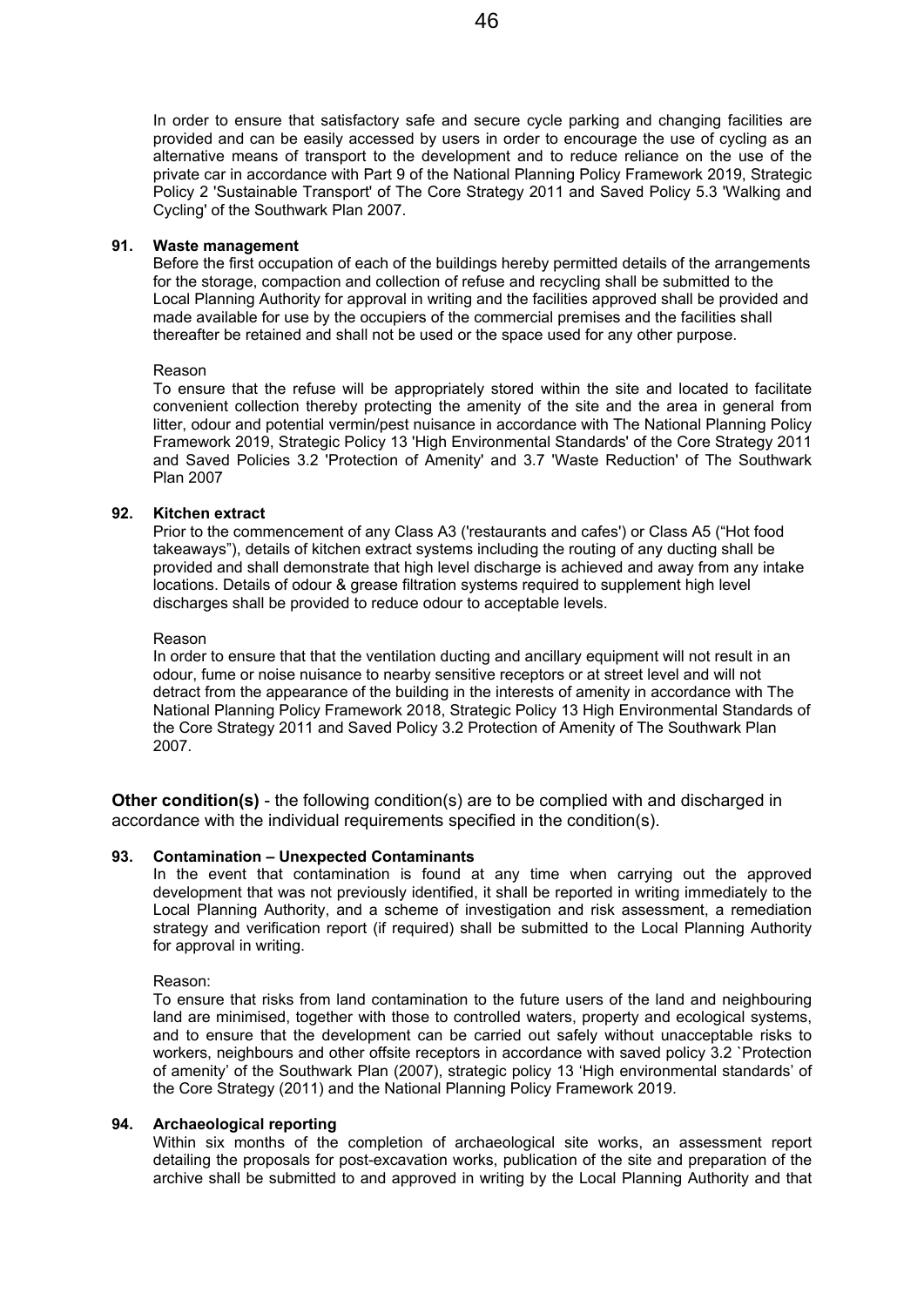In order to ensure that satisfactory safe and secure cycle parking and changing facilities are provided and can be easily accessed by users in order to encourage the use of cycling as an alternative means of transport to the development and to reduce reliance on the use of the private car in accordance with Part 9 of the National Planning Policy Framework 2019, Strategic Policy 2 'Sustainable Transport' of The Core Strategy 2011 and Saved Policy 5.3 'Walking and Cycling' of the Southwark Plan 2007.

**91. Waste management**

Before the first occupation of each of the buildings hereby permitted details of the arrangements for the storage, compaction and collection of refuse and recycling shall be submitted to the Local Planning Authority for approval in writing and the facilities approved shall be provided and made available for use by the occupiers of the commercial premises and the facilities shall thereafter be retained and shall not be used or the space used for any other purpose.

Reason

To ensure that the refuse will be appropriately stored within the site and located to facilitate convenient collection thereby protecting the amenity of the site and the area in general from litter, odour and potential vermin/pest nuisance in accordance with The National Planning Policy Framework 2019, Strategic Policy 13 'High Environmental Standards' of the Core Strategy 2011 and Saved Policies 3.2 'Protection of Amenity' and 3.7 'Waste Reduction' of The Southwark Plan 2007

**92. Kitchen extract**

Prior to the commencement of any Class A3 ('restaurants and cafes') or Class A5 ("Hot food takeaways"), details of kitchen extract systems including the routing of any ducting shall be provided and shall demonstrate that high level discharge is achieved and away from any intake locations. Details of odour & grease filtration systems required to supplement high level discharges shall be provided to reduce odour to acceptable levels.

Reason

In order to ensure that that the ventilation ducting and ancillary equipment will not result in an odour, fume or noise nuisance to nearby sensitive receptors or at street level and will not detract from the appearance of the building in the interests of amenity in accordance with The National Planning Policy Framework 2018, Strategic Policy 13 High Environmental Standards of the Core Strategy 2011 and Saved Policy 3.2 Protection of Amenity of The Southwark Plan 2007.

**Other condition(s)** - the following condition(s) are to be complied with and discharged in accordance with the individual requirements specified in the condition(s).

**93. Contamination – Unexpected Contaminants**

In the event that contamination is found at any time when carrying out the approved development that was not previously identified, it shall be reported in writing immediately to the Local Planning Authority, and a scheme of investigation and risk assessment, a remediation strategy and verification report (if required) shall be submitted to the Local Planning Authority for approval in writing.

Reason:

To ensure that risks from land contamination to the future users of the land and neighbouring land are minimised, together with those to controlled waters, property and ecological systems, and to ensure that the development can be carried out safely without unacceptable risks to workers, neighbours and other offsite receptors in accordance with saved policy 3.2 `Protection of amenity' of the Southwark Plan (2007), strategic policy 13 'High environmental standards' of the Core Strategy (2011) and the National Planning Policy Framework 2019.

**94. Archaeological reporting**

Within six months of the completion of archaeological site works, an assessment report detailing the proposals for post-excavation works, publication of the site and preparation of the archive shall be submitted to and approved in writing by the Local Planning Authority and that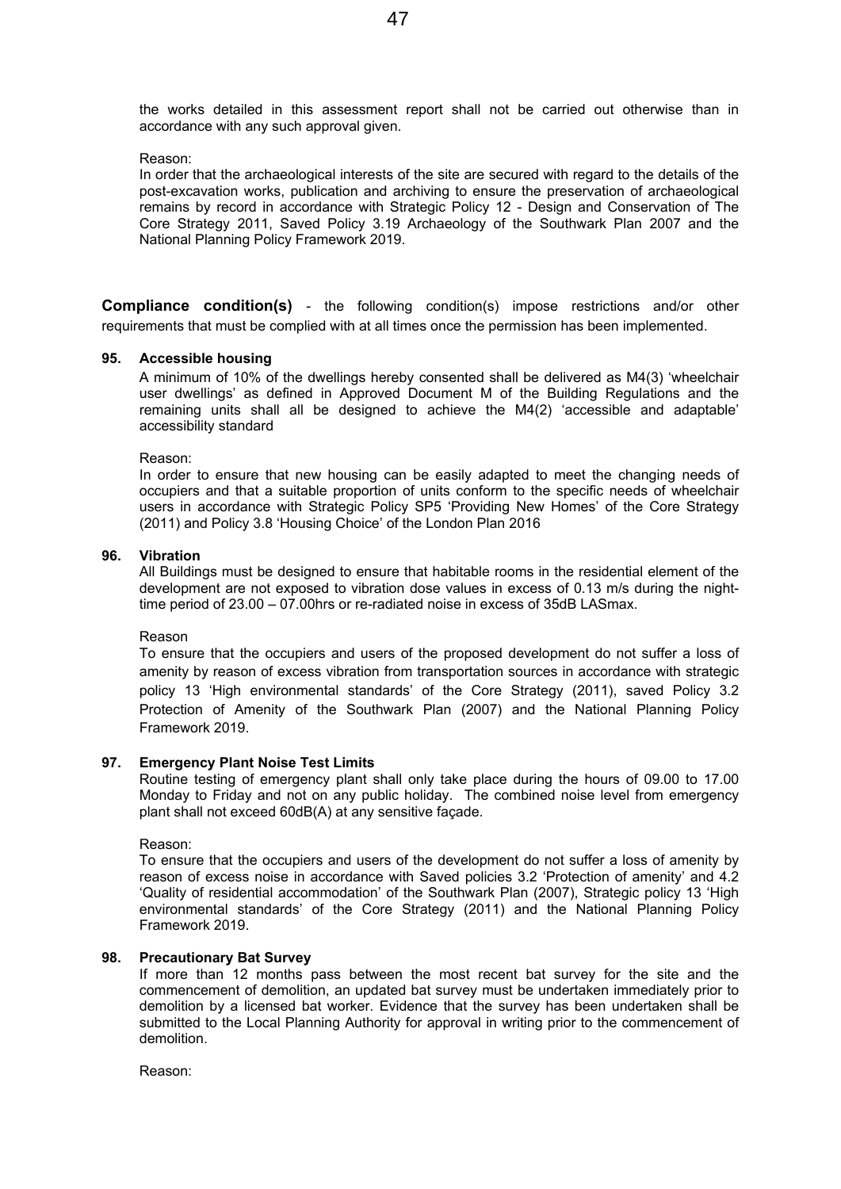the works detailed in this assessment report shall not be carried out otherwise than in accordance with any such approval given.

Reason:
In order that the archaeological interests of the site are secured with regard to the details of the post-excavation works, publication and archiving to ensure the preservation of archaeological remains by record in accordance with Strategic Policy 12 - Design and Conservation of The Core Strategy 2011, Saved Policy 3.19 Archaeology of the Southwark Plan 2007 and the National Planning Policy Framework 2019.

**Compliance condition(s)** - the following condition(s) impose restrictions and/or other requirements that must be complied with at all times once the permission has been implemented.

**95. Accessible housing**

A minimum of 10% of the dwellings hereby consented shall be delivered as M4(3) 'wheelchair user dwellings' as defined in Approved Document M of the Building Regulations and the remaining units shall all be designed to achieve the M4(2) 'accessible and adaptable' accessibility standard

Reason:
In order to ensure that new housing can be easily adapted to meet the changing needs of occupiers and that a suitable proportion of units conform to the specific needs of wheelchair users in accordance with Strategic Policy SP5 'Providing New Homes' of the Core Strategy (2011) and Policy 3.8 'Housing Choice' of the London Plan 2016

**96. Vibration**

All Buildings must be designed to ensure that habitable rooms in the residential element of the development are not exposed to vibration dose values in excess of 0.13 m/s during the night-time period of 23.00 – 07.00hrs or re-radiated noise in excess of 35dB LASmax.

Reason
To ensure that the occupiers and users of the proposed development do not suffer a loss of amenity by reason of excess vibration from transportation sources in accordance with strategic policy 13 'High environmental standards' of the Core Strategy (2011), saved Policy 3.2 Protection of Amenity of the Southwark Plan (2007) and the National Planning Policy Framework 2019.

**97. Emergency Plant Noise Test Limits**

Routine testing of emergency plant shall only take place during the hours of 09.00 to 17.00 Monday to Friday and not on any public holiday. The combined noise level from emergency plant shall not exceed 60dB(A) at any sensitive façade.

Reason:
To ensure that the occupiers and users of the development do not suffer a loss of amenity by reason of excess noise in accordance with Saved policies 3.2 'Protection of amenity' and 4.2 'Quality of residential accommodation' of the Southwark Plan (2007), Strategic policy 13 'High environmental standards' of the Core Strategy (2011) and the National Planning Policy Framework 2019.

**98. Precautionary Bat Survey**

If more than 12 months pass between the most recent bat survey for the site and the commencement of demolition, an updated bat survey must be undertaken immediately prior to demolition by a licensed bat worker. Evidence that the survey has been undertaken shall be submitted to the Local Planning Authority for approval in writing prior to the commencement of demolition.

Reason: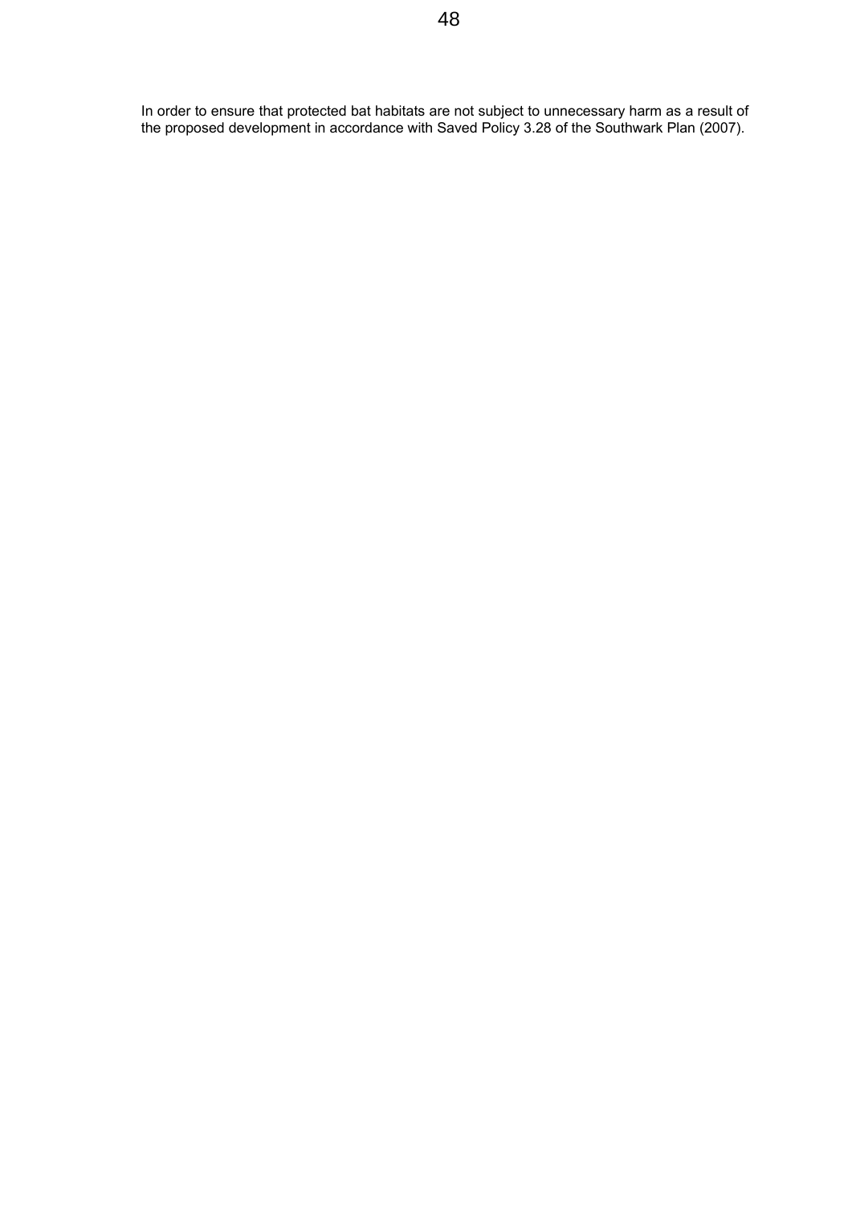In order to ensure that protected bat habitats are not subject to unnecessary harm as a result of the proposed development in accordance with Saved Policy 3.28 of the Southwark Plan (2007).